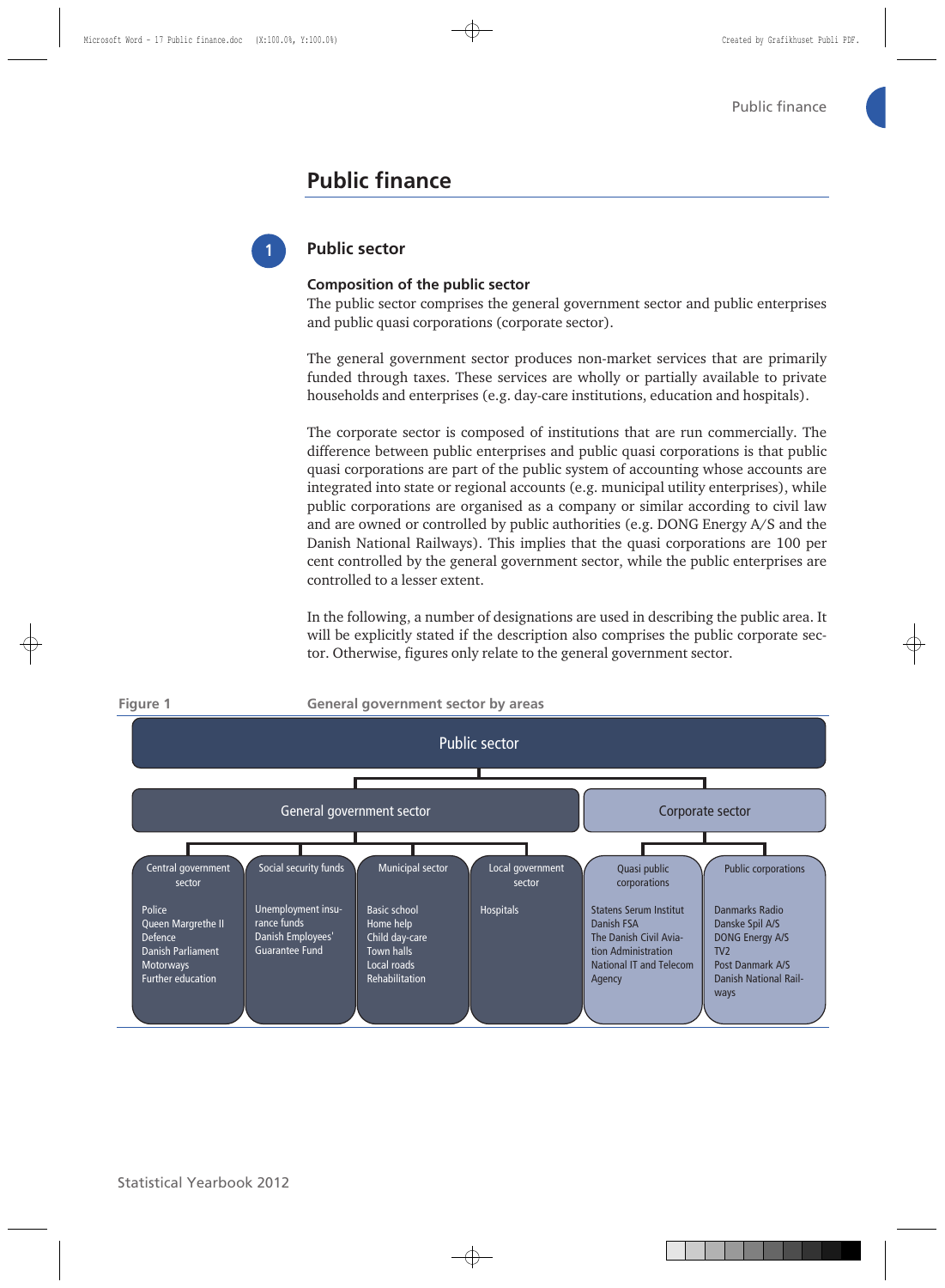# Public finance

## 1 Public sector

### Composition of the public sector

The public sector comprises the general government sector and public enterprises and public quasi corporations (corporate sector).

The general government sector produces non-market services that are primarily funded through taxes. These services are wholly or partially available to private households and enterprises (e.g. day-care institutions, education and hospitals).

The corporate sector is composed of institutions that are run commercially. The difference between public enterprises and public quasi corporations is that public quasi corporations are part of the public system of accounting whose accounts are integrated into state or regional accounts (e.g. municipal utility enterprises), while public corporations are organised as a company or similar according to civil law and are owned or controlled by public authorities (e.g. DONG Energy A/S and the Danish National Railways). This implies that the quasi corporations are 100 per cent controlled by the general government sector, while the public enterprises are controlled to a lesser extent.

In the following, a number of designations are used in describing the public area. It will be explicitly stated if the description also comprises the public corporate sector. Otherwise, figures only relate to the general government sector.

**Figure 1** General government sector by areas

Public sector

- General government sector
  - Central government sector: Police, Queen Margrethe II, Defence, Danish Parliament, Motorways, Further education
  - Social security funds: Unemployment insurance funds, Danish Employees' Guarantee Fund
  - Municipal sector: Basic school, Home help, Child day-care, Town halls, Local roads, Rehabilitation
  - Local government sector: Hospitals
- Corporate sector
  - Quasi public corporations: Statens Serum Institut, Danish FSA, The Danish Civil Aviation Administration, National IT and Telecom Agency
  - Public corporations: Danmarks Radio, Danske Spil A/S, DONG Energy A/S, TV2, Post Danmark A/S, Danish National Railways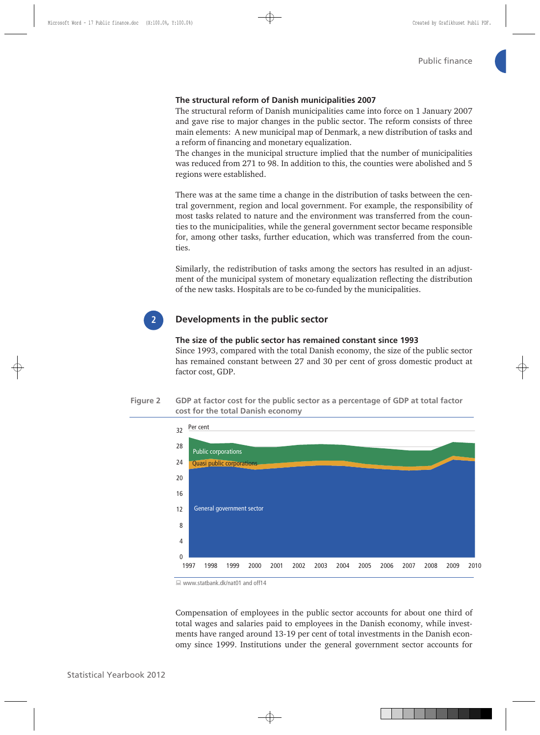**The structural reform of Danish municipalities 2007**

The structural reform of Danish municipalities came into force on 1 January 2007 and gave rise to major changes in the public sector. The reform consists of three main elements: A new municipal map of Denmark, a new distribution of tasks and a reform of financing and monetary equalization.

The changes in the municipal structure implied that the number of municipalities was reduced from 271 to 98. In addition to this, the counties were abolished and 5 regions were established.

There was at the same time a change in the distribution of tasks between the central government, region and local government. For example, the responsibility of most tasks related to nature and the environment was transferred from the counties to the municipalities, while the general government sector became responsible for, among other tasks, further education, which was transferred from the counties.

Similarly, the redistribution of tasks among the sectors has resulted in an adjustment of the municipal system of monetary equalization reflecting the distribution of the new tasks. Hospitals are to be co-funded by the municipalities.

## 2 Developments in the public sector

**The size of the public sector has remained constant since 1993**

Since 1993, compared with the total Danish economy, the size of the public sector has remained constant between 27 and 30 per cent of gross domestic product at factor cost, GDP.

**Figure 2** GDP at factor cost for the public sector as a percentage of GDP at total factor cost for the total Danish economy

Per cent

Public corporations

Quasi public corporations

General government sector

1997 1998 1999 2000 2001 2002 2003 2004 2005 2006 2007 2008 2009 2010

www.statbank.dk/nat01 and off14

Compensation of employees in the public sector accounts for about one third of total wages and salaries paid to employees in the Danish economy, while investments have ranged around 13-19 per cent of total investments in the Danish economy since 1999. Institutions under the general government sector accounts for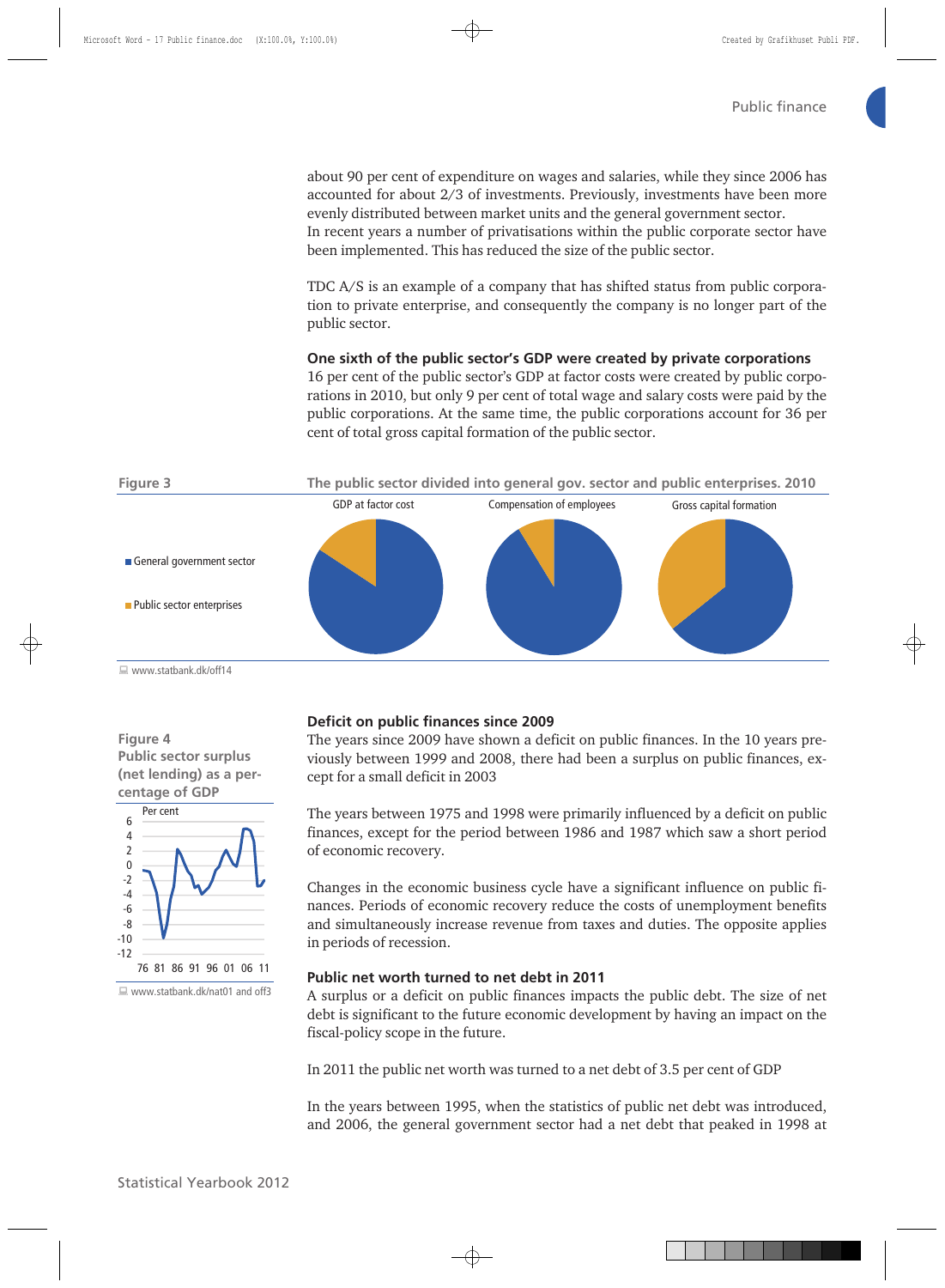about 90 per cent of expenditure on wages and salaries, while they since 2006 has accounted for about 2/3 of investments. Previously, investments have been more evenly distributed between market units and the general government sector.
In recent years a number of privatisations within the public corporate sector have been implemented. This has reduced the size of the public sector.

TDC A/S is an example of a company that has shifted status from public corporation to private enterprise, and consequently the company is no longer part of the public sector.

### One sixth of the public sector's GDP were created by private corporations

16 per cent of the public sector's GDP at factor costs were created by public corporations in 2010, but only 9 per cent of total wage and salary costs were paid by the public corporations. At the same time, the public corporations account for 36 per cent of total gross capital formation of the public sector.

**Figure 3** **The public sector divided into general gov. sector and public enterprises. 2010**

GDP at factor cost | Compensation of employees | Gross capital formation

- General government sector
- Public sector enterprises

www.statbank.dk/off14

**Figure 4**
**Public sector surplus (net lending) as a percentage of GDP**

www.statbank.dk/nat01 and off3

### Deficit on public finances since 2009

The years since 2009 have shown a deficit on public finances. In the 10 years previously between 1999 and 2008, there had been a surplus on public finances, except for a small deficit in 2003

The years between 1975 and 1998 were primarily influenced by a deficit on public finances, except for the period between 1986 and 1987 which saw a short period of economic recovery.

Changes in the economic business cycle have a significant influence on public finances. Periods of economic recovery reduce the costs of unemployment benefits and simultaneously increase revenue from taxes and duties. The opposite applies in periods of recession.

### Public net worth turned to net debt in 2011

A surplus or a deficit on public finances impacts the public debt. The size of net debt is significant to the future economic development by having an impact on the fiscal-policy scope in the future.

In 2011 the public net worth was turned to a net debt of 3.5 per cent of GDP

In the years between 1995, when the statistics of public net debt was introduced, and 2006, the general government sector had a net debt that peaked in 1998 at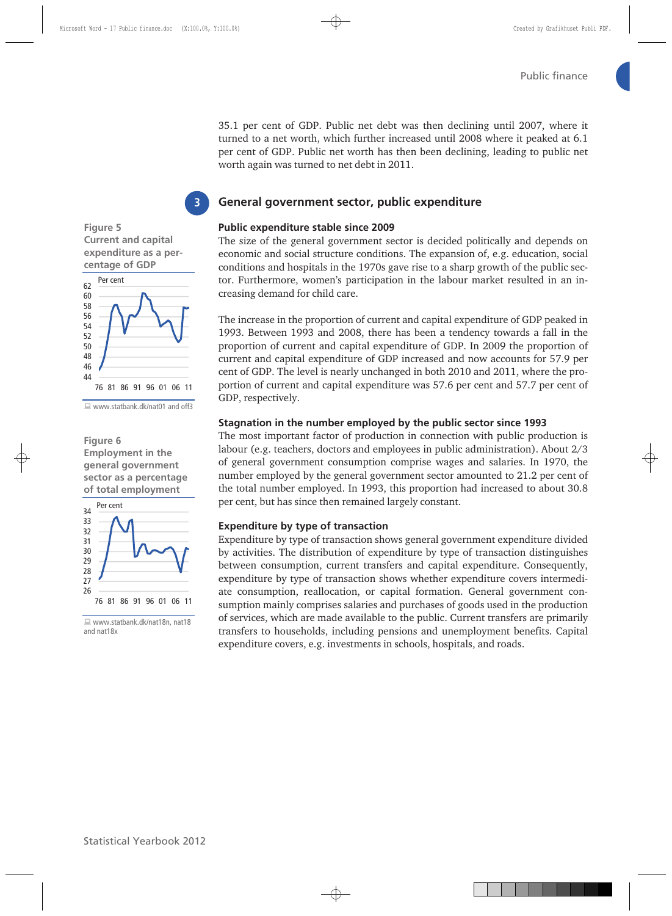35.1 per cent of GDP. Public net debt was then declining until 2007, where it turned to a net worth, which further increased until 2008 where it peaked at 6.1 per cent of GDP. Public net worth has then been declining, leading to public net worth again was turned to net debt in 2011.

## 3 General government sector, public expenditure

**Figure 5**
**Current and capital expenditure as a percentage of GDP**

www.statbank.dk/nat01 and off3

**Figure 6**
**Employment in the general government sector as a percentage of total employment**

www.statbank.dk/nat18n, nat18 and nat18x

### Public expenditure stable since 2009

The size of the general government sector is decided politically and depends on economic and social structure conditions. The expansion of, e.g. education, social conditions and hospitals in the 1970s gave rise to a sharp growth of the public sector. Furthermore, women's participation in the labour market resulted in an increasing demand for child care.

The increase in the proportion of current and capital expenditure of GDP peaked in 1993. Between 1993 and 2008, there has been a tendency towards a fall in the proportion of current and capital expenditure of GDP. In 2009 the proportion of current and capital expenditure of GDP increased and now accounts for 57.9 per cent of GDP. The level is nearly unchanged in both 2010 and 2011, where the proportion of current and capital expenditure was 57.6 per cent and 57.7 per cent of GDP, respectively.

### Stagnation in the number employed by the public sector since 1993

The most important factor of production in connection with public production is labour (e.g. teachers, doctors and employees in public administration). About 2/3 of general government consumption comprise wages and salaries. In 1970, the number employed by the general government sector amounted to 21.2 per cent of the total number employed. In 1993, this proportion had increased to about 30.8 per cent, but has since then remained largely constant.

### Expenditure by type of transaction

Expenditure by type of transaction shows general government expenditure divided by activities. The distribution of expenditure by type of transaction distinguishes between consumption, current transfers and capital expenditure. Consequently, expenditure by type of transaction shows whether expenditure covers intermediate consumption, reallocation, or capital formation. General government consumption mainly comprises salaries and purchases of goods used in the production of services, which are made available to the public. Current transfers are primarily transfers to households, including pensions and unemployment benefits. Capital expenditure covers, e.g. investments in schools, hospitals, and roads.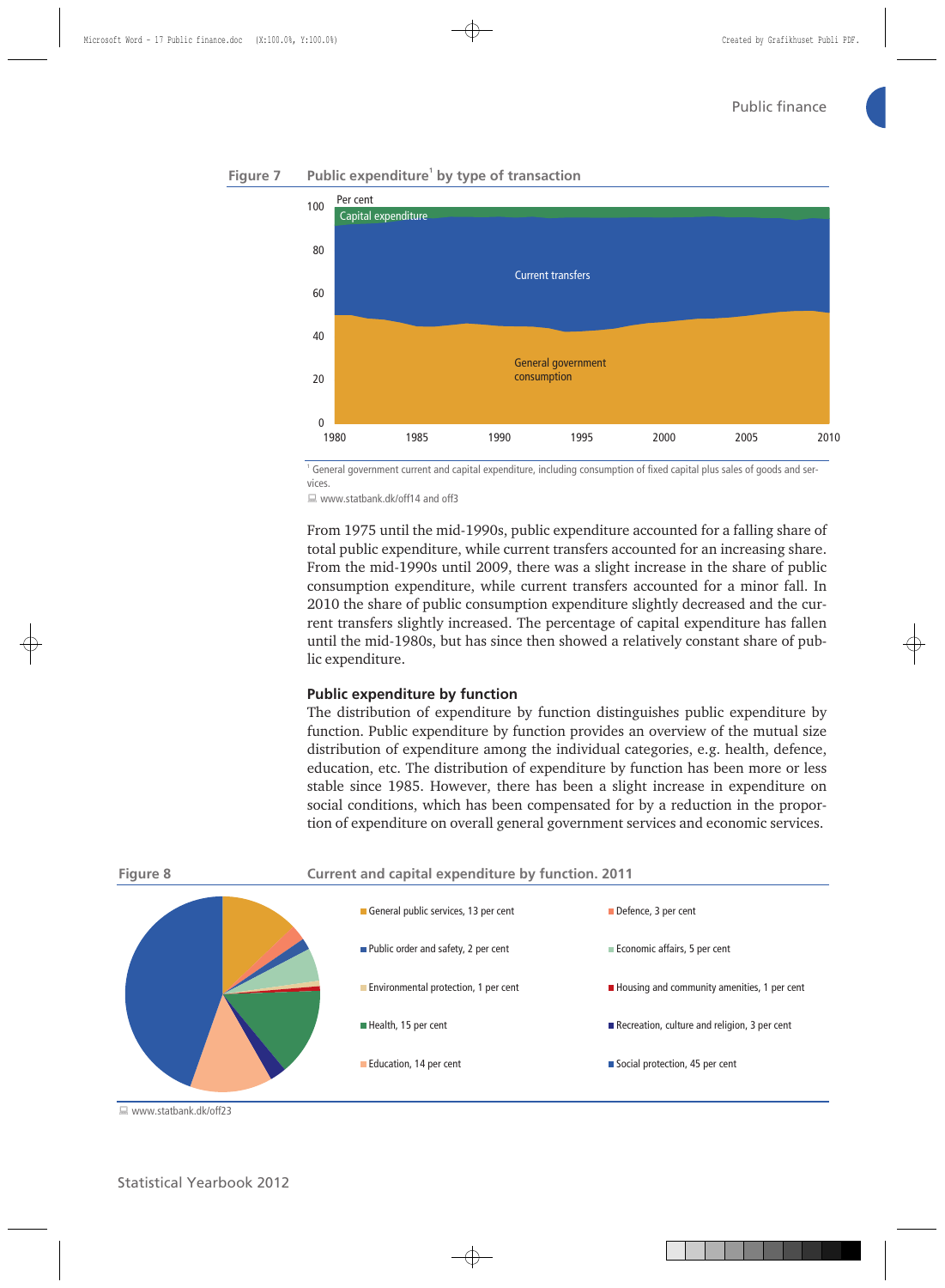**Figure 7** Public expenditure[1] by type of transaction

[1] General government current and capital expenditure, including consumption of fixed capital plus sales of goods and services.

www.statbank.dk/off14 and off3

From 1975 until the mid-1990s, public expenditure accounted for a falling share of total public expenditure, while current transfers accounted for an increasing share. From the mid-1990s until 2009, there was a slight increase in the share of public consumption expenditure, while current transfers accounted for a minor fall. In 2010 the share of public consumption expenditure slightly decreased and the current transfers slightly increased. The percentage of capital expenditure has fallen until the mid-1980s, but has since then showed a relatively constant share of public expenditure.

### Public expenditure by function

The distribution of expenditure by function distinguishes public expenditure by function. Public expenditure by function provides an overview of the mutual size distribution of expenditure among the individual categories, e.g. health, defence, education, etc. The distribution of expenditure by function has been more or less stable since 1985. However, there has been a slight increase in expenditure on social conditions, which has been compensated for by a reduction in the proportion of expenditure on overall general government services and economic services.

**Figure 8** Current and capital expenditure by function. 2011

- General public services, 13 per cent
- Defence, 3 per cent
- Public order and safety, 2 per cent
- Economic affairs, 5 per cent
- Environmental protection, 1 per cent
- Housing and community amenities, 1 per cent
- Health, 15 per cent
- Recreation, culture and religion, 3 per cent
- Education, 14 per cent
- Social protection, 45 per cent

www.statbank.dk/off23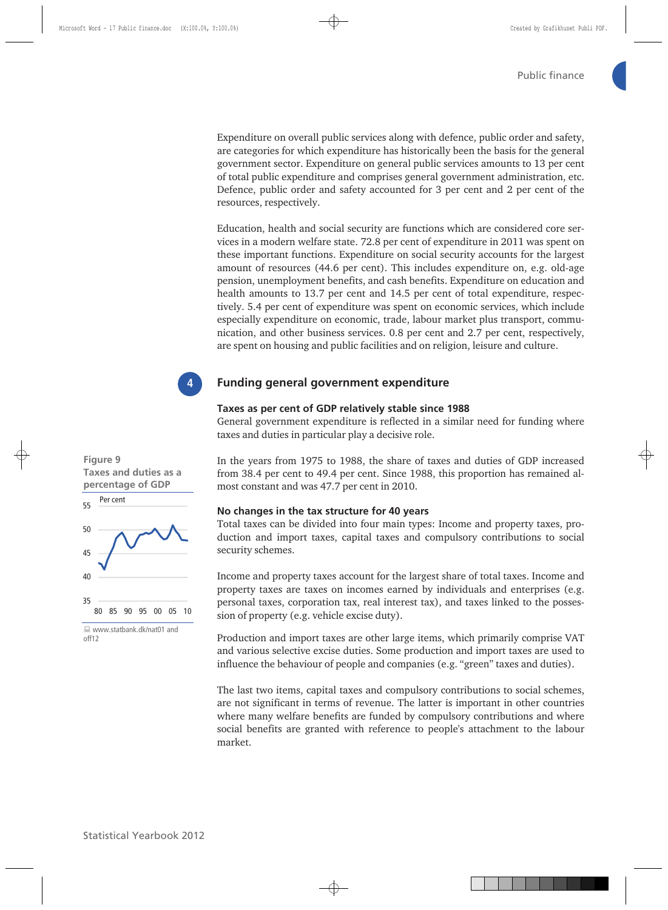Expenditure on overall public services along with defence, public order and safety, are categories for which expenditure has historically been the basis for the general government sector. Expenditure on general public services amounts to 13 per cent of total public expenditure and comprises general government administration, etc. Defence, public order and safety accounted for 3 per cent and 2 per cent of the resources, respectively.

Education, health and social security are functions which are considered core services in a modern welfare state. 72.8 per cent of expenditure in 2011 was spent on these important functions. Expenditure on social security accounts for the largest amount of resources (44.6 per cent). This includes expenditure on, e.g. old-age pension, unemployment benefits, and cash benefits. Expenditure on education and health amounts to 13.7 per cent and 14.5 per cent of total expenditure, respectively. 5.4 per cent of expenditure was spent on economic services, which include especially expenditure on economic, trade, labour market plus transport, communication, and other business services. 0.8 per cent and 2.7 per cent, respectively, are spent on housing and public facilities and on religion, leisure and culture.

## 4 Funding general government expenditure

### Taxes as per cent of GDP relatively stable since 1988

General government expenditure is reflected in a similar need for funding where taxes and duties in particular play a decisive role.

In the years from 1975 to 1988, the share of taxes and duties of GDP increased from 38.4 per cent to 49.4 per cent. Since 1988, this proportion has remained almost constant and was 47.7 per cent in 2010.

**Figure 9**
**Taxes and duties as a percentage of GDP**

www.statbank.dk/nat01 and off12

### No changes in the tax structure for 40 years

Total taxes can be divided into four main types: Income and property taxes, production and import taxes, capital taxes and compulsory contributions to social security schemes.

Income and property taxes account for the largest share of total taxes. Income and property taxes are taxes on incomes earned by individuals and enterprises (e.g. personal taxes, corporation tax, real interest tax), and taxes linked to the possession of property (e.g. vehicle excise duty).

Production and import taxes are other large items, which primarily comprise VAT and various selective excise duties. Some production and import taxes are used to influence the behaviour of people and companies (e.g. "green" taxes and duties).

The last two items, capital taxes and compulsory contributions to social schemes, are not significant in terms of revenue. The latter is important in other countries where many welfare benefits are funded by compulsory contributions and where social benefits are granted with reference to people's attachment to the labour market.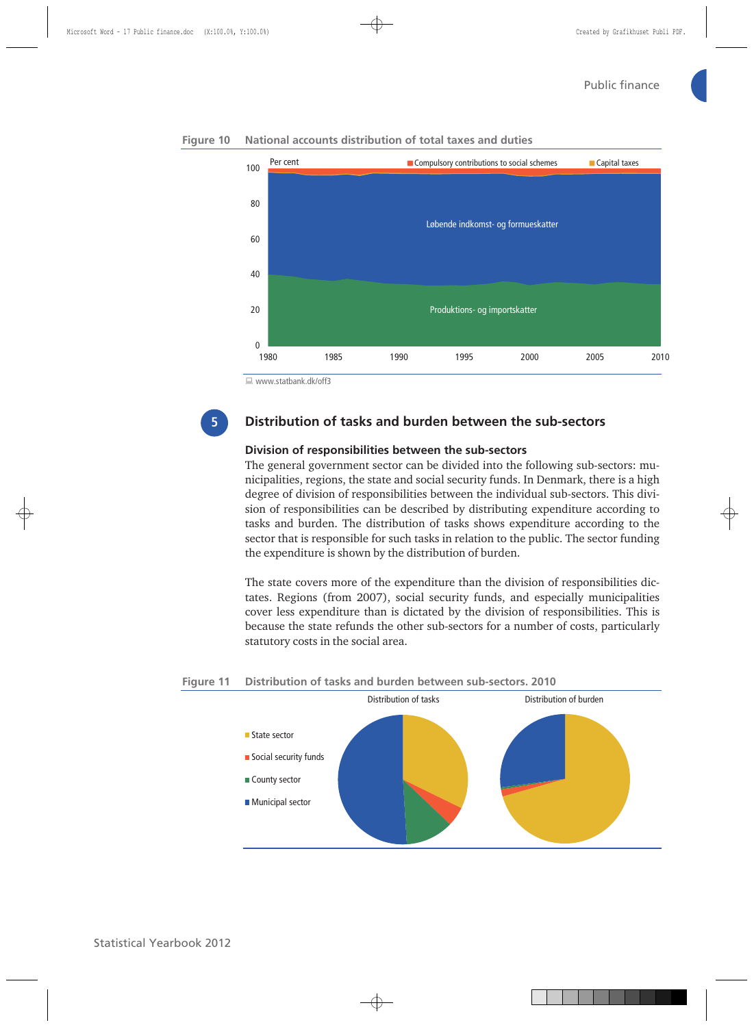**Figure 10 National accounts distribution of total taxes and duties**

Per cent

Compulsory contributions to social schemes | Capital taxes

Løbende indkomst- og formueskatter

Produktions- og importskatter

www.statbank.dk/off3

## 5 Distribution of tasks and burden between the sub-sectors

### Division of responsibilities between the sub-sectors

The general government sector can be divided into the following sub-sectors: municipalities, regions, the state and social security funds. In Denmark, there is a high degree of division of responsibilities between the individual sub-sectors. This division of responsibilities can be described by distributing expenditure according to tasks and burden. The distribution of tasks shows expenditure according to the sector that is responsible for such tasks in relation to the public. The sector funding the expenditure is shown by the distribution of burden.

The state covers more of the expenditure than the division of responsibilities dictates. Regions (from 2007), social security funds, and especially municipalities cover less expenditure than is dictated by the division of responsibilities. This is because the state refunds the other sub-sectors for a number of costs, particularly statutory costs in the social area.

**Figure 11 Distribution of tasks and burden between sub-sectors. 2010**

Distribution of tasks | Distribution of burden

State sector | Social security funds | County sector | Municipal sector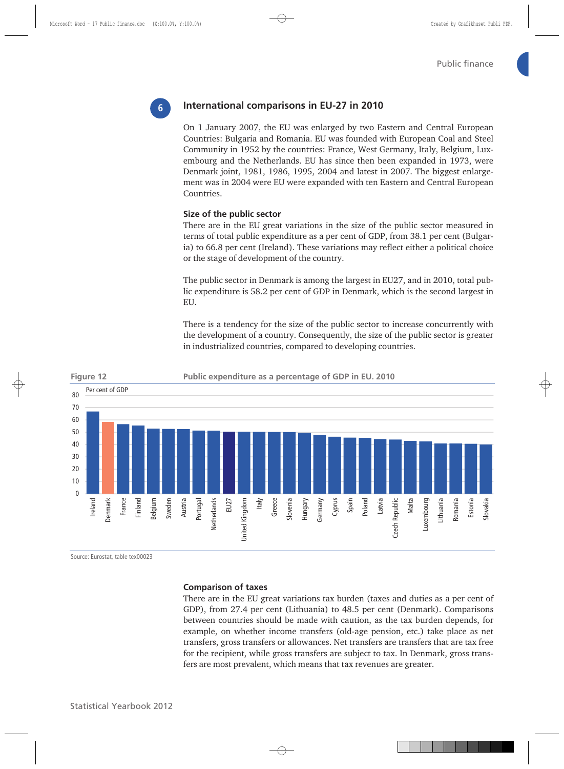## 6 International comparisons in EU-27 in 2010

On 1 January 2007, the EU was enlarged by two Eastern and Central European Countries: Bulgaria and Romania. EU was founded with European Coal and Steel Community in 1952 by the countries: France, West Germany, Italy, Belgium, Luxembourg and the Netherlands. EU has since then been expanded in 1973, were Denmark joint, 1981, 1986, 1995, 2004 and latest in 2007. The biggest enlargement was in 2004 were EU were expanded with ten Eastern and Central European Countries.

### Size of the public sector

There are in the EU great variations in the size of the public sector measured in terms of total public expenditure as a per cent of GDP, from 38.1 per cent (Bulgaria) to 66.8 per cent (Ireland). These variations may reflect either a political choice or the stage of development of the country.

The public sector in Denmark is among the largest in EU27, and in 2010, total public expenditure is 58.2 per cent of GDP in Denmark, which is the second largest in EU.

There is a tendency for the size of the public sector to increase concurrently with the development of a country. Consequently, the size of the public sector is greater in industrialized countries, compared to developing countries.

**Figure 12** Public expenditure as a percentage of GDP in EU. 2010

Per cent of GDP

Ireland, Denmark, France, Finland, Belgium, Sweden, Austria, Portugal, Netherlands, EU27, United Kingdom, Italy, Greece, Slovenia, Hungary, Germany, Cyprus, Spain, Poland, Latvia, Czech Republic, Malta, Luxembourg, Lithuania, Romania, Estonia, Slovakia

Source: Eurostat, table tex00023

### Comparison of taxes

There are in the EU great variations tax burden (taxes and duties as a per cent of GDP), from 27.4 per cent (Lithuania) to 48.5 per cent (Denmark). Comparisons between countries should be made with caution, as the tax burden depends, for example, on whether income transfers (old-age pension, etc.) take place as net transfers, gross transfers or allowances. Net transfers are transfers that are tax free for the recipient, while gross transfers are subject to tax. In Denmark, gross transfers are most prevalent, which means that tax revenues are greater.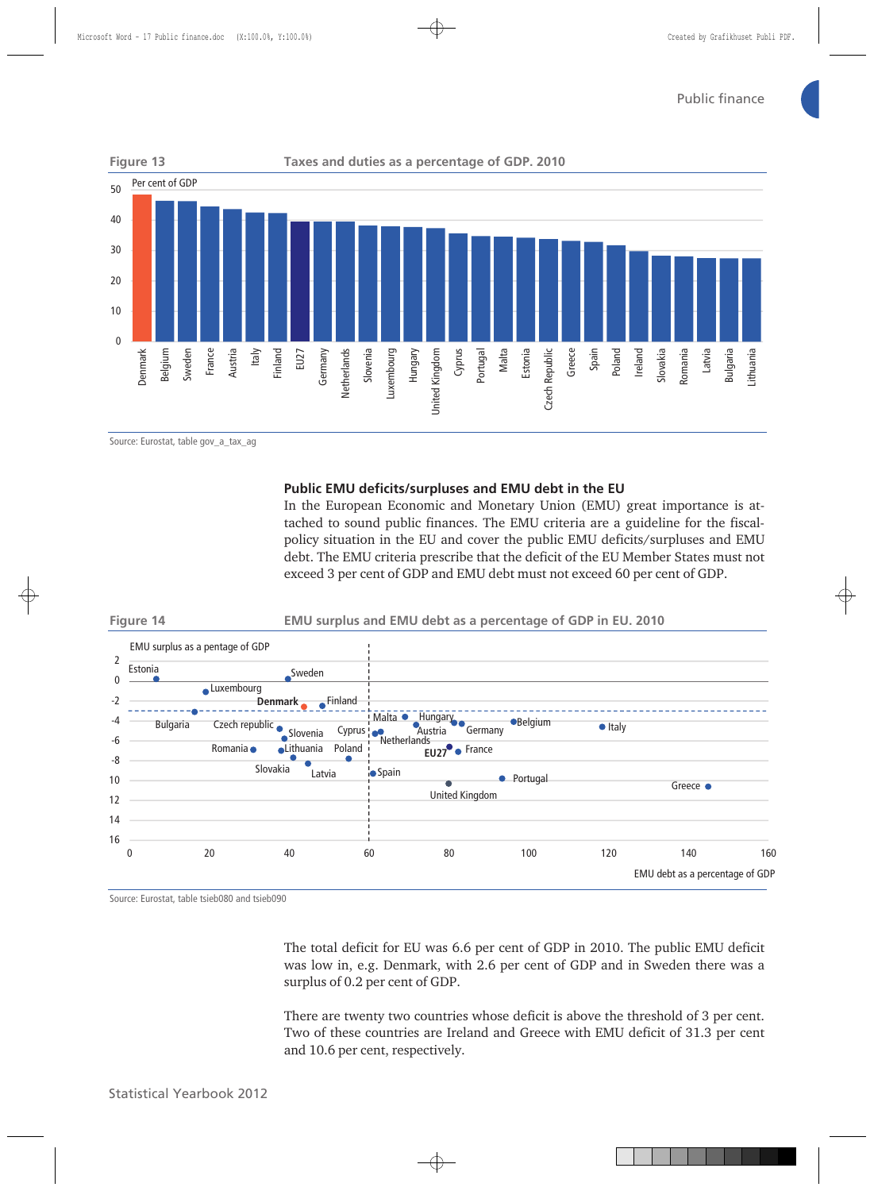**Figure 13** Taxes and duties as a percentage of GDP. 2010

Source: Eurostat, table gov_a_tax_ag

### Public EMU deficits/surpluses and EMU debt in the EU

In the European Economic and Monetary Union (EMU) great importance is attached to sound public finances. The EMU criteria are a guideline for the fiscal-policy situation in the EU and cover the public EMU deficits/surpluses and EMU debt. The EMU criteria prescribe that the deficit of the EU Member States must not exceed 3 per cent of GDP and EMU debt must not exceed 60 per cent of GDP.

**Figure 14** EMU surplus and EMU debt as a percentage of GDP in EU. 2010

Source: Eurostat, table tsieb080 and tsieb090

The total deficit for EU was 6.6 per cent of GDP in 2010. The public EMU deficit was low in, e.g. Denmark, with 2.6 per cent of GDP and in Sweden there was a surplus of 0.2 per cent of GDP.

There are twenty two countries whose deficit is above the threshold of 3 per cent. Two of these countries are Ireland and Greece with EMU deficit of 31.3 per cent and 10.6 per cent, respectively.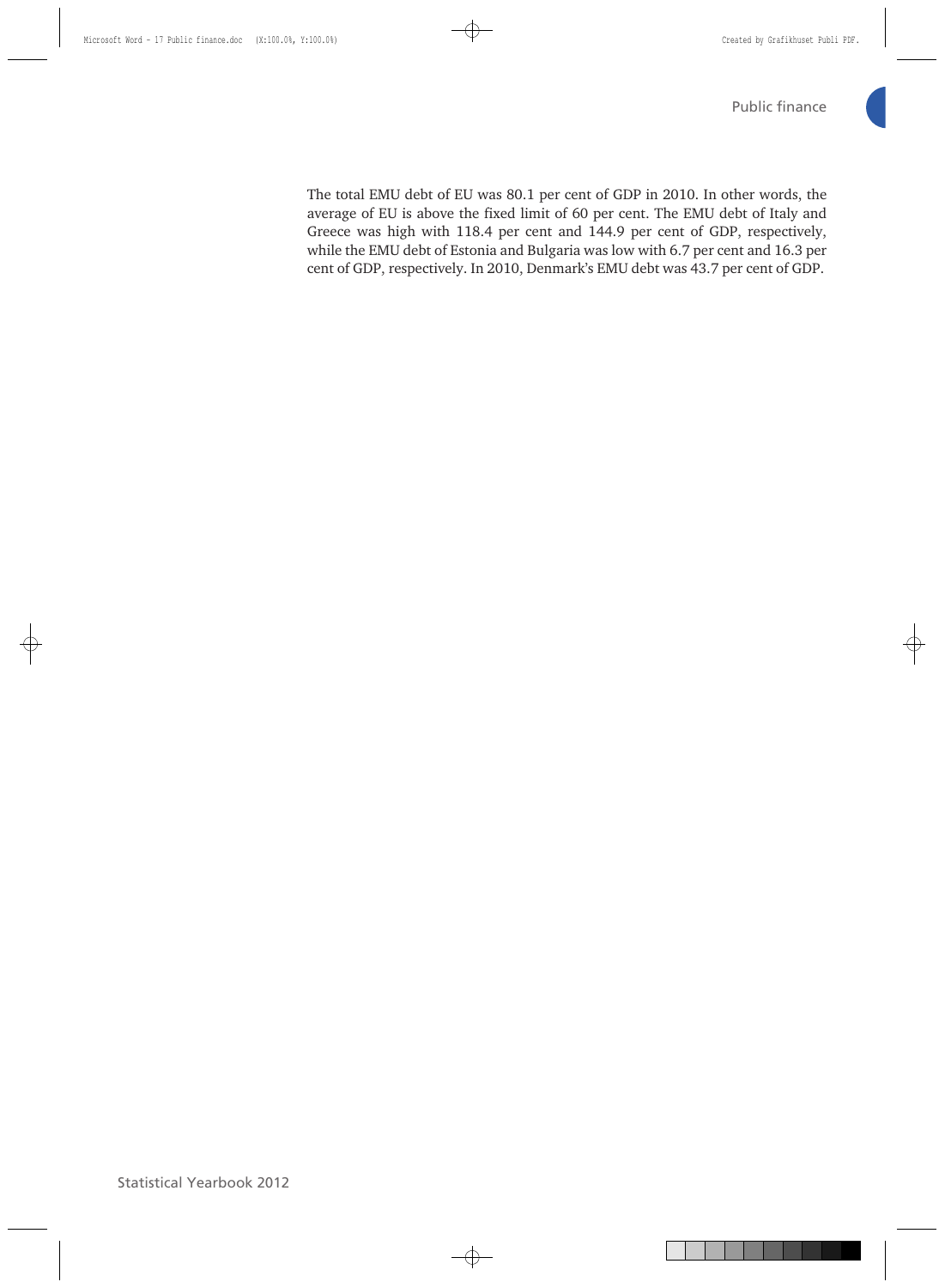The total EMU debt of EU was 80.1 per cent of GDP in 2010. In other words, the average of EU is above the fixed limit of 60 per cent. The EMU debt of Italy and Greece was high with 118.4 per cent and 144.9 per cent of GDP, respectively, while the EMU debt of Estonia and Bulgaria was low with 6.7 per cent and 16.3 per cent of GDP, respectively. In 2010, Denmark's EMU debt was 43.7 per cent of GDP.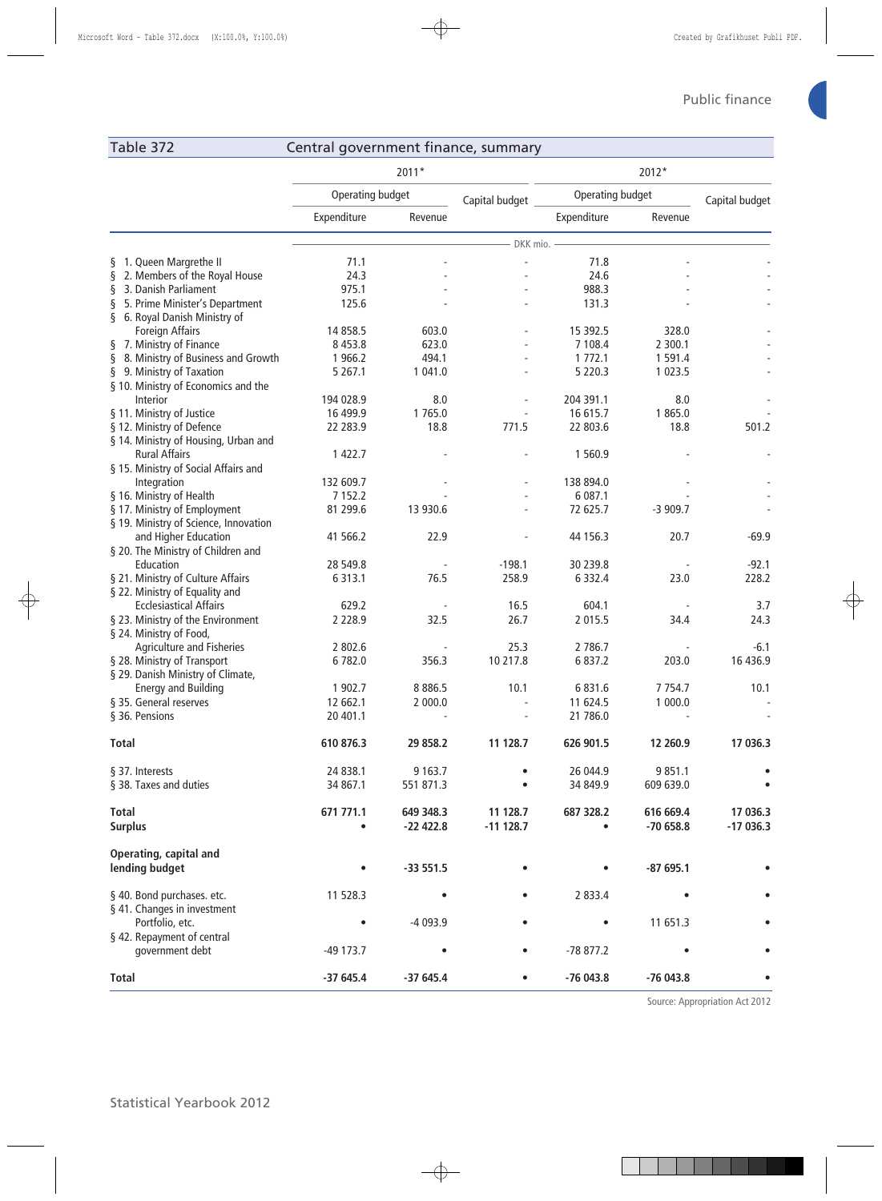## Table 372 Central government finance, summary

| | 2011* | | | 2012* | | |
|---|---|---|---|---|---|---|
| | Operating budget | | Capital budget | Operating budget | | Capital budget |
| | Expenditure | Revenue | | Expenditure | Revenue | |
| | DKK mio. | | | | | |
| § 1. Queen Margrethe II | 71.1 | - | - | 71.8 | - | - |
| § 2. Members of the Royal House | 24.3 | - | - | 24.6 | - | - |
| § 3. Danish Parliament | 975.1 | - | - | 988.3 | - | - |
| § 5. Prime Minister's Department | 125.6 | - | - | 131.3 | - | - |
| § 6. Royal Danish Ministry of Foreign Affairs | 14 858.5 | 603.0 | - | 15 392.5 | 328.0 | - |
| § 7. Ministry of Finance | 8 453.8 | 623.0 | - | 7 108.4 | 2 300.1 | - |
| § 8. Ministry of Business and Growth | 1 966.2 | 494.1 | - | 1 772.1 | 1 591.4 | - |
| § 9. Ministry of Taxation | 5 267.1 | 1 041.0 | - | 5 220.3 | 1 023.5 | - |
| § 10. Ministry of Economics and the Interior | 194 028.9 | 8.0 | - | 204 391.1 | 8.0 | - |
| § 11. Ministry of Justice | 16 499.9 | 1 765.0 | - | 16 615.7 | 1 865.0 | - |
| § 12. Ministry of Defence | 22 283.9 | 18.8 | 771.5 | 22 803.6 | 18.8 | 501.2 |
| § 14. Ministry of Housing, Urban and Rural Affairs | 1 422.7 | - | - | 1 560.9 | - | - |
| § 15. Ministry of Social Affairs and Integration | 132 609.7 | - | - | 138 894.0 | - | - |
| § 16. Ministry of Health | 7 152.2 | - | - | 6 087.1 | - | - |
| § 17. Ministry of Employment | 81 299.6 | 13 930.6 | - | 72 625.7 | -3 909.7 | - |
| § 19. Ministry of Science, Innovation and Higher Education | 41 566.2 | 22.9 | - | 44 156.3 | 20.7 | -69.9 |
| § 20. The Ministry of Children and Education | 28 549.8 | - | -198.1 | 30 239.8 | - | -92.1 |
| § 21. Ministry of Culture Affairs | 6 313.1 | 76.5 | 258.9 | 6 332.4 | 23.0 | 228.2 |
| § 22. Ministry of Equality and Ecclesiastical Affairs | 629.2 | - | 16.5 | 604.1 | - | 3.7 |
| § 23. Ministry of the Environment | 2 228.9 | 32.5 | 26.7 | 2 015.5 | 34.4 | 24.3 |
| § 24. Ministry of Food, Agriculture and Fisheries | 2 802.6 | - | 25.3 | 2 786.7 | - | -6.1 |
| § 28. Ministry of Transport | 6 782.0 | 356.3 | 10 217.8 | 6 837.2 | 203.0 | 16 436.9 |
| § 29. Danish Ministry of Climate, Energy and Building | 1 902.7 | 8 886.5 | 10.1 | 6 831.6 | 7 754.7 | 10.1 |
| § 35. General reserves | 12 662.1 | 2 000.0 | - | 11 624.5 | 1 000.0 | - |
| § 36. Pensions | 20 401.1 | - | - | 21 786.0 | - | - |
| **Total** | **610 876.3** | **29 858.2** | **11 128.7** | **626 901.5** | **12 260.9** | **17 036.3** |
| § 37. Interests | 24 838.1 | 9 163.7 | • | 26 044.9 | 9 851.1 | • |
| § 38. Taxes and duties | 34 867.1 | 551 871.3 | • | 34 849.9 | 609 639.0 | • |
| **Total** | **671 771.1** | **649 348.3** | **11 128.7** | **687 328.2** | **616 669.4** | **17 036.3** |
| **Surplus** | • | **-22 422.8** | **-11 128.7** | • | **-70 658.8** | **-17 036.3** |
| **Operating, capital and lending budget** | • | **-33 551.5** | • | • | **-87 695.1** | • |
| § 40. Bond purchases. etc. | 11 528.3 | • | • | 2 833.4 | • | • |
| § 41. Changes in investment Portfolio, etc. | • | -4 093.9 | • | • | 11 651.3 | • |
| § 42. Repayment of central government debt | -49 173.7 | • | • | -78 877.2 | • | • |
| **Total** | **-37 645.4** | **-37 645.4** | • | **-76 043.8** | **-76 043.8** | • |

Source: Appropriation Act 2012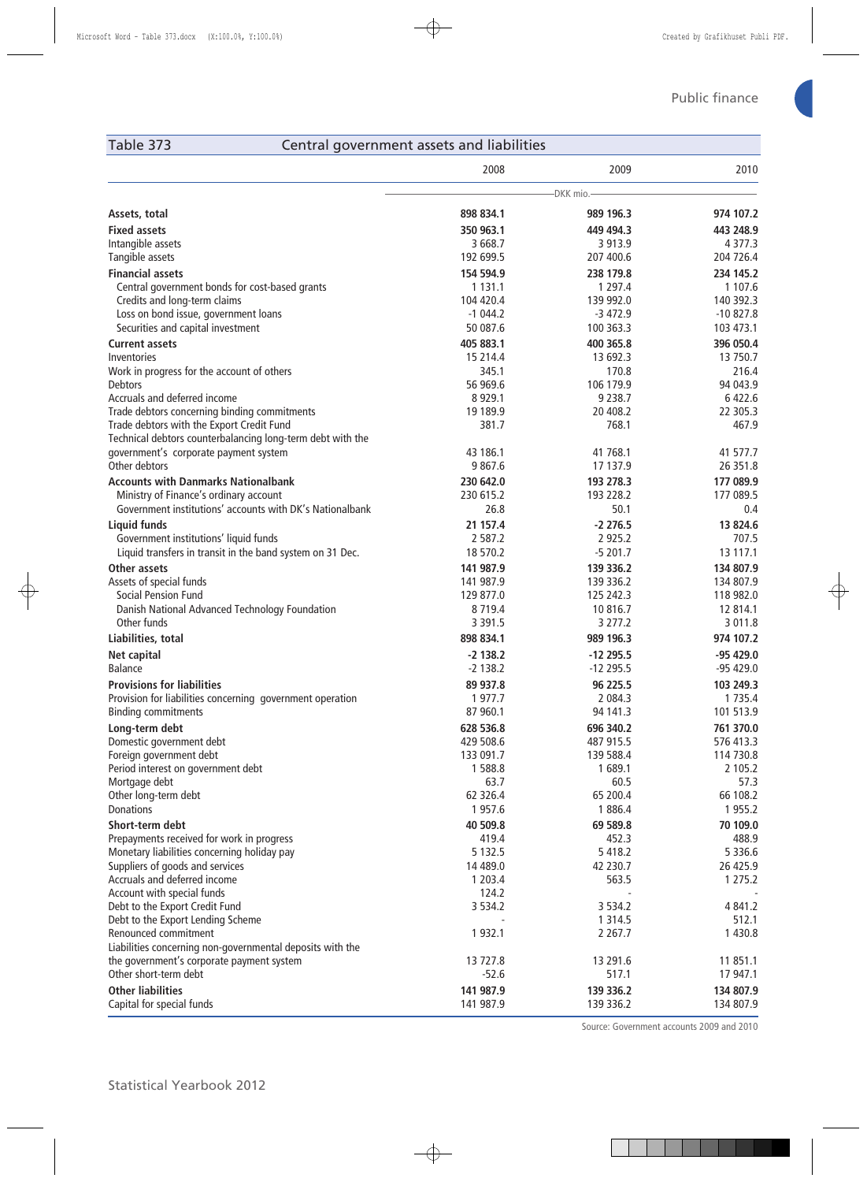## Table 373 Central government assets and liabilities

| | 2008 | 2009 | 2010 |
|---|---|---|---|
| | DKK mio. | | |
| **Assets, total** | **898 834.1** | **989 196.3** | **974 107.2** |
| **Fixed assets** | **350 963.1** | **449 494.3** | **443 248.9** |
| Intangible assets | 3 668.7 | 3 913.9 | 4 377.3 |
| Tangible assets | 192 699.5 | 207 400.6 | 204 726.4 |
| **Financial assets** | **154 594.9** | **238 179.8** | **234 145.2** |
| Central government bonds for cost-based grants | 1 131.1 | 1 297.4 | 1 107.6 |
| Credits and long-term claims | 104 420.4 | 139 992.0 | 140 392.3 |
| Loss on bond issue, government loans | -1 044.2 | -3 472.9 | -10 827.8 |
| Securities and capital investment | 50 087.6 | 100 363.3 | 103 473.1 |
| **Current assets** | **405 883.1** | **400 365.8** | **396 050.4** |
| Inventories | 15 214.4 | 13 692.3 | 13 750.7 |
| Work in progress for the account of others | 345.1 | 170.8 | 216.4 |
| Debtors | 56 969.6 | 106 179.9 | 94 043.9 |
| Accruals and deferred income | 8 929.1 | 9 238.7 | 6 422.6 |
| Trade debtors concerning binding commitments | 19 189.9 | 20 408.2 | 22 305.3 |
| Trade debtors with the Export Credit Fund | 381.7 | 768.1 | 467.9 |
| Technical debtors counterbalancing long-term debt with the government's corporate payment system | 43 186.1 | 41 768.1 | 41 577.7 |
| Other debtors | 9 867.6 | 17 137.9 | 26 351.8 |
| **Accounts with Danmarks Nationalbank** | **230 642.0** | **193 278.3** | **177 089.9** |
| Ministry of Finance's ordinary account | 230 615.2 | 193 228.2 | 177 089.5 |
| Government institutions' accounts with DK's Nationalbank | 26.8 | 50.1 | 0.4 |
| **Liquid funds** | **21 157.4** | **-2 276.5** | **13 824.6** |
| Government institutions' liquid funds | 2 587.2 | 2 925.2 | 707.5 |
| Liquid transfers in transit in the band system on 31 Dec. | 18 570.2 | -5 201.7 | 13 117.1 |
| **Other assets** | **141 987.9** | **139 336.2** | **134 807.9** |
| Assets of special funds | 141 987.9 | 139 336.2 | 134 807.9 |
| Social Pension Fund | 129 877.0 | 125 242.3 | 118 982.0 |
| Danish National Advanced Technology Foundation | 8 719.4 | 10 816.7 | 12 814.1 |
| Other funds | 3 391.5 | 3 277.2 | 3 011.8 |
| **Liabilities, total** | **898 834.1** | **989 196.3** | **974 107.2** |
| **Net capital** | **-2 138.2** | **-12 295.5** | **-95 429.0** |
| Balance | -2 138.2 | -12 295.5 | -95 429.0 |
| **Provisions for liabilities** | **89 937.8** | **96 225.5** | **103 249.3** |
| Provision for liabilities concerning government operation | 1 977.7 | 2 084.3 | 1 735.4 |
| Binding commitments | 87 960.1 | 94 141.3 | 101 513.9 |
| **Long-term debt** | **628 536.8** | **696 340.2** | **761 370.0** |
| Domestic government debt | 429 508.6 | 487 915.5 | 576 413.3 |
| Foreign government debt | 133 091.7 | 139 588.4 | 114 730.8 |
| Period interest on government debt | 1 588.8 | 1 689.1 | 2 105.2 |
| Mortgage debt | 63.7 | 60.5 | 57.3 |
| Other long-term debt | 62 326.4 | 65 200.4 | 66 108.2 |
| Donations | 1 957.6 | 1 886.4 | 1 955.2 |
| **Short-term debt** | **40 509.8** | **69 589.8** | **70 109.0** |
| Prepayments received for work in progress | 419.4 | 452.3 | 488.9 |
| Monetary liabilities concerning holiday pay | 5 132.5 | 5 418.2 | 5 336.6 |
| Suppliers of goods and services | 14 489.0 | 42 230.7 | 26 425.9 |
| Accruals and deferred income | 1 203.4 | 563.5 | 1 275.2 |
| Account with special funds | 124.2 | - | - |
| Debt to the Export Credit Fund | 3 534.2 | 3 534.2 | 4 841.2 |
| Debt to the Export Lending Scheme | - | 1 314.5 | 512.1 |
| Renounced commitment | 1 932.1 | 2 267.7 | 1 430.8 |
| Liabilities concerning non-governmental deposits with the the government's corporate payment system | 13 727.8 | 13 291.6 | 11 851.1 |
| Other short-term debt | -52.6 | 517.1 | 17 947.1 |
| **Other liabilities** | **141 987.9** | **139 336.2** | **134 807.9** |
| Capital for special funds | 141 987.9 | 139 336.2 | 134 807.9 |

Source: Government accounts 2009 and 2010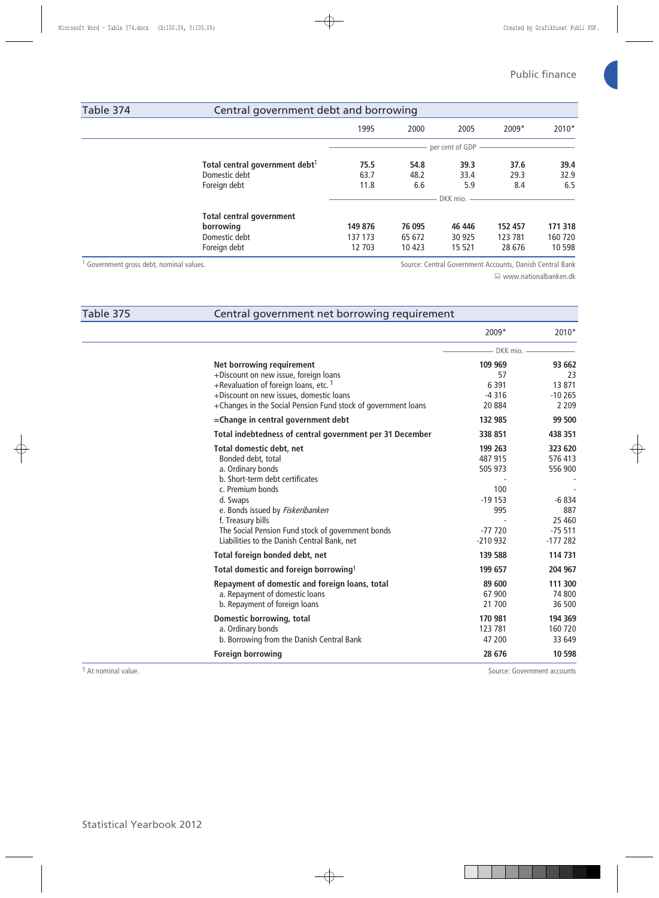## Table 374 Central government debt and borrowing

| | 1995 | 2000 | 2005 | 2009* | 2010* |
|---|---|---|---|---|---|
| | per cent of GDP | | | | |
| **Total central government debt**[1] | **75.5** | **54.8** | **39.3** | **37.6** | **39.4** |
| Domestic debt | 63.7 | 48.2 | 33.4 | 29.3 | 32.9 |
| Foreign debt | 11.8 | 6.6 | 5.9 | 8.4 | 6.5 |
| | DKK mio. | | | | |
| **Total central government borrowing** | **149 876** | **76 095** | **46 446** | **152 457** | **171 318** |
| Domestic debt | 137 173 | 65 672 | 30 925 | 123 781 | 160 720 |
| Foreign debt | 12 703 | 10 423 | 15 521 | 28 676 | 10 598 |

[1] Government gross debt, nominal values.

Source: Central Government Accounts, Danish Central Bank
www.nationalbanken.dk

## Table 375 Central government net borrowing requirement

| | 2009* | 2010* |
|---|---|---|
| | DKK mio. | |
| **Net borrowing requirement** | **109 969** | **93 662** |
| +Discount on new issue, foreign loans | 57 | 23 |
| +Revaluation of foreign loans, etc. [1] | 6 391 | 13 871 |
| +Discount on new issues, domestic loans | -4 316 | -10 265 |
| +Changes in the Social Pension Fund stock of government loans | 20 884 | 2 209 |
| **=Change in central government debt** | **132 985** | **99 500** |
| **Total indebtedness of central government per 31 December** | **338 851** | **438 351** |
| **Total domestic debt, net** | **199 263** | **323 620** |
| Bonded debt, total | 487 915 | 576 413 |
| a. Ordinary bonds | 505 973 | 556 900 |
| b. Short-term debt certificates | - | - |
| c. Premium bonds | 100 | - |
| d. Swaps | -19 153 | -6 834 |
| e. Bonds issued by *Fiskeribanken* | 995 | 887 |
| f. Treasury bills | - | 25 460 |
| The Social Pension Fund stock of government bonds | -77 720 | -75 511 |
| Liabilities to the Danish Central Bank, net | -210 932 | -177 282 |
| **Total foreign bonded debt, net** | **139 588** | **114 731** |
| **Total domestic and foreign borrowing**[1] | **199 657** | **204 967** |
| **Repayment of domestic and foreign loans, total** | **89 600** | **111 300** |
| a. Repayment of domestic loans | 67 900 | 74 800 |
| b. Repayment of foreign loans | 21 700 | 36 500 |
| **Domestic borrowing, total** | **170 981** | **194 369** |
| a. Ordinary bonds | 123 781 | 160 720 |
| b. Borrowing from the Danish Central Bank | 47 200 | 33 649 |
| **Foreign borrowing** | **28 676** | **10 598** |

[1] At nominal value.

Source: Government accounts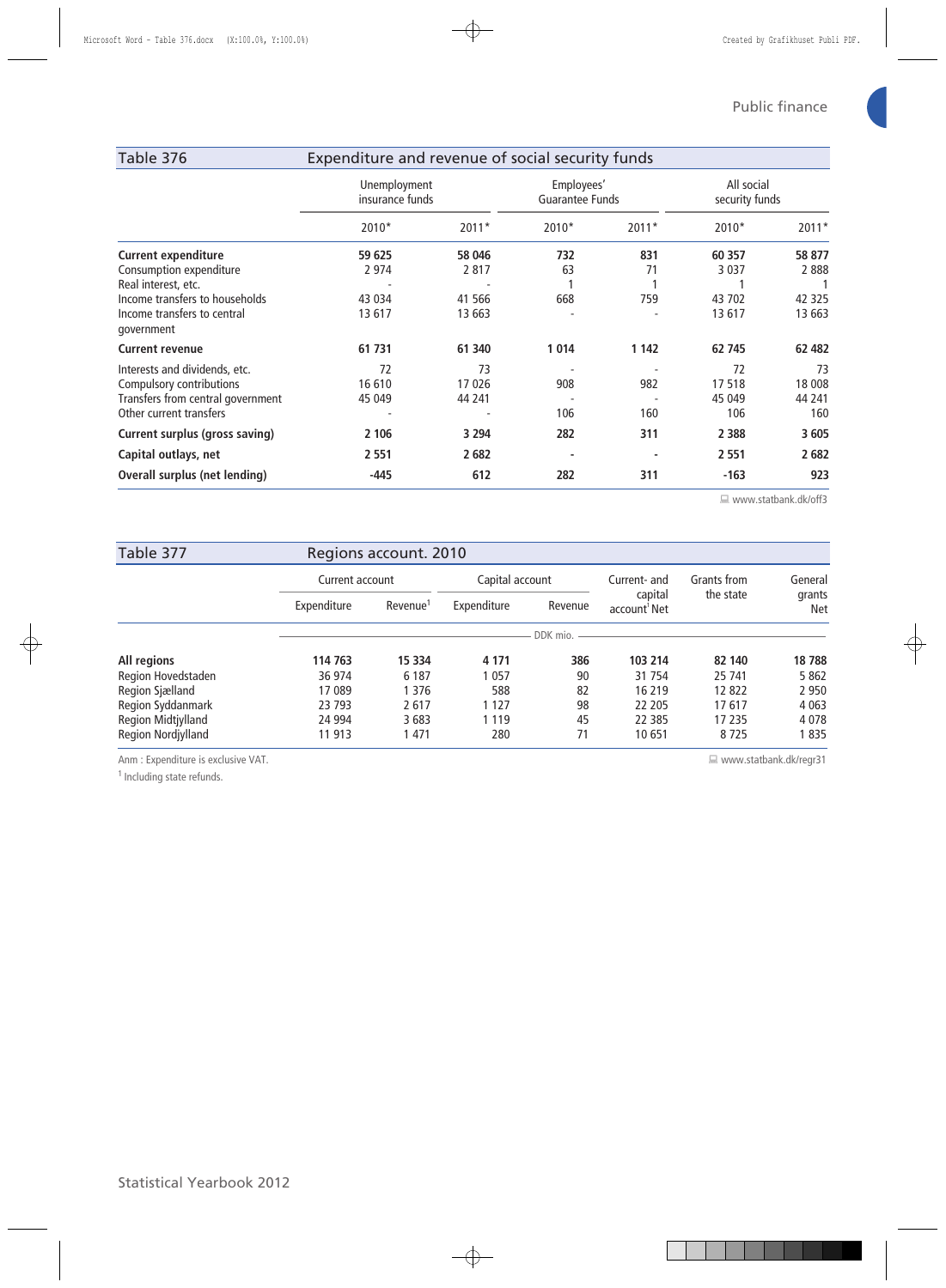## Table 376 Expenditure and revenue of social security funds

| | Unemployment insurance funds | | Employees' Guarantee Funds | | All social security funds | |
|---|---|---|---|---|---|---|
| | 2010* | 2011* | 2010* | 2011* | 2010* | 2011* |
| **Current expenditure** | **59 625** | **58 046** | **732** | **831** | **60 357** | **58 877** |
| Consumption expenditure | 2 974 | 2 817 | 63 | 71 | 3 037 | 2 888 |
| Real interest, etc. | - | - | 1 | 1 | 1 | 1 |
| Income transfers to households | 43 034 | 41 566 | 668 | 759 | 43 702 | 42 325 |
| Income transfers to central government | 13 617 | 13 663 | - | - | 13 617 | 13 663 |
| **Current revenue** | **61 731** | **61 340** | **1 014** | **1 142** | **62 745** | **62 482** |
| Interests and dividends, etc. | 72 | 73 | - | - | 72 | 73 |
| Compulsory contributions | 16 610 | 17 026 | 908 | 982 | 17 518 | 18 008 |
| Transfers from central government | 45 049 | 44 241 | - | - | 45 049 | 44 241 |
| Other current transfers | - | - | 106 | 160 | 106 | 160 |
| **Current surplus (gross saving)** | **2 106** | **3 294** | **282** | **311** | **2 388** | **3 605** |
| **Capital outlays, net** | **2 551** | **2 682** | **-** | **-** | **2 551** | **2 682** |
| **Overall surplus (net lending)** | **-445** | **612** | **282** | **311** | **-163** | **923** |

www.statbank.dk/off3

## Table 377 Regions account. 2010

| | Current account | | Capital account | | Current- and capital account[1] Net | Grants from the state | General grants Net |
|---|---|---|---|---|---|---|---|
| | Expenditure | Revenue[1] | Expenditure | Revenue | | | |
| | DDK mio. | | | | | | |
| **All regions** | **114 763** | **15 334** | **4 171** | **386** | **103 214** | **82 140** | **18 788** |
| Region Hovedstaden | 36 974 | 6 187 | 1 057 | 90 | 31 754 | 25 741 | 5 862 |
| Region Sjælland | 17 089 | 1 376 | 588 | 82 | 16 219 | 12 822 | 2 950 |
| Region Syddanmark | 23 793 | 2 617 | 1 127 | 98 | 22 205 | 17 617 | 4 063 |
| Region Midtjylland | 24 994 | 3 683 | 1 119 | 45 | 22 385 | 17 235 | 4 078 |
| Region Nordjylland | 11 913 | 1 471 | 280 | 71 | 10 651 | 8 725 | 1 835 |

Anm : Expenditure is exclusive VAT.

[1] Including state refunds.

www.statbank.dk/regr31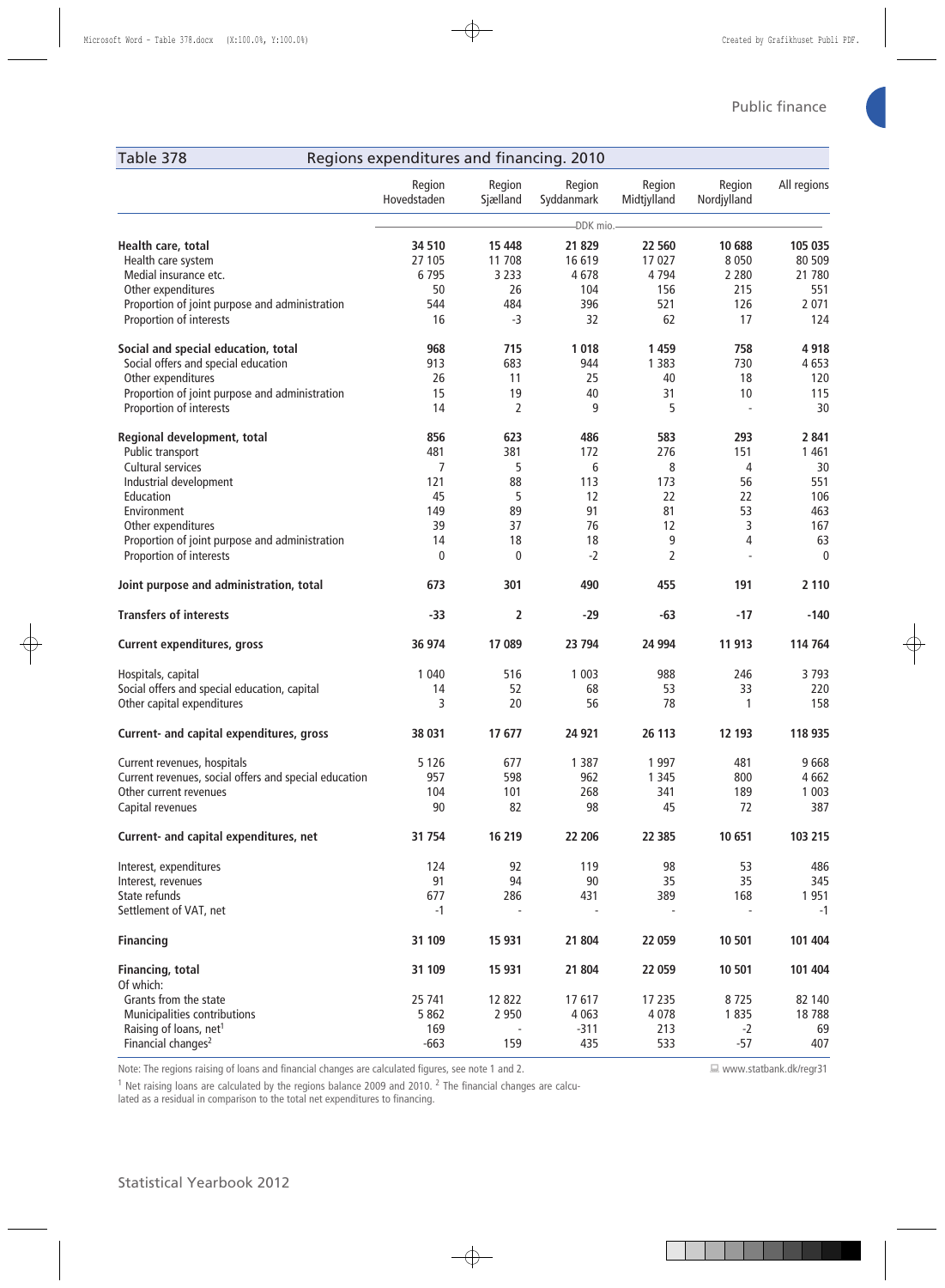## Table 378 Regions expenditures and financing. 2010

| | Region Hovedstaden | Region Sjælland | Region Syddanmark | Region Midtjylland | Region Nordjylland | All regions |
|---|---|---|---|---|---|---|
| | DDK mio. | | | | | |
| **Health care, total** | **34 510** | **15 448** | **21 829** | **22 560** | **10 688** | **105 035** |
| Health care system | 27 105 | 11 708 | 16 619 | 17 027 | 8 050 | 80 509 |
| Medial insurance etc. | 6 795 | 3 233 | 4 678 | 4 794 | 2 280 | 21 780 |
| Other expenditures | 50 | 26 | 104 | 156 | 215 | 551 |
| Proportion of joint purpose and administration | 544 | 484 | 396 | 521 | 126 | 2 071 |
| Proportion of interests | 16 | -3 | 32 | 62 | 17 | 124 |
| **Social and special education, total** | **968** | **715** | **1 018** | **1 459** | **758** | **4 918** |
| Social offers and special education | 913 | 683 | 944 | 1 383 | 730 | 4 653 |
| Other expenditures | 26 | 11 | 25 | 40 | 18 | 120 |
| Proportion of joint purpose and administration | 15 | 19 | 40 | 31 | 10 | 115 |
| Proportion of interests | 14 | 2 | 9 | 5 | - | 30 |
| **Regional development, total** | **856** | **623** | **486** | **583** | **293** | **2 841** |
| Public transport | 481 | 381 | 172 | 276 | 151 | 1 461 |
| Cultural services | 7 | 5 | 6 | 8 | 4 | 30 |
| Industrial development | 121 | 88 | 113 | 173 | 56 | 551 |
| Education | 45 | 5 | 12 | 22 | 22 | 106 |
| Environment | 149 | 89 | 91 | 81 | 53 | 463 |
| Other expenditures | 39 | 37 | 76 | 12 | 3 | 167 |
| Proportion of joint purpose and administration | 14 | 18 | 18 | 9 | 4 | 63 |
| Proportion of interests | 0 | 0 | -2 | 2 | - | 0 |
| **Joint purpose and administration, total** | **673** | **301** | **490** | **455** | **191** | **2 110** |
| **Transfers of interests** | **-33** | **2** | **-29** | **-63** | **-17** | **-140** |
| **Current expenditures, gross** | **36 974** | **17 089** | **23 794** | **24 994** | **11 913** | **114 764** |
| Hospitals, capital | 1 040 | 516 | 1 003 | 988 | 246 | 3 793 |
| Social offers and special education, capital | 14 | 52 | 68 | 53 | 33 | 220 |
| Other capital expenditures | 3 | 20 | 56 | 78 | 1 | 158 |
| **Current- and capital expenditures, gross** | **38 031** | **17 677** | **24 921** | **26 113** | **12 193** | **118 935** |
| Current revenues, hospitals | 5 126 | 677 | 1 387 | 1 997 | 481 | 9 668 |
| Current revenues, social offers and special education | 957 | 598 | 962 | 1 345 | 800 | 4 662 |
| Other current revenues | 104 | 101 | 268 | 341 | 189 | 1 003 |
| Capital revenues | 90 | 82 | 98 | 45 | 72 | 387 |
| **Current- and capital expenditures, net** | **31 754** | **16 219** | **22 206** | **22 385** | **10 651** | **103 215** |
| Interest, expenditures | 124 | 92 | 119 | 98 | 53 | 486 |
| Interest, revenues | 91 | 94 | 90 | 35 | 35 | 345 |
| State refunds | 677 | 286 | 431 | 389 | 168 | 1 951 |
| Settlement of VAT, net | -1 | - | - | - | - | -1 |
| **Financing** | **31 109** | **15 931** | **21 804** | **22 059** | **10 501** | **101 404** |
| **Financing, total** | **31 109** | **15 931** | **21 804** | **22 059** | **10 501** | **101 404** |
| Of which: | | | | | | |
| Grants from the state | 25 741 | 12 822 | 17 617 | 17 235 | 8 725 | 82 140 |
| Municipalities contributions | 5 862 | 2 950 | 4 063 | 4 078 | 1 835 | 18 788 |
| Raising of loans, net[1] | 169 | - | -311 | 213 | -2 | 69 |
| Financial changes[2] | -663 | 159 | 435 | 533 | -57 | 407 |

Note: The regions raising of loans and financial changes are calculated figures, see note 1 and 2.

www.statbank.dk/regr31

[1] Net raising loans are calculated by the regions balance 2009 and 2010. [2] The financial changes are calculated as a residual in comparison to the total net expenditures to financing.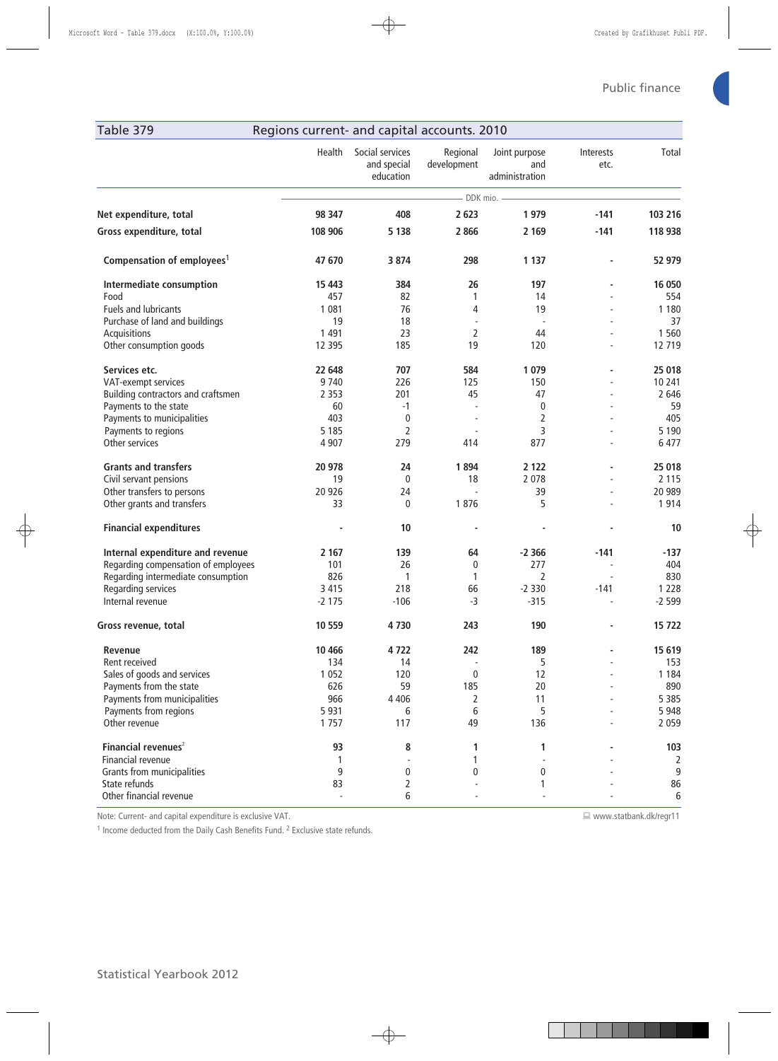## Table 379 Regions current- and capital accounts. 2010

| | Health | Social services and special education | Regional development | Joint purpose and administration | Interests etc. | Total |
|---|---|---|---|---|---|---|
| | DDK mio. | | | | | |
| **Net expenditure, total** | **98 347** | **408** | **2 623** | **1 979** | **-141** | **103 216** |
| **Gross expenditure, total** | **108 906** | **5 138** | **2 866** | **2 169** | **-141** | **118 938** |
| **Compensation of employees**[1] | **47 670** | **3 874** | **298** | **1 137** | **-** | **52 979** |
| **Intermediate consumption** | **15 443** | **384** | **26** | **197** | **-** | **16 050** |
| Food | 457 | 82 | 1 | 14 | - | 554 |
| Fuels and lubricants | 1 081 | 76 | 4 | 19 | - | 1 180 |
| Purchase of land and buildings | 19 | 18 | - | - | - | 37 |
| Acquisitions | 1 491 | 23 | 2 | 44 | - | 1 560 |
| Other consumption goods | 12 395 | 185 | 19 | 120 | - | 12 719 |
| **Services etc.** | **22 648** | **707** | **584** | **1 079** | **-** | **25 018** |
| VAT-exempt services | 9 740 | 226 | 125 | 150 | - | 10 241 |
| Building contractors and craftsmen | 2 353 | 201 | 45 | 47 | - | 2 646 |
| Payments to the state | 60 | -1 | - | 0 | - | 59 |
| Payments to municipalities | 403 | 0 | - | 2 | - | 405 |
| Payments to regions | 5 185 | 2 | - | 3 | - | 5 190 |
| Other services | 4 907 | 279 | 414 | 877 | - | 6 477 |
| **Grants and transfers** | **20 978** | **24** | **1 894** | **2 122** | **-** | **25 018** |
| Civil servant pensions | 19 | 0 | 18 | 2 078 | - | 2 115 |
| Other transfers to persons | 20 926 | 24 | - | 39 | - | 20 989 |
| Other grants and transfers | 33 | 0 | 1 876 | 5 | - | 1 914 |
| **Financial expenditures** | **-** | **10** | **-** | **-** | **-** | **10** |
| **Internal expenditure and revenue** | **2 167** | **139** | **64** | **-2 366** | **-141** | **-137** |
| Regarding compensation of employees | 101 | 26 | 0 | 277 | - | 404 |
| Regarding intermediate consumption | 826 | 1 | 1 | 2 | - | 830 |
| Regarding services | 3 415 | 218 | 66 | -2 330 | -141 | 1 228 |
| Internal revenue | -2 175 | -106 | -3 | -315 | - | -2 599 |
| **Gross revenue, total** | **10 559** | **4 730** | **243** | **190** | **-** | **15 722** |
| **Revenue** | **10 466** | **4 722** | **242** | **189** | **-** | **15 619** |
| Rent received | 134 | 14 | - | 5 | - | 153 |
| Sales of goods and services | 1 052 | 120 | 0 | 12 | - | 1 184 |
| Payments from the state | 626 | 59 | 185 | 20 | - | 890 |
| Payments from municipalities | 966 | 4 406 | 2 | 11 | - | 5 385 |
| Payments from regions | 5 931 | 6 | 6 | 5 | - | 5 948 |
| Other revenue | 1 757 | 117 | 49 | 136 | - | 2 059 |
| **Financial revenues**[2] | **93** | **8** | **1** | **1** | **-** | **103** |
| Financial revenue | 1 | - | 1 | - | - | 2 |
| Grants from municipalities | 9 | 0 | 0 | 0 | - | 9 |
| State refunds | 83 | 2 | - | 1 | - | 86 |
| Other financial revenue | - | 6 | - | - | - | 6 |

Note: Current- and capital expenditure is exclusive VAT. www.statbank.dk/regr11

[1] Income deducted from the Daily Cash Benefits Fund. [2] Exclusive state refunds.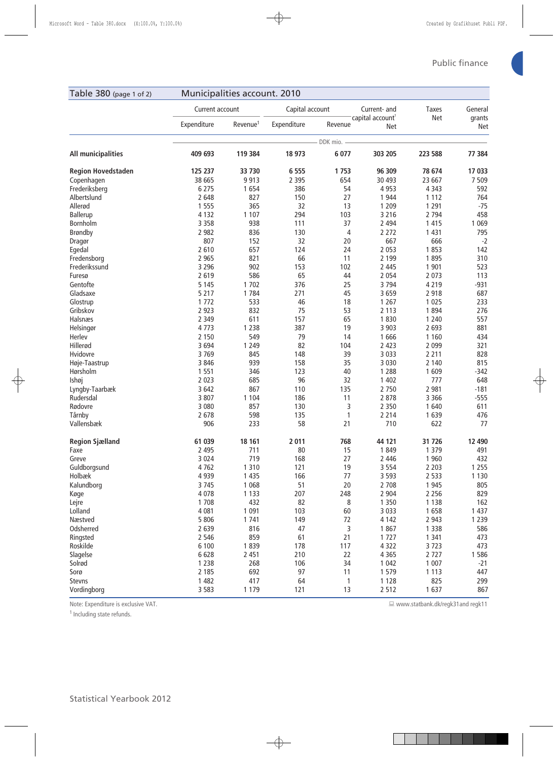## Table 380 (page 1 of 2) Municipalities account. 2010

| | Current account | | Capital account | | Current- and capital account[1] | Taxes | General grants |
|---|---|---|---|---|---|---|---|
| | Expenditure | Revenue[1] | Expenditure | Revenue | Net | Net | Net |
| | DDK mio. | | | | | | |
| **All municipalities** | **409 693** | **119 384** | **18 973** | **6 077** | **303 205** | **223 588** | **77 384** |
| **Region Hovedstaden** | **125 237** | **33 730** | **6 555** | **1 753** | **96 309** | **78 674** | **17 033** |
| Copenhagen | 38 665 | 9 913 | 2 395 | 654 | 30 493 | 23 667 | 7 509 |
| Frederiksberg | 6 275 | 1 654 | 386 | 54 | 4 953 | 4 343 | 592 |
| Albertslund | 2 648 | 827 | 150 | 27 | 1 944 | 1 112 | 764 |
| Allerød | 1 555 | 365 | 32 | 13 | 1 209 | 1 291 | -75 |
| Ballerup | 4 132 | 1 107 | 294 | 103 | 3 216 | 2 794 | 458 |
| Bornholm | 3 358 | 938 | 111 | 37 | 2 494 | 1 415 | 1 069 |
| Brøndby | 2 982 | 836 | 130 | 4 | 2 272 | 1 431 | 795 |
| Dragør | 807 | 152 | 32 | 20 | 667 | 666 | -2 |
| Egedal | 2 610 | 657 | 124 | 24 | 2 053 | 1 853 | 142 |
| Fredensborg | 2 965 | 821 | 66 | 11 | 2 199 | 1 895 | 310 |
| Frederikssund | 3 296 | 902 | 153 | 102 | 2 445 | 1 901 | 523 |
| Furesø | 2 619 | 586 | 65 | 44 | 2 054 | 2 073 | 113 |
| Gentofte | 5 145 | 1 702 | 376 | 25 | 3 794 | 4 219 | -931 |
| Gladsaxe | 5 217 | 1 784 | 271 | 45 | 3 659 | 2 918 | 687 |
| Glostrup | 1 772 | 533 | 46 | 18 | 1 267 | 1 025 | 233 |
| Gribskov | 2 923 | 832 | 75 | 53 | 2 113 | 1 894 | 276 |
| Halsnæs | 2 349 | 611 | 157 | 65 | 1 830 | 1 240 | 557 |
| Helsingør | 4 773 | 1 238 | 387 | 19 | 3 903 | 2 693 | 881 |
| Herlev | 2 150 | 549 | 79 | 14 | 1 666 | 1 160 | 434 |
| Hillerød | 3 694 | 1 249 | 82 | 104 | 2 423 | 2 099 | 321 |
| Hvidovre | 3 769 | 845 | 148 | 39 | 3 033 | 2 211 | 828 |
| Høje-Taastrup | 3 846 | 939 | 158 | 35 | 3 030 | 2 140 | 815 |
| Hørsholm | 1 551 | 346 | 123 | 40 | 1 288 | 1 609 | -342 |
| Ishøj | 2 023 | 685 | 96 | 32 | 1 402 | 777 | 648 |
| Lyngby-Taarbæk | 3 642 | 867 | 110 | 135 | 2 750 | 2 981 | -181 |
| Rudersdal | 3 807 | 1 104 | 186 | 11 | 2 878 | 3 366 | -555 |
| Rødovre | 3 080 | 857 | 130 | 3 | 2 350 | 1 640 | 611 |
| Tårnby | 2 678 | 598 | 135 | 1 | 2 214 | 1 639 | 476 |
| Vallensbæk | 906 | 233 | 58 | 21 | 710 | 622 | 77 |
| **Region Sjælland** | **61 039** | **18 161** | **2 011** | **768** | **44 121** | **31 726** | **12 490** |
| Faxe | 2 495 | 711 | 80 | 15 | 1 849 | 1 379 | 491 |
| Greve | 3 024 | 719 | 168 | 27 | 2 446 | 1 960 | 432 |
| Guldborgsund | 4 762 | 1 310 | 121 | 19 | 3 554 | 2 203 | 1 255 |
| Holbæk | 4 939 | 1 435 | 166 | 77 | 3 593 | 2 533 | 1 130 |
| Kalundborg | 3 745 | 1 068 | 51 | 20 | 2 708 | 1 945 | 805 |
| Køge | 4 078 | 1 133 | 207 | 248 | 2 904 | 2 256 | 829 |
| Lejre | 1 708 | 432 | 82 | 8 | 1 350 | 1 138 | 162 |
| Lolland | 4 081 | 1 091 | 103 | 60 | 3 033 | 1 658 | 1 437 |
| Næstved | 5 806 | 1 741 | 149 | 72 | 4 142 | 2 943 | 1 239 |
| Odsherred | 2 639 | 816 | 47 | 3 | 1 867 | 1 338 | 586 |
| Ringsted | 2 546 | 859 | 61 | 21 | 1 727 | 1 341 | 473 |
| Roskilde | 6 100 | 1 839 | 178 | 117 | 4 322 | 3 723 | 473 |
| Slagelse | 6 628 | 2 451 | 210 | 22 | 4 365 | 2 727 | 1 586 |
| Solrød | 1 238 | 268 | 106 | 34 | 1 042 | 1 007 | -21 |
| Sorø | 2 185 | 692 | 97 | 11 | 1 579 | 1 113 | 447 |
| Stevns | 1 482 | 417 | 64 | 1 | 1 128 | 825 | 299 |
| Vordingborg | 3 583 | 1 179 | 121 | 13 | 2 512 | 1 637 | 867 |

Note: Expenditure is exclusive VAT.

[1] Including state refunds.

www.statbank.dk/regk31and regk11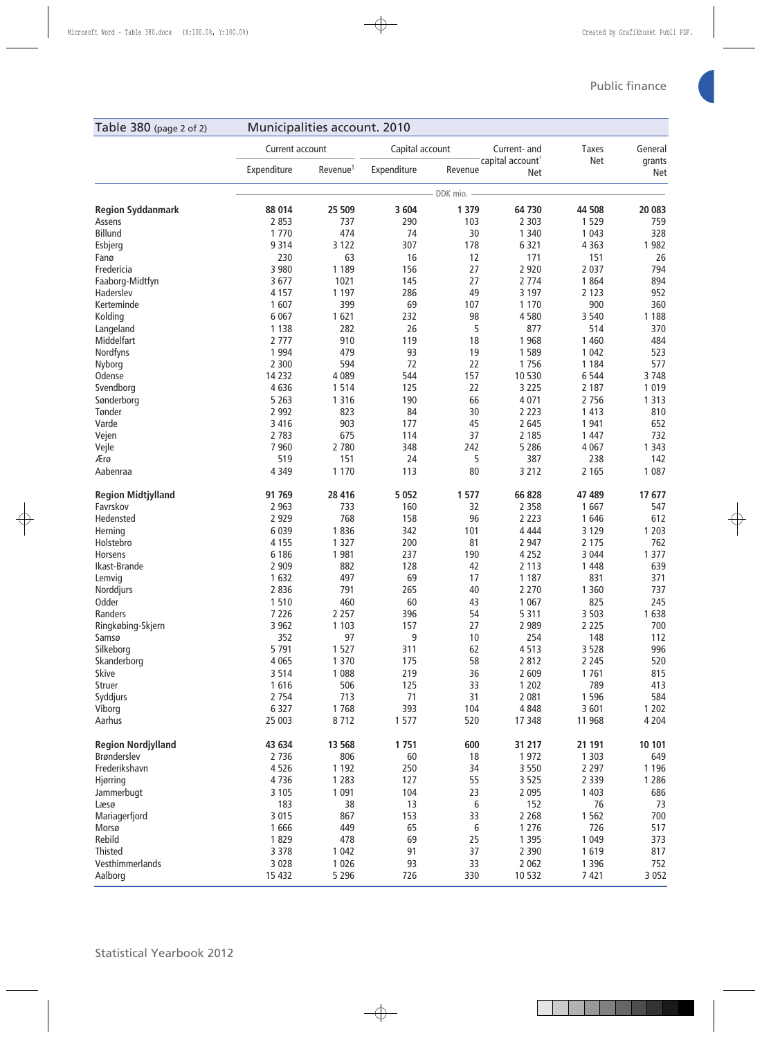## Table 380 (page 2 of 2) Municipalities account. 2010

| | Current account | | Capital account | | Current- and capital account[1] | Taxes | General grants |
|---|---|---|---|---|---|---|---|
| | Expenditure | Revenue[1] | Expenditure | Revenue | Net | Net | Net |
| | DDK mio. | | | | | | |
| **Region Syddanmark** | **88 014** | **25 509** | **3 604** | **1 379** | **64 730** | **44 508** | **20 083** |
| Assens | 2 853 | 737 | 290 | 103 | 2 303 | 1 529 | 759 |
| Billund | 1 770 | 474 | 74 | 30 | 1 340 | 1 043 | 328 |
| Esbjerg | 9 314 | 3 122 | 307 | 178 | 6 321 | 4 363 | 1 982 |
| Fanø | 230 | 63 | 16 | 12 | 171 | 151 | 26 |
| Fredericia | 3 980 | 1 189 | 156 | 27 | 2 920 | 2 037 | 794 |
| Faaborg-Midtfyn | 3 677 | 1021 | 145 | 27 | 2 774 | 1 864 | 894 |
| Haderslev | 4 157 | 1 197 | 286 | 49 | 3 197 | 2 123 | 952 |
| Kerteminde | 1 607 | 399 | 69 | 107 | 1 170 | 900 | 360 |
| Kolding | 6 067 | 1 621 | 232 | 98 | 4 580 | 3 540 | 1 188 |
| Langeland | 1 138 | 282 | 26 | 5 | 877 | 514 | 370 |
| Middelfart | 2 777 | 910 | 119 | 18 | 1 968 | 1 460 | 484 |
| Nordfyns | 1 994 | 479 | 93 | 19 | 1 589 | 1 042 | 523 |
| Nyborg | 2 300 | 594 | 72 | 22 | 1 756 | 1 184 | 577 |
| Odense | 14 232 | 4 089 | 544 | 157 | 10 530 | 6 544 | 3 748 |
| Svendborg | 4 636 | 1 514 | 125 | 22 | 3 225 | 2 187 | 1 019 |
| Sønderborg | 5 263 | 1 316 | 190 | 66 | 4 071 | 2 756 | 1 313 |
| Tønder | 2 992 | 823 | 84 | 30 | 2 223 | 1 413 | 810 |
| Varde | 3 416 | 903 | 177 | 45 | 2 645 | 1 941 | 652 |
| Vejen | 2 783 | 675 | 114 | 37 | 2 185 | 1 447 | 732 |
| Vejle | 7 960 | 2 780 | 348 | 242 | 5 286 | 4 067 | 1 343 |
| Ærø | 519 | 151 | 24 | 5 | 387 | 238 | 142 |
| Aabenraa | 4 349 | 1 170 | 113 | 80 | 3 212 | 2 165 | 1 087 |
| **Region Midtjylland** | **91 769** | **28 416** | **5 052** | **1 577** | **66 828** | **47 489** | **17 677** |
| Favrskov | 2 963 | 733 | 160 | 32 | 2 358 | 1 667 | 547 |
| Hedensted | 2 929 | 768 | 158 | 96 | 2 223 | 1 646 | 612 |
| Herning | 6 039 | 1 836 | 342 | 101 | 4 444 | 3 129 | 1 203 |
| Holstebro | 4 155 | 1 327 | 200 | 81 | 2 947 | 2 175 | 762 |
| Horsens | 6 186 | 1 981 | 237 | 190 | 4 252 | 3 044 | 1 377 |
| Ikast-Brande | 2 909 | 882 | 128 | 42 | 2 113 | 1 448 | 639 |
| Lemvig | 1 632 | 497 | 69 | 17 | 1 187 | 831 | 371 |
| Norddjurs | 2 836 | 791 | 265 | 40 | 2 270 | 1 360 | 737 |
| Odder | 1 510 | 460 | 60 | 43 | 1 067 | 825 | 245 |
| Randers | 7 226 | 2 257 | 396 | 54 | 5 311 | 3 503 | 1 638 |
| Ringkøbing-Skjern | 3 962 | 1 103 | 157 | 27 | 2 989 | 2 225 | 700 |
| Samsø | 352 | 97 | 9 | 10 | 254 | 148 | 112 |
| Silkeborg | 5 791 | 1 527 | 311 | 62 | 4 513 | 3 528 | 996 |
| Skanderborg | 4 065 | 1 370 | 175 | 58 | 2 812 | 2 245 | 520 |
| Skive | 3 514 | 1 088 | 219 | 36 | 2 609 | 1 761 | 815 |
| Struer | 1 616 | 506 | 125 | 33 | 1 202 | 789 | 413 |
| Syddjurs | 2 754 | 713 | 71 | 31 | 2 081 | 1 596 | 584 |
| Viborg | 6 327 | 1 768 | 393 | 104 | 4 848 | 3 601 | 1 202 |
| Aarhus | 25 003 | 8 712 | 1 577 | 520 | 17 348 | 11 968 | 4 204 |
| **Region Nordjylland** | **43 634** | **13 568** | **1 751** | **600** | **31 217** | **21 191** | **10 101** |
| Brønderslev | 2 736 | 806 | 60 | 18 | 1 972 | 1 303 | 649 |
| Frederikshavn | 4 526 | 1 192 | 250 | 34 | 3 550 | 2 297 | 1 196 |
| Hjørring | 4 736 | 1 283 | 127 | 55 | 3 525 | 2 339 | 1 286 |
| Jammerbugt | 3 105 | 1 091 | 104 | 23 | 2 095 | 1 403 | 686 |
| Læsø | 183 | 38 | 13 | 6 | 152 | 76 | 73 |
| Mariagerfjord | 3 015 | 867 | 153 | 33 | 2 268 | 1 562 | 700 |
| Morsø | 1 666 | 449 | 65 | 6 | 1 276 | 726 | 517 |
| Rebild | 1 829 | 478 | 69 | 25 | 1 395 | 1 049 | 373 |
| Thisted | 3 378 | 1 042 | 91 | 37 | 2 390 | 1 619 | 817 |
| Vesthimmerlands | 3 028 | 1 026 | 93 | 33 | 2 062 | 1 396 | 752 |
| Aalborg | 15 432 | 5 296 | 726 | 330 | 10 532 | 7 421 | 3 052 |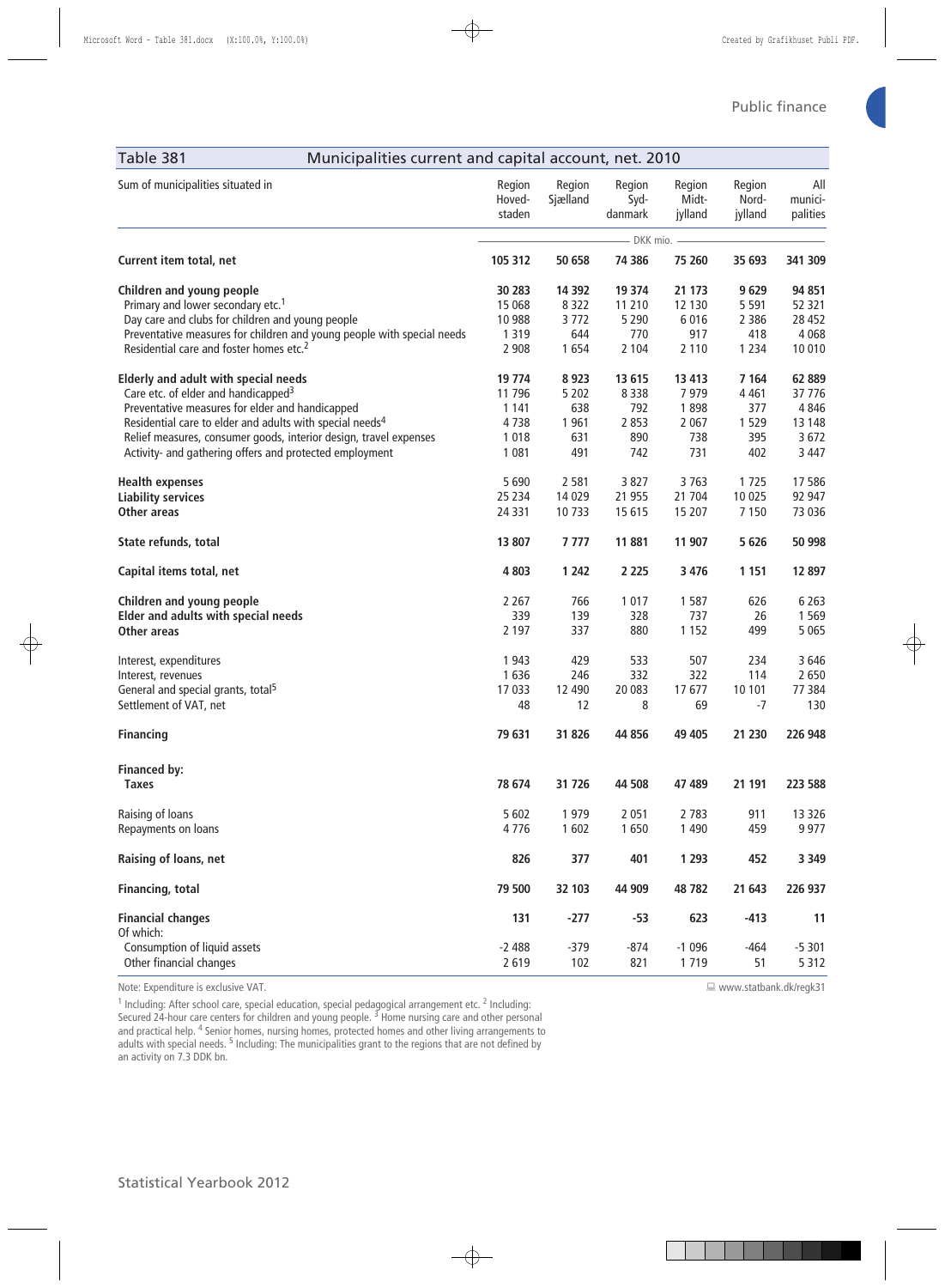## Table 381 Municipalities current and capital account, net. 2010

| Sum of municipalities situated in | Region Hoved-staden | Region Sjælland | Region Syd-danmark | Region Midt-jylland | Region Nord-jylland | All munici-palities |
|---|---|---|---|---|---|---|
| | DKK mio. | | | | | |
| **Current item total, net** | **105 312** | **50 658** | **74 386** | **75 260** | **35 693** | **341 309** |
| **Children and young people** | **30 283** | **14 392** | **19 374** | **21 173** | **9 629** | **94 851** |
| Primary and lower secondary etc.[1] | 15 068 | 8 322 | 11 210 | 12 130 | 5 591 | 52 321 |
| Day care and clubs for children and young people | 10 988 | 3 772 | 5 290 | 6 016 | 2 386 | 28 452 |
| Preventative measures for children and young people with special needs | 1 319 | 644 | 770 | 917 | 418 | 4 068 |
| Residential care and foster homes etc.[2] | 2 908 | 1 654 | 2 104 | 2 110 | 1 234 | 10 010 |
| **Elderly and adult with special needs** | **19 774** | **8 923** | **13 615** | **13 413** | **7 164** | **62 889** |
| Care etc. of elder and handicapped[3] | 11 796 | 5 202 | 8 338 | 7 979 | 4 461 | 37 776 |
| Preventative measures for elder and handicapped | 1 141 | 638 | 792 | 1 898 | 377 | 4 846 |
| Residential care to elder and adults with special needs[4] | 4 738 | 1 961 | 2 853 | 2 067 | 1 529 | 13 148 |
| Relief measures, consumer goods, interior design, travel expenses | 1 018 | 631 | 890 | 738 | 395 | 3 672 |
| Activity- and gathering offers and protected employment | 1 081 | 491 | 742 | 731 | 402 | 3 447 |
| **Health expenses** | **5 690** | **2 581** | **3 827** | **3 763** | **1 725** | **17 586** |
| **Liability services** | **25 234** | **14 029** | **21 955** | **21 704** | **10 025** | **92 947** |
| **Other areas** | **24 331** | **10 733** | **15 615** | **15 207** | **7 150** | **73 036** |
| **State refunds, total** | **13 807** | **7 777** | **11 881** | **11 907** | **5 626** | **50 998** |
| **Capital items total, net** | **4 803** | **1 242** | **2 225** | **3 476** | **1 151** | **12 897** |
| **Children and young people** | **2 267** | **766** | **1 017** | **1 587** | **626** | **6 263** |
| **Elder and adults with special needs** | **339** | **139** | **328** | **737** | **26** | **1 569** |
| **Other areas** | **2 197** | **337** | **880** | **1 152** | **499** | **5 065** |
| Interest, expenditures | 1 943 | 429 | 533 | 507 | 234 | 3 646 |
| Interest, revenues | 1 636 | 246 | 332 | 322 | 114 | 2 650 |
| General and special grants, total[5] | 17 033 | 12 490 | 20 083 | 17 677 | 10 101 | 77 384 |
| Settlement of VAT, net | 48 | 12 | 8 | 69 | -7 | 130 |
| **Financing** | **79 631** | **31 826** | **44 856** | **49 405** | **21 230** | **226 948** |
| **Financed by:** | | | | | | |
| **Taxes** | **78 674** | **31 726** | **44 508** | **47 489** | **21 191** | **223 588** |
| Raising of loans | 5 602 | 1 979 | 2 051 | 2 783 | 911 | 13 326 |
| Repayments on loans | 4 776 | 1 602 | 1 650 | 1 490 | 459 | 9 977 |
| **Raising of loans, net** | **826** | **377** | **401** | **1 293** | **452** | **3 349** |
| **Financing, total** | **79 500** | **32 103** | **44 909** | **48 782** | **21 643** | **226 937** |
| **Financial changes** | **131** | **-277** | **-53** | **623** | **-413** | **11** |
| Of which: | | | | | | |
| Consumption of liquid assets | -2 488 | -379 | -874 | -1 096 | -464 | -5 301 |
| Other financial changes | 2 619 | 102 | 821 | 1 719 | 51 | 5 312 |

Note: Expenditure is exclusive VAT.

www.statbank.dk/regk31

[1] Including: After school care, special education, special pedagogical arrangement etc. [2] Including: Secured 24-hour care centers for children and young people. [3] Home nursing care and other personal and practical help. [4] Senior homes, nursing homes, protected homes and other living arrangements to adults with special needs. [5] Including: The municipalities grant to the regions that are not defined by an activity on 7.3 DDK bn.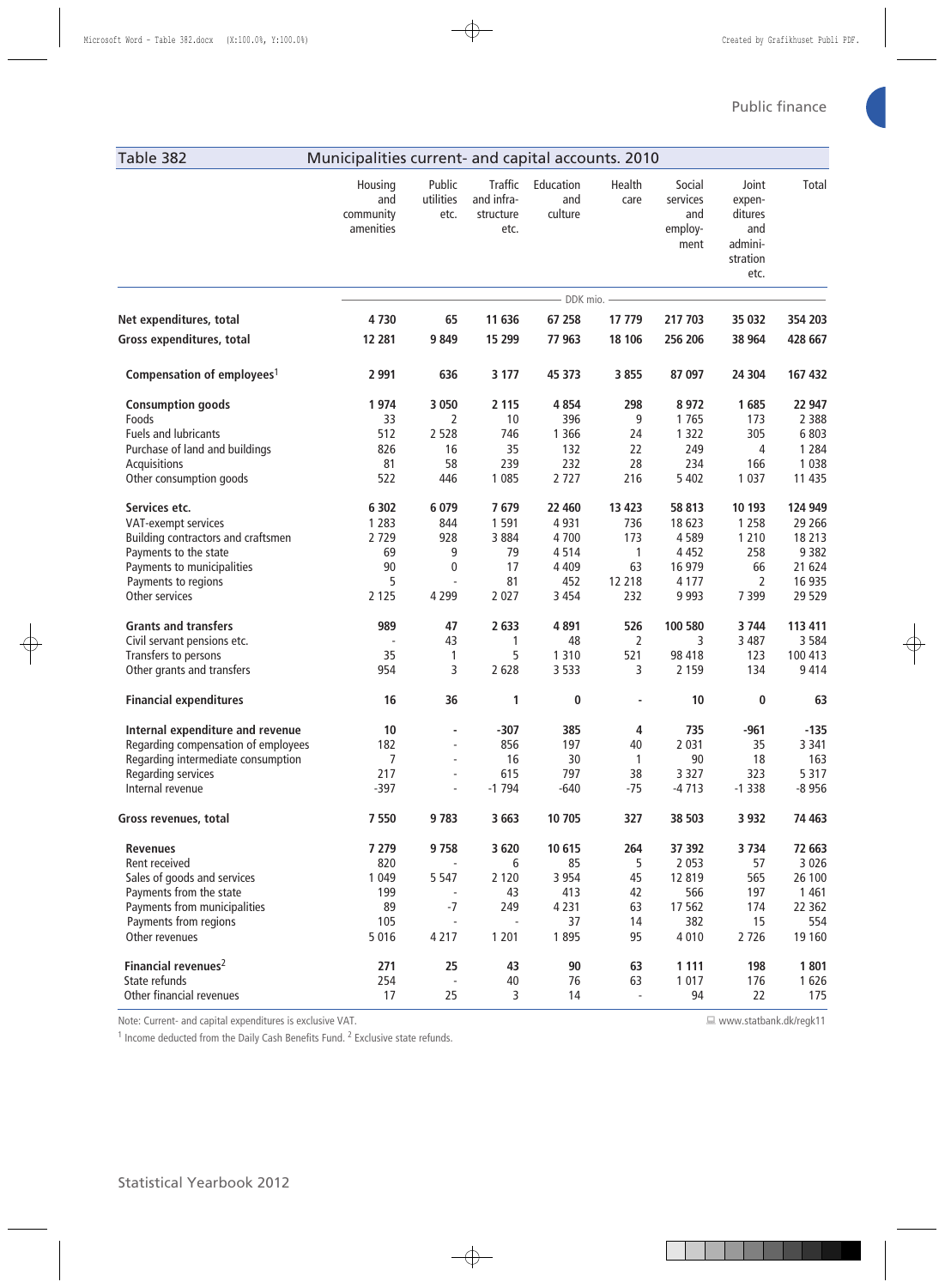## Table 382 Municipalities current- and capital accounts. 2010

| | Housing and community amenities | Public utilities etc. | Traffic and infra-structure etc. | Education and culture | Health care | Social services and employ-ment | Joint expen-ditures and admini-stration etc. | Total |
|---|---|---|---|---|---|---|---|---|
| | DDK mio. | | | | | | | |
| **Net expenditures, total** | **4 730** | **65** | **11 636** | **67 258** | **17 779** | **217 703** | **35 032** | **354 203** |
| **Gross expenditures, total** | **12 281** | **9 849** | **15 299** | **77 963** | **18 106** | **256 206** | **38 964** | **428 667** |
| **Compensation of employees[1]** | **2 991** | **636** | **3 177** | **45 373** | **3 855** | **87 097** | **24 304** | **167 432** |
| **Consumption goods** | **1 974** | **3 050** | **2 115** | **4 854** | **298** | **8 972** | **1 685** | **22 947** |
| Foods | 33 | 2 | 10 | 396 | 9 | 1 765 | 173 | 2 388 |
| Fuels and lubricants | 512 | 2 528 | 746 | 1 366 | 24 | 1 322 | 305 | 6 803 |
| Purchase of land and buildings | 826 | 16 | 35 | 132 | 22 | 249 | 4 | 1 284 |
| Acquisitions | 81 | 58 | 239 | 232 | 28 | 234 | 166 | 1 038 |
| Other consumption goods | 522 | 446 | 1 085 | 2 727 | 216 | 5 402 | 1 037 | 11 435 |
| **Services etc.** | **6 302** | **6 079** | **7 679** | **22 460** | **13 423** | **58 813** | **10 193** | **124 949** |
| VAT-exempt services | 1 283 | 844 | 1 591 | 4 931 | 736 | 18 623 | 1 258 | 29 266 |
| Building contractors and craftsmen | 2 729 | 928 | 3 884 | 4 700 | 173 | 4 589 | 1 210 | 18 213 |
| Payments to the state | 69 | 9 | 79 | 4 514 | 1 | 4 452 | 258 | 9 382 |
| Payments to municipalities | 90 | 0 | 17 | 4 409 | 63 | 16 979 | 66 | 21 624 |
| Payments to regions | 5 | - | 81 | 452 | 12 218 | 4 177 | 2 | 16 935 |
| Other services | 2 125 | 4 299 | 2 027 | 3 454 | 232 | 9 993 | 7 399 | 29 529 |
| **Grants and transfers** | **989** | **47** | **2 633** | **4 891** | **526** | **100 580** | **3 744** | **113 411** |
| Civil servant pensions etc. | - | 43 | 1 | 48 | 2 | 3 | 3 487 | 3 584 |
| Transfers to persons | 35 | 1 | 5 | 1 310 | 521 | 98 418 | 123 | 100 413 |
| Other grants and transfers | 954 | 3 | 2 628 | 3 533 | 3 | 2 159 | 134 | 9 414 |
| **Financial expenditures** | **16** | **36** | **1** | **0** | **-** | **10** | **0** | **63** |
| **Internal expenditure and revenue** | **10** | **-** | **-307** | **385** | **4** | **735** | **-961** | **-135** |
| Regarding compensation of employees | 182 | - | 856 | 197 | 40 | 2 031 | 35 | 3 341 |
| Regarding intermediate consumption | 7 | - | 16 | 30 | 1 | 90 | 18 | 163 |
| Regarding services | 217 | - | 615 | 797 | 38 | 3 327 | 323 | 5 317 |
| Internal revenue | -397 | - | -1 794 | -640 | -75 | -4 713 | -1 338 | -8 956 |
| **Gross revenues, total** | **7 550** | **9 783** | **3 663** | **10 705** | **327** | **38 503** | **3 932** | **74 463** |
| **Revenues** | **7 279** | **9 758** | **3 620** | **10 615** | **264** | **37 392** | **3 734** | **72 663** |
| Rent received | 820 | - | 6 | 85 | 5 | 2 053 | 57 | 3 026 |
| Sales of goods and services | 1 049 | 5 547 | 2 120 | 3 954 | 45 | 12 819 | 565 | 26 100 |
| Payments from the state | 199 | - | 43 | 413 | 42 | 566 | 197 | 1 461 |
| Payments from municipalities | 89 | -7 | 249 | 4 231 | 63 | 17 562 | 174 | 22 362 |
| Payments from regions | 105 | - | - | 37 | 14 | 382 | 15 | 554 |
| Other revenues | 5 016 | 4 217 | 1 201 | 1 895 | 95 | 4 010 | 2 726 | 19 160 |
| **Financial revenues[2]** | **271** | **25** | **43** | **90** | **63** | **1 111** | **198** | **1 801** |
| State refunds | 254 | - | 40 | 76 | 63 | 1 017 | 176 | 1 626 |
| Other financial revenues | 17 | 25 | 3 | 14 | - | 94 | 22 | 175 |

Note: Current- and capital expenditures is exclusive VAT.

www.statbank.dk/regk11

[1] Income deducted from the Daily Cash Benefits Fund. [2] Exclusive state refunds.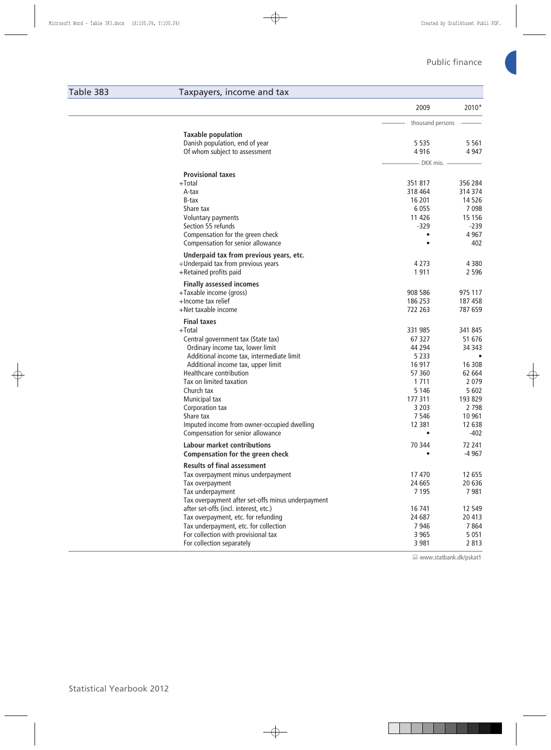## Table 383 Taxpayers, income and tax

| | 2009 | 2010* |
|---|---|---|
| | thousand persons | |
| **Taxable population** | | |
| Danish population, end of year | 5 535 | 5 561 |
| Of whom subject to assessment | 4 916 | 4 947 |
| | DKK mio. | |
| **Provisional taxes** | | |
| +Total | 351 817 | 356 284 |
| A-tax | 318 464 | 314 374 |
| B-tax | 16 201 | 14 526 |
| Share tax | 6 055 | 7 098 |
| Voluntary payments | 11 426 | 15 156 |
| Section 55 refunds | -329 | -239 |
| Compensation for the green check | • | 4 967 |
| Compensation for senior allowance | • | 402 |
| **Underpaid tax from previous years, etc.** | | |
| ÷Underpaid tax from previous years | 4 273 | 4 380 |
| +Retained profits paid | 1 911 | 2 596 |
| **Finally assessed incomes** | | |
| +Taxable income (gross) | 908 586 | 975 117 |
| +Income tax relief | 186 253 | 187 458 |
| +Net taxable income | 722 263 | 787 659 |
| **Final taxes** | | |
| +Total | 331 985 | 341 845 |
| Central government tax (State tax) | 67 327 | 51 676 |
| Ordinary income tax, lower limit | 44 294 | 34 343 |
| Additional income tax, intermediate limit | 5 233 | • |
| Additional income tax, upper limit | 16 917 | 16 308 |
| Healthcare contribution | 57 360 | 62 664 |
| Tax on limited taxation | 1 711 | 2 079 |
| Church tax | 5 146 | 5 602 |
| Municipal tax | 177 311 | 193 829 |
| Corporation tax | 3 203 | 2 798 |
| Share tax | 7 546 | 10 961 |
| Imputed income from owner-occupied dwelling | 12 381 | 12 638 |
| Compensation for senior allowance | • | -402 |
| **Labour market contributions** | 70 344 | 72 241 |
| **Compensation for the green check** | • | -4 967 |
| **Results of final assessment** | | |
| Tax overpayment minus underpayment | 17 470 | 12 655 |
| Tax overpayment | 24 665 | 20 636 |
| Tax underpayment | 7 195 | 7 981 |
| Tax overpayment after set-offs minus underpayment after set-offs (incl. interest, etc.) | 16 741 | 12 549 |
| Tax overpayment, etc. for refunding | 24 687 | 20 413 |
| Tax underpayment, etc. for collection | 7 946 | 7 864 |
| For collection with provisional tax | 3 965 | 5 051 |
| For collection separately | 3 981 | 2 813 |

www.statbank.dk/pskat1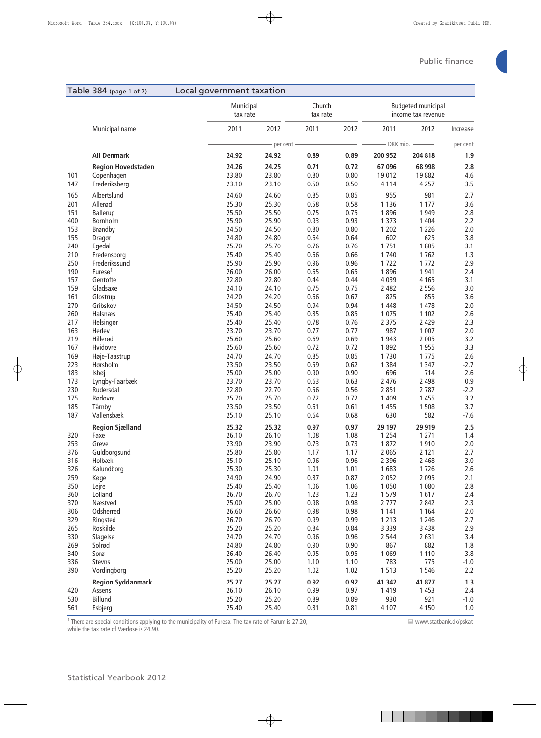## Table 384 (page 1 of 2) Local government taxation

| | Municipal name | Municipal tax rate | | Church tax rate | | Budgeted municipal income tax revenue | | |
|---|---|---|---|---|---|---|---|---|
| | | 2011 | 2012 | 2011 | 2012 | 2011 | 2012 | Increase |
| | | per cent | | | | DKK mio. | | per cent |
| | **All Denmark** | **24.92** | **24.92** | **0.89** | **0.89** | **200 952** | **204 818** | **1.9** |
| | **Region Hovedstaden** | **24.26** | **24.25** | **0.71** | **0.72** | **67 096** | **68 998** | **2.8** |
| 101 | Copenhagen | 23.80 | 23.80 | 0.80 | 0.80 | 19 012 | 19 882 | 4.6 |
| 147 | Frederiksberg | 23.10 | 23.10 | 0.50 | 0.50 | 4 114 | 4 257 | 3.5 |
| 165 | Albertslund | 24.60 | 24.60 | 0.85 | 0.85 | 955 | 981 | 2.7 |
| 201 | Allerød | 25.30 | 25.30 | 0.58 | 0.58 | 1 136 | 1 177 | 3.6 |
| 151 | Ballerup | 25.50 | 25.50 | 0.75 | 0.75 | 1 896 | 1 949 | 2.8 |
| 400 | Bornholm | 25.90 | 25.90 | 0.93 | 0.93 | 1 373 | 1 404 | 2.2 |
| 153 | Brøndby | 24.50 | 24.50 | 0.80 | 0.80 | 1 202 | 1 226 | 2.0 |
| 155 | Dragør | 24.80 | 24.80 | 0.64 | 0.64 | 602 | 625 | 3.8 |
| 240 | Egedal | 25.70 | 25.70 | 0.76 | 0.76 | 1 751 | 1 805 | 3.1 |
| 210 | Fredensborg | 25.40 | 25.40 | 0.66 | 0.66 | 1 740 | 1 762 | 1.3 |
| 250 | Frederikssund | 25.90 | 25.90 | 0.96 | 0.96 | 1 722 | 1 772 | 2.9 |
| 190 | Furesø[1] | 26.00 | 26.00 | 0.65 | 0.65 | 1 896 | 1 941 | 2.4 |
| 157 | Gentofte | 22.80 | 22.80 | 0.44 | 0.44 | 4 039 | 4 165 | 3.1 |
| 159 | Gladsaxe | 24.10 | 24.10 | 0.75 | 0.75 | 2 482 | 2 556 | 3.0 |
| 161 | Glostrup | 24.20 | 24.20 | 0.66 | 0.67 | 825 | 855 | 3.6 |
| 270 | Gribskov | 24.50 | 24.50 | 0.94 | 0.94 | 1 448 | 1 478 | 2.0 |
| 260 | Halsnæs | 25.40 | 25.40 | 0.85 | 0.85 | 1 075 | 1 102 | 2.6 |
| 217 | Helsingør | 25.40 | 25.40 | 0.78 | 0.76 | 2 375 | 2 429 | 2.3 |
| 163 | Herlev | 23.70 | 23.70 | 0.77 | 0.77 | 987 | 1 007 | 2.0 |
| 219 | Hillerød | 25.60 | 25.60 | 0.69 | 0.69 | 1 943 | 2 005 | 3.2 |
| 167 | Hvidovre | 25.60 | 25.60 | 0.72 | 0.72 | 1 892 | 1 955 | 3.3 |
| 169 | Høje-Taastrup | 24.70 | 24.70 | 0.85 | 0.85 | 1 730 | 1 775 | 2.6 |
| 223 | Hørsholm | 23.50 | 23.50 | 0.59 | 0.62 | 1 384 | 1 347 | -2.7 |
| 183 | Ishøj | 25.00 | 25.00 | 0.90 | 0.90 | 696 | 714 | 2.6 |
| 173 | Lyngby-Taarbæk | 23.70 | 23.70 | 0.63 | 0.63 | 2 476 | 2 498 | 0.9 |
| 230 | Rudersdal | 22.80 | 22.70 | 0.56 | 0.56 | 2 851 | 2 787 | -2.2 |
| 175 | Rødovre | 25.70 | 25.70 | 0.72 | 0.72 | 1 409 | 1 455 | 3.2 |
| 185 | Tårnby | 23.50 | 23.50 | 0.61 | 0.61 | 1 455 | 1 508 | 3.7 |
| 187 | Vallensbæk | 25.10 | 25.10 | 0.64 | 0.68 | 630 | 582 | -7.6 |
| | **Region Sjælland** | **25.32** | **25.32** | **0.97** | **0.97** | **29 197** | **29 919** | **2.5** |
| 320 | Faxe | 26.10 | 26.10 | 1.08 | 1.08 | 1 254 | 1 271 | 1.4 |
| 253 | Greve | 23.90 | 23.90 | 0.73 | 0.73 | 1 872 | 1 910 | 2.0 |
| 376 | Guldborgsund | 25.80 | 25.80 | 1.17 | 1.17 | 2 065 | 2 121 | 2.7 |
| 316 | Holbæk | 25.10 | 25.10 | 0.96 | 0.96 | 2 396 | 2 468 | 3.0 |
| 326 | Kalundborg | 25.30 | 25.30 | 1.01 | 1.01 | 1 683 | 1 726 | 2.6 |
| 259 | Køge | 24.90 | 24.90 | 0.87 | 0.87 | 2 052 | 2 095 | 2.1 |
| 350 | Lejre | 25.40 | 25.40 | 1.06 | 1.06 | 1 050 | 1 080 | 2.8 |
| 360 | Lolland | 26.70 | 26.70 | 1.23 | 1.23 | 1 579 | 1 617 | 2.4 |
| 370 | Næstved | 25.00 | 25.00 | 0.98 | 0.98 | 2 777 | 2 842 | 2.3 |
| 306 | Odsherred | 26.60 | 26.60 | 0.98 | 0.98 | 1 141 | 1 164 | 2.0 |
| 329 | Ringsted | 26.70 | 26.70 | 0.99 | 0.99 | 1 213 | 1 246 | 2.7 |
| 265 | Roskilde | 25.20 | 25.20 | 0.84 | 0.84 | 3 339 | 3 438 | 2.9 |
| 330 | Slagelse | 24.70 | 24.70 | 0.96 | 0.96 | 2 544 | 2 631 | 3.4 |
| 269 | Solrød | 24.80 | 24.80 | 0.90 | 0.90 | 867 | 882 | 1.8 |
| 340 | Sorø | 26.40 | 26.40 | 0.95 | 0.95 | 1 069 | 1 110 | 3.8 |
| 336 | Stevns | 25.00 | 25.00 | 1.10 | 1.10 | 783 | 775 | -1.0 |
| 390 | Vordingborg | 25.20 | 25.20 | 1.02 | 1.02 | 1 513 | 1 546 | 2.2 |
| | **Region Syddanmark** | **25.27** | **25.27** | **0.92** | **0.92** | **41 342** | **41 877** | **1.3** |
| 420 | Assens | 26.10 | 26.10 | 0.99 | 0.97 | 1 419 | 1 453 | 2.4 |
| 530 | Billund | 25.20 | 25.20 | 0.89 | 0.89 | 930 | 921 | -1.0 |
| 561 | Esbjerg | 25.40 | 25.40 | 0.81 | 0.81 | 4 107 | 4 150 | 1.0 |

[1] There are special conditions applying to the municipality of Furesø. The tax rate of Farum is 27.20, while the tax rate of Værløse is 24.90.

www.statbank.dk/pskat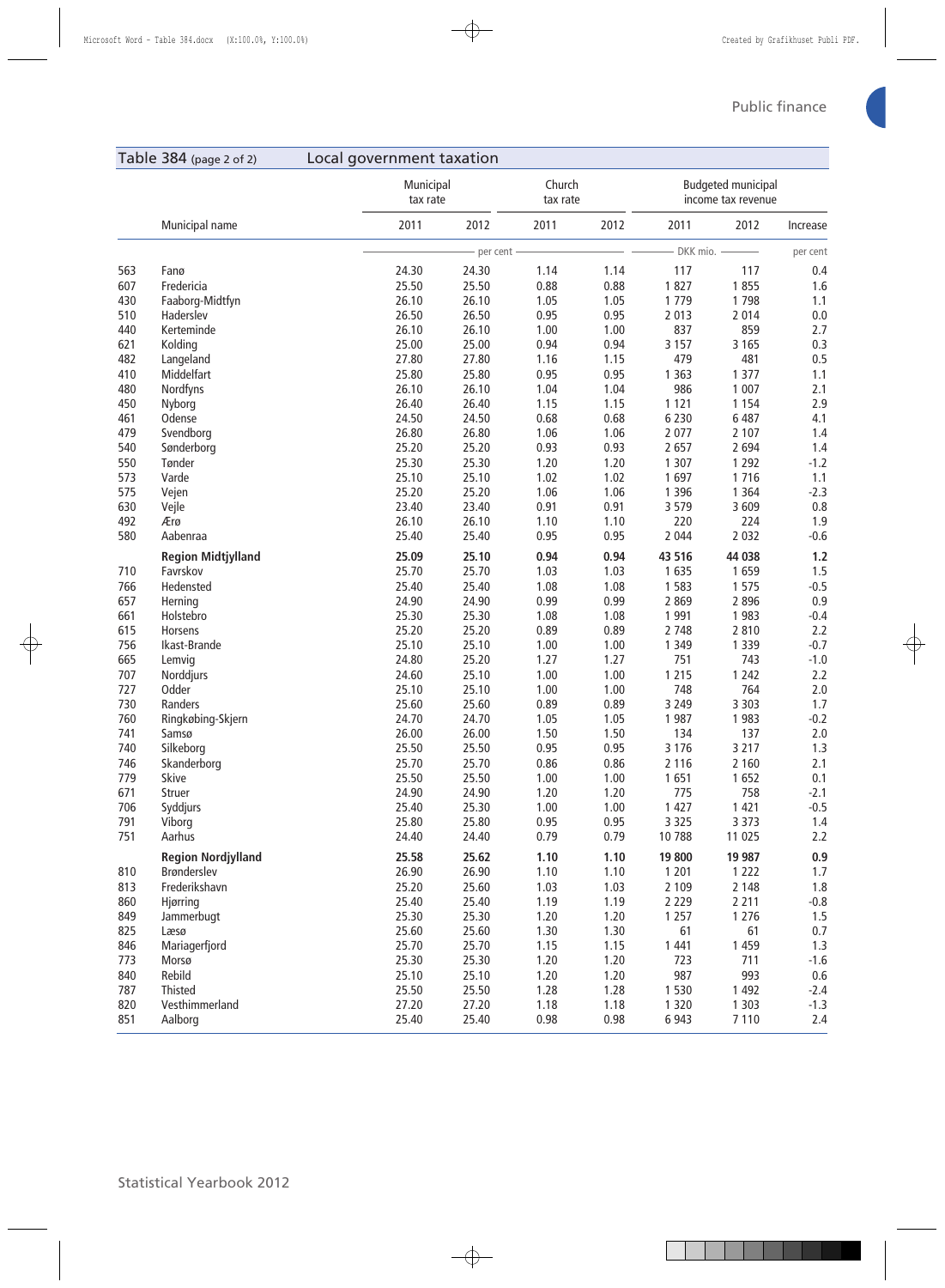## Table 384 (page 2 of 2) Local government taxation

| | Municipal name | Municipal tax rate | | Church tax rate | | Budgeted municipal income tax revenue | | |
|---|---|---|---|---|---|---|---|---|
| | | 2011 | 2012 | 2011 | 2012 | 2011 | 2012 | Increase |
| | | per cent | | | | DKK mio. | | per cent |
| 563 | Fanø | 24.30 | 24.30 | 1.14 | 1.14 | 117 | 117 | 0.4 |
| 607 | Fredericia | 25.50 | 25.50 | 0.88 | 0.88 | 1 827 | 1 855 | 1.6 |
| 430 | Faaborg-Midtfyn | 26.10 | 26.10 | 1.05 | 1.05 | 1 779 | 1 798 | 1.1 |
| 510 | Haderslev | 26.50 | 26.50 | 0.95 | 0.95 | 2 013 | 2 014 | 0.0 |
| 440 | Kerteminde | 26.10 | 26.10 | 1.00 | 1.00 | 837 | 859 | 2.7 |
| 621 | Kolding | 25.00 | 25.00 | 0.94 | 0.94 | 3 157 | 3 165 | 0.3 |
| 482 | Langeland | 27.80 | 27.80 | 1.16 | 1.15 | 479 | 481 | 0.5 |
| 410 | Middelfart | 25.80 | 25.80 | 0.95 | 0.95 | 1 363 | 1 377 | 1.1 |
| 480 | Nordfyns | 26.10 | 26.10 | 1.04 | 1.04 | 986 | 1 007 | 2.1 |
| 450 | Nyborg | 26.40 | 26.40 | 1.15 | 1.15 | 1 121 | 1 154 | 2.9 |
| 461 | Odense | 24.50 | 24.50 | 0.68 | 0.68 | 6 230 | 6 487 | 4.1 |
| 479 | Svendborg | 26.80 | 26.80 | 1.06 | 1.06 | 2 077 | 2 107 | 1.4 |
| 540 | Sønderborg | 25.20 | 25.20 | 0.93 | 0.93 | 2 657 | 2 694 | 1.4 |
| 550 | Tønder | 25.30 | 25.30 | 1.20 | 1.20 | 1 307 | 1 292 | -1.2 |
| 573 | Varde | 25.10 | 25.10 | 1.02 | 1.02 | 1 697 | 1 716 | 1.1 |
| 575 | Vejen | 25.20 | 25.20 | 1.06 | 1.06 | 1 396 | 1 364 | -2.3 |
| 630 | Vejle | 23.40 | 23.40 | 0.91 | 0.91 | 3 579 | 3 609 | 0.8 |
| 492 | Ærø | 26.10 | 26.10 | 1.10 | 1.10 | 220 | 224 | 1.9 |
| 580 | Aabenraa | 25.40 | 25.40 | 0.95 | 0.95 | 2 044 | 2 032 | -0.6 |
| | **Region Midtjylland** | **25.09** | **25.10** | **0.94** | **0.94** | **43 516** | **44 038** | **1.2** |
| 710 | Favrskov | 25.70 | 25.70 | 1.03 | 1.03 | 1 635 | 1 659 | 1.5 |
| 766 | Hedensted | 25.40 | 25.40 | 1.08 | 1.08 | 1 583 | 1 575 | -0.5 |
| 657 | Herning | 24.90 | 24.90 | 0.99 | 0.99 | 2 869 | 2 896 | 0.9 |
| 661 | Holstebro | 25.30 | 25.30 | 1.08 | 1.08 | 1 991 | 1 983 | -0.4 |
| 615 | Horsens | 25.20 | 25.20 | 0.89 | 0.89 | 2 748 | 2 810 | 2.2 |
| 756 | Ikast-Brande | 25.10 | 25.10 | 1.00 | 1.00 | 1 349 | 1 339 | -0.7 |
| 665 | Lemvig | 24.80 | 25.20 | 1.27 | 1.27 | 751 | 743 | -1.0 |
| 707 | Norddjurs | 24.60 | 25.10 | 1.00 | 1.00 | 1 215 | 1 242 | 2.2 |
| 727 | Odder | 25.10 | 25.10 | 1.00 | 1.00 | 748 | 764 | 2.0 |
| 730 | Randers | 25.60 | 25.60 | 0.89 | 0.89 | 3 249 | 3 303 | 1.7 |
| 760 | Ringkøbing-Skjern | 24.70 | 24.70 | 1.05 | 1.05 | 1 987 | 1 983 | -0.2 |
| 741 | Samsø | 26.00 | 26.00 | 1.50 | 1.50 | 134 | 137 | 2.0 |
| 740 | Silkeborg | 25.50 | 25.50 | 0.95 | 0.95 | 3 176 | 3 217 | 1.3 |
| 746 | Skanderborg | 25.70 | 25.70 | 0.86 | 0.86 | 2 116 | 2 160 | 2.1 |
| 779 | Skive | 25.50 | 25.50 | 1.00 | 1.00 | 1 651 | 1 652 | 0.1 |
| 671 | Struer | 24.90 | 24.90 | 1.20 | 1.20 | 775 | 758 | -2.1 |
| 706 | Syddjurs | 25.40 | 25.30 | 1.00 | 1.00 | 1 427 | 1 421 | -0.5 |
| 791 | Viborg | 25.80 | 25.80 | 0.95 | 0.95 | 3 325 | 3 373 | 1.4 |
| 751 | Aarhus | 24.40 | 24.40 | 0.79 | 0.79 | 10 788 | 11 025 | 2.2 |
| | **Region Nordjylland** | **25.58** | **25.62** | **1.10** | **1.10** | **19 800** | **19 987** | **0.9** |
| 810 | Brønderslev | 26.90 | 26.90 | 1.10 | 1.10 | 1 201 | 1 222 | 1.7 |
| 813 | Frederikshavn | 25.20 | 25.60 | 1.03 | 1.03 | 2 109 | 2 148 | 1.8 |
| 860 | Hjørring | 25.40 | 25.40 | 1.19 | 1.19 | 2 229 | 2 211 | -0.8 |
| 849 | Jammerbugt | 25.30 | 25.30 | 1.20 | 1.20 | 1 257 | 1 276 | 1.5 |
| 825 | Læsø | 25.60 | 25.60 | 1.30 | 1.30 | 61 | 61 | 0.7 |
| 846 | Mariagerfjord | 25.70 | 25.70 | 1.15 | 1.15 | 1 441 | 1 459 | 1.3 |
| 773 | Morsø | 25.30 | 25.30 | 1.20 | 1.20 | 723 | 711 | -1.6 |
| 840 | Rebild | 25.10 | 25.10 | 1.20 | 1.20 | 987 | 993 | 0.6 |
| 787 | Thisted | 25.50 | 25.50 | 1.28 | 1.28 | 1 530 | 1 492 | -2.4 |
| 820 | Vesthimmerland | 27.20 | 27.20 | 1.18 | 1.18 | 1 320 | 1 303 | -1.3 |
| 851 | Aalborg | 25.40 | 25.40 | 0.98 | 0.98 | 6 943 | 7 110 | 2.4 |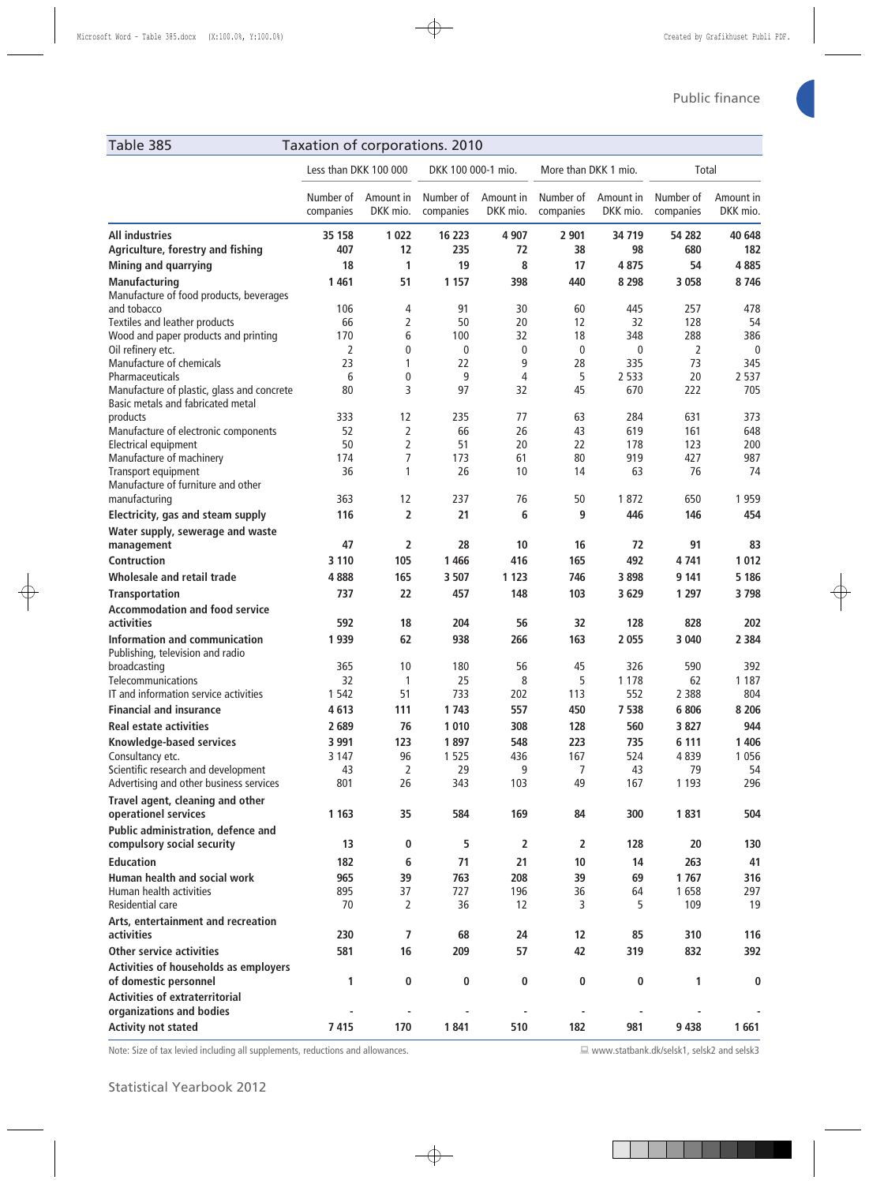## Table 385 Taxation of corporations. 2010

| | Less than DKK 100 000 | | DKK 100 000-1 mio. | | More than DKK 1 mio. | | Total | |
|---|---|---|---|---|---|---|---|---|
| | Number of companies | Amount in DKK mio. | Number of companies | Amount in DKK mio. | Number of companies | Amount in DKK mio. | Number of companies | Amount in DKK mio. |
| **All industries** | **35 158** | **1 022** | **16 223** | **4 907** | **2 901** | **34 719** | **54 282** | **40 648** |
| **Agriculture, forestry and fishing** | **407** | **12** | **235** | **72** | **38** | **98** | **680** | **182** |
| **Mining and quarrying** | **18** | **1** | **19** | **8** | **17** | **4 875** | **54** | **4 885** |
| **Manufacturing** | **1 461** | **51** | **1 157** | **398** | **440** | **8 298** | **3 058** | **8 746** |
| Manufacture of food products, beverages and tobacco | 106 | 4 | 91 | 30 | 60 | 445 | 257 | 478 |
| Textiles and leather products | 66 | 2 | 50 | 20 | 12 | 32 | 128 | 54 |
| Wood and paper products and printing | 170 | 6 | 100 | 32 | 18 | 348 | 288 | 386 |
| Oil refinery etc. | 2 | 0 | 0 | 0 | 0 | 0 | 2 | 0 |
| Manufacture of chemicals | 23 | 1 | 22 | 9 | 28 | 335 | 73 | 345 |
| Pharmaceuticals | 6 | 0 | 9 | 4 | 5 | 2 533 | 20 | 2 537 |
| Manufacture of plastic, glass and concrete | 80 | 3 | 97 | 32 | 45 | 670 | 222 | 705 |
| Basic metals and fabricated metal products | 333 | 12 | 235 | 77 | 63 | 284 | 631 | 373 |
| Manufacture of electronic components | 52 | 2 | 66 | 26 | 43 | 619 | 161 | 648 |
| Electrical equipment | 50 | 2 | 51 | 20 | 22 | 178 | 123 | 200 |
| Manufacture of machinery | 174 | 7 | 173 | 61 | 80 | 919 | 427 | 987 |
| Transport equipment | 36 | 1 | 26 | 10 | 14 | 63 | 76 | 74 |
| Manufacture of furniture and other manufacturing | 363 | 12 | 237 | 76 | 50 | 1 872 | 650 | 1 959 |
| **Electricity, gas and steam supply** | **116** | **2** | **21** | **6** | **9** | **446** | **146** | **454** |
| **Water supply, sewerage and waste management** | **47** | **2** | **28** | **10** | **16** | **72** | **91** | **83** |
| **Contruction** | **3 110** | **105** | **1 466** | **416** | **165** | **492** | **4 741** | **1 012** |
| **Wholesale and retail trade** | **4 888** | **165** | **3 507** | **1 123** | **746** | **3 898** | **9 141** | **5 186** |
| **Transportation** | **737** | **22** | **457** | **148** | **103** | **3 629** | **1 297** | **3 798** |
| **Accommodation and food service activities** | **592** | **18** | **204** | **56** | **32** | **128** | **828** | **202** |
| **Information and communication** | **1 939** | **62** | **938** | **266** | **163** | **2 055** | **3 040** | **2 384** |
| Publishing, television and radio broadcasting | 365 | 10 | 180 | 56 | 45 | 326 | 590 | 392 |
| Telecommunications | 32 | 1 | 25 | 8 | 5 | 1 178 | 62 | 1 187 |
| IT and information service activities | 1 542 | 51 | 733 | 202 | 113 | 552 | 2 388 | 804 |
| **Financial and insurance** | **4 613** | **111** | **1 743** | **557** | **450** | **7 538** | **6 806** | **8 206** |
| **Real estate activities** | **2 689** | **76** | **1 010** | **308** | **128** | **560** | **3 827** | **944** |
| **Knowledge-based services** | **3 991** | **123** | **1 897** | **548** | **223** | **735** | **6 111** | **1 406** |
| Consultancy etc. | 3 147 | 96 | 1 525 | 436 | 167 | 524 | 4 839 | 1 056 |
| Scientific research and development | 43 | 2 | 29 | 9 | 7 | 43 | 79 | 54 |
| Advertising and other business services | 801 | 26 | 343 | 103 | 49 | 167 | 1 193 | 296 |
| **Travel agent, cleaning and other operationel services** | **1 163** | **35** | **584** | **169** | **84** | **300** | **1 831** | **504** |
| **Public administration, defence and compulsory social security** | **13** | **0** | **5** | **2** | **2** | **128** | **20** | **130** |
| **Education** | **182** | **6** | **71** | **21** | **10** | **14** | **263** | **41** |
| **Human health and social work** | **965** | **39** | **763** | **208** | **39** | **69** | **1 767** | **316** |
| Human health activities | 895 | 37 | 727 | 196 | 36 | 64 | 1 658 | 297 |
| Residential care | 70 | 2 | 36 | 12 | 3 | 5 | 109 | 19 |
| **Arts, entertainment and recreation activities** | **230** | **7** | **68** | **24** | **12** | **85** | **310** | **116** |
| **Other service activities** | **581** | **16** | **209** | **57** | **42** | **319** | **832** | **392** |
| **Activities of households as employers of domestic personnel** | **1** | **0** | **0** | **0** | **0** | **0** | **1** | **0** |
| **Activities of extraterritorial organizations and bodies** | - | - | - | - | - | - | - | - |
| **Activity not stated** | **7 415** | **170** | **1 841** | **510** | **182** | **981** | **9 438** | **1 661** |

Note: Size of tax levied including all supplements, reductions and allowances.

www.statbank.dk/selsk1, selsk2 and selsk3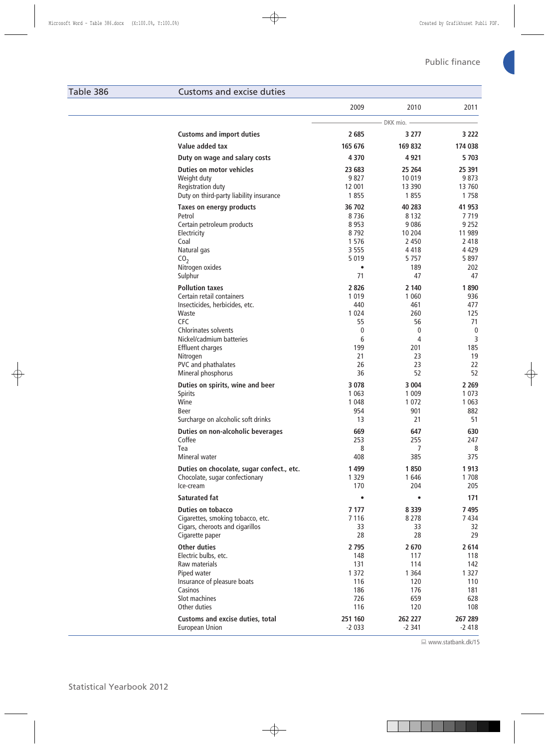## Table 386 Customs and excise duties

| | 2009 | 2010 | 2011 |
|---|---|---|---|
| | DKK mio. | | |
| **Customs and import duties** | **2 685** | **3 277** | **3 222** |
| **Value added tax** | **165 676** | **169 832** | **174 038** |
| **Duty on wage and salary costs** | **4 370** | **4 921** | **5 703** |
| **Duties on motor vehicles** | **23 683** | **25 264** | **25 391** |
| Weight duty | 9 827 | 10 019 | 9 873 |
| Registration duty | 12 001 | 13 390 | 13 760 |
| Duty on third-party liability insurance | 1 855 | 1 855 | 1 758 |
| **Taxes on energy products** | **36 702** | **40 283** | **41 953** |
| Petrol | 8 736 | 8 132 | 7 719 |
| Certain petroleum products | 8 953 | 9 086 | 9 252 |
| Electricity | 8 792 | 10 204 | 11 989 |
| Coal | 1 576 | 2 450 | 2 418 |
| Natural gas | 3 555 | 4 418 | 4 429 |
| $CO_2$ | 5 019 | 5 757 | 5 897 |
| Nitrogen oxides | • | 189 | 202 |
| Sulphur | 71 | 47 | 47 |
| **Pollution taxes** | **2 826** | **2 140** | **1 890** |
| Certain retail containers | 1 019 | 1 060 | 936 |
| Insecticides, herbicides, etc. | 440 | 461 | 477 |
| Waste | 1 024 | 260 | 125 |
| CFC | 55 | 56 | 71 |
| Chlorinates solvents | 0 | 0 | 0 |
| Nickel/cadmium batteries | 6 | 4 | 3 |
| Effluent charges | 199 | 201 | 185 |
| Nitrogen | 21 | 23 | 19 |
| PVC and phathalates | 26 | 23 | 22 |
| Mineral phosphorus | 36 | 52 | 52 |
| **Duties on spirits, wine and beer** | **3 078** | **3 004** | **2 269** |
| Spirits | 1 063 | 1 009 | 1 073 |
| Wine | 1 048 | 1 072 | 1 063 |
| Beer | 954 | 901 | 882 |
| Surcharge on alcoholic soft drinks | 13 | 21 | 51 |
| **Duties on non-alcoholic beverages** | **669** | **647** | **630** |
| Coffee | 253 | 255 | 247 |
| Tea | 8 | 7 | 8 |
| Mineral water | 408 | 385 | 375 |
| **Duties on chocolate, sugar confect., etc.** | **1 499** | **1 850** | **1 913** |
| Chocolate, sugar confectionary | 1 329 | 1 646 | 1 708 |
| Ice-cream | 170 | 204 | 205 |
| **Saturated fat** | **•** | **•** | **171** |
| **Duties on tobacco** | **7 177** | **8 339** | **7 495** |
| Cigarettes, smoking tobacco, etc. | 7 116 | 8 278 | 7 434 |
| Cigars, cheroots and cigarillos | 33 | 33 | 32 |
| Cigarette paper | 28 | 28 | 29 |
| **Other duties** | **2 795** | **2 670** | **2 614** |
| Electric bulbs, etc. | 148 | 117 | 118 |
| Raw materials | 131 | 114 | 142 |
| Piped water | 1 372 | 1 364 | 1 327 |
| Insurance of pleasure boats | 116 | 120 | 110 |
| Casinos | 186 | 176 | 181 |
| Slot machines | 726 | 659 | 628 |
| Other duties | 116 | 120 | 108 |
| **Customs and excise duties, total** | **251 160** | **262 227** | **267 289** |
| European Union | -2 033 | -2 341 | -2 418 |

www.statbank.dk/15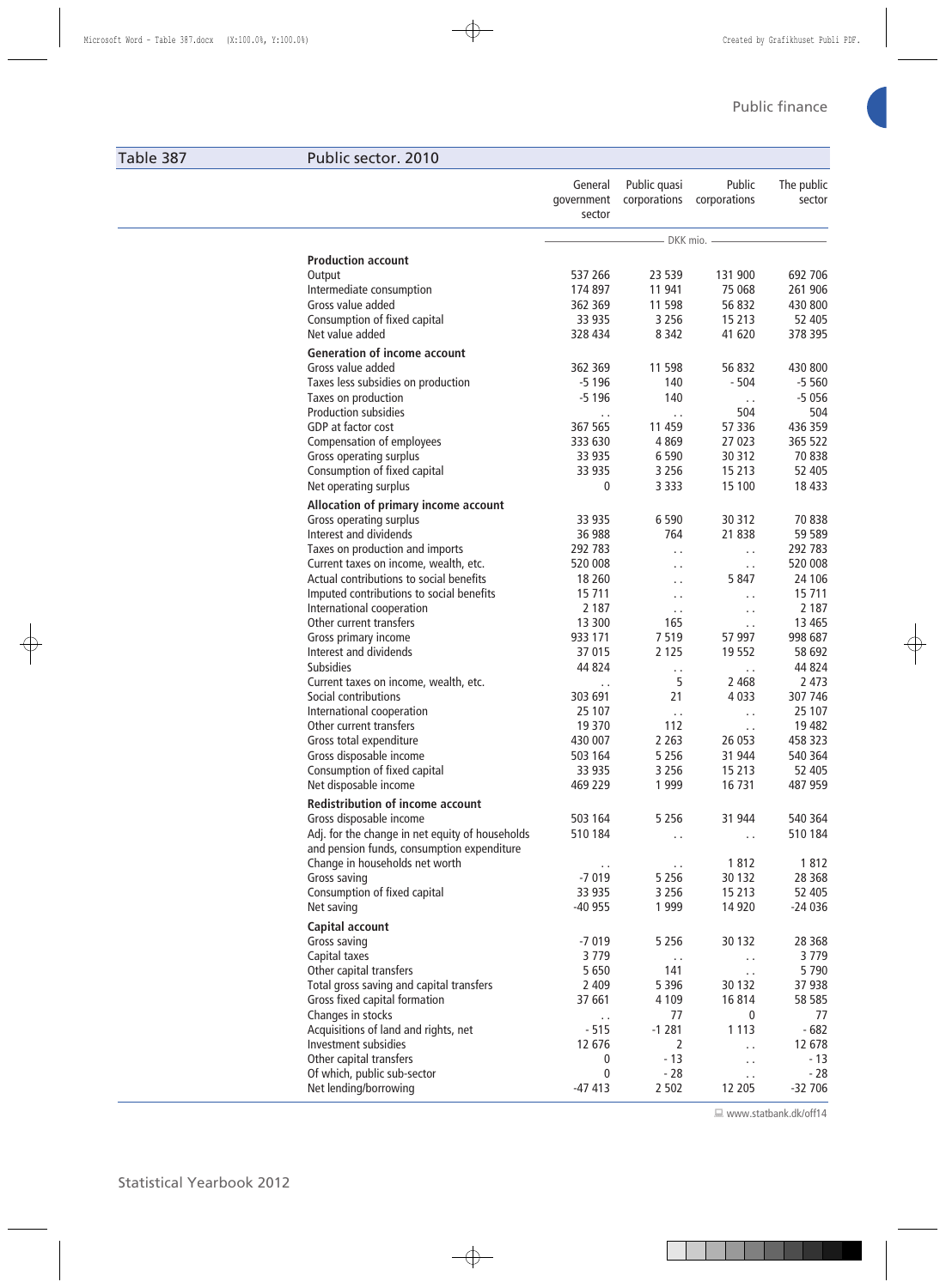## Table 387 Public sector. 2010

| | General government sector | Public quasi corporations | Public corporations | The public sector |
|---|---|---|---|---|
| | DKK mio. | | | |
| **Production account** | | | | |
| Output | 537 266 | 23 539 | 131 900 | 692 706 |
| Intermediate consumption | 174 897 | 11 941 | 75 068 | 261 906 |
| Gross value added | 362 369 | 11 598 | 56 832 | 430 800 |
| Consumption of fixed capital | 33 935 | 3 256 | 15 213 | 52 405 |
| Net value added | 328 434 | 8 342 | 41 620 | 378 395 |
| **Generation of income account** | | | | |
| Gross value added | 362 369 | 11 598 | 56 832 | 430 800 |
| Taxes less subsidies on production | -5 196 | 140 | - 504 | -5 560 |
| Taxes on production | -5 196 | 140 | . . | -5 056 |
| Production subsidies | . . | . . | 504 | 504 |
| GDP at factor cost | 367 565 | 11 459 | 57 336 | 436 359 |
| Compensation of employees | 333 630 | 4 869 | 27 023 | 365 522 |
| Gross operating surplus | 33 935 | 6 590 | 30 312 | 70 838 |
| Consumption of fixed capital | 33 935 | 3 256 | 15 213 | 52 405 |
| Net operating surplus | 0 | 3 333 | 15 100 | 18 433 |
| **Allocation of primary income account** | | | | |
| Gross operating surplus | 33 935 | 6 590 | 30 312 | 70 838 |
| Interest and dividends | 36 988 | 764 | 21 838 | 59 589 |
| Taxes on production and imports | 292 783 | . . | . . | 292 783 |
| Current taxes on income, wealth, etc. | 520 008 | . . | . . | 520 008 |
| Actual contributions to social benefits | 18 260 | . . | 5 847 | 24 106 |
| Imputed contributions to social benefits | 15 711 | . . | . . | 15 711 |
| International cooperation | 2 187 | . . | . . | 2 187 |
| Other current transfers | 13 300 | 165 | . . | 13 465 |
| Gross primary income | 933 171 | 7 519 | 57 997 | 998 687 |
| Interest and dividends | 37 015 | 2 125 | 19 552 | 58 692 |
| Subsidies | 44 824 | . . | . . | 44 824 |
| Current taxes on income, wealth, etc. | . . | 5 | 2 468 | 2 473 |
| Social contributions | 303 691 | 21 | 4 033 | 307 746 |
| International cooperation | 25 107 | . . | . . | 25 107 |
| Other current transfers | 19 370 | 112 | . . | 19 482 |
| Gross total expenditure | 430 007 | 2 263 | 26 053 | 458 323 |
| Gross disposable income | 503 164 | 5 256 | 31 944 | 540 364 |
| Consumption of fixed capital | 33 935 | 3 256 | 15 213 | 52 405 |
| Net disposable income | 469 229 | 1 999 | 16 731 | 487 959 |
| **Redistribution of income account** | | | | |
| Gross disposable income | 503 164 | 5 256 | 31 944 | 540 364 |
| Adj. for the change in net equity of households and pension funds, consumption expenditure | 510 184 | . . | . . | 510 184 |
| Change in households net worth | . . | . . | 1 812 | 1 812 |
| Gross saving | -7 019 | 5 256 | 30 132 | 28 368 |
| Consumption of fixed capital | 33 935 | 3 256 | 15 213 | 52 405 |
| Net saving | -40 955 | 1 999 | 14 920 | -24 036 |
| **Capital account** | | | | |
| Gross saving | -7 019 | 5 256 | 30 132 | 28 368 |
| Capital taxes | 3 779 | . . | . . | 3 779 |
| Other capital transfers | 5 650 | 141 | . . | 5 790 |
| Total gross saving and capital transfers | 2 409 | 5 396 | 30 132 | 37 938 |
| Gross fixed capital formation | 37 661 | 4 109 | 16 814 | 58 585 |
| Changes in stocks | . . | 77 | 0 | 77 |
| Acquisitions of land and rights, net | - 515 | -1 281 | 1 113 | - 682 |
| Investment subsidies | 12 676 | 2 | . . | 12 678 |
| Other capital transfers | 0 | - 13 | . . | - 13 |
| Of which, public sub-sector | 0 | - 28 | . . | - 28 |
| Net lending/borrowing | -47 413 | 2 502 | 12 205 | -32 706 |

www.statbank.dk/off14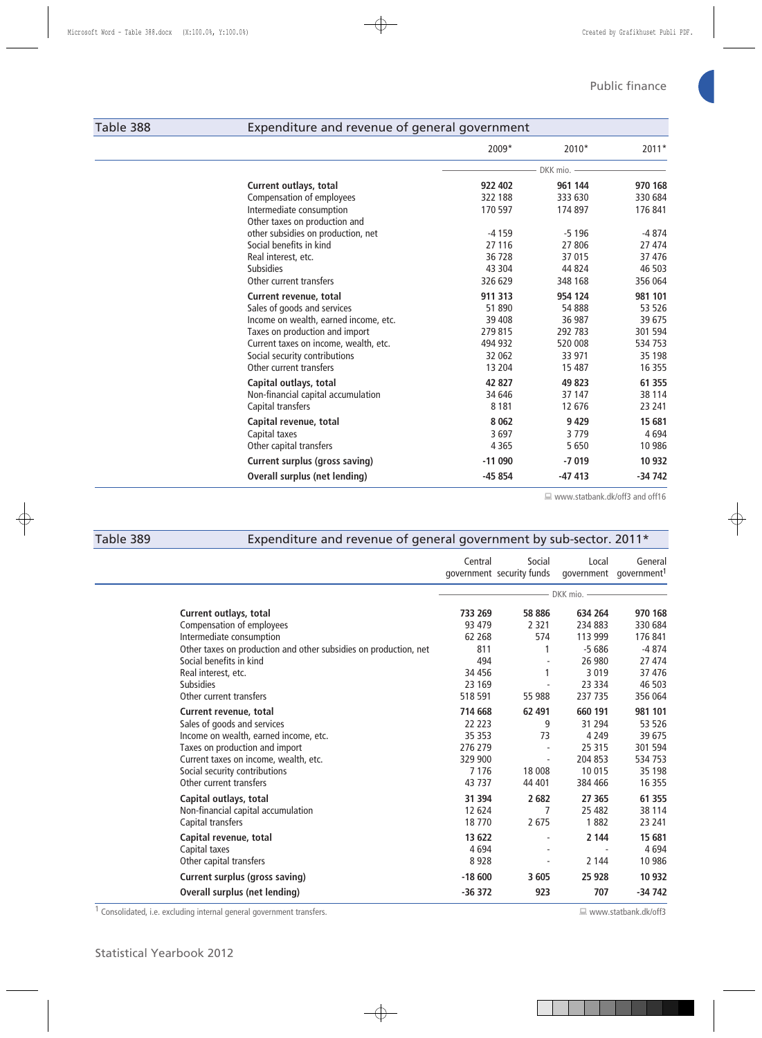## Table 388 Expenditure and revenue of general government

| | 2009* | 2010* | 2011* |
|---|---|---|---|
| | DKK mio. | | |
| **Current outlays, total** | **922 402** | **961 144** | **970 168** |
| Compensation of employees | 322 188 | 333 630 | 330 684 |
| Intermediate consumption | 170 597 | 174 897 | 176 841 |
| Other taxes on production and other subsidies on production, net | -4 159 | -5 196 | -4 874 |
| Social benefits in kind | 27 116 | 27 806 | 27 474 |
| Real interest, etc. | 36 728 | 37 015 | 37 476 |
| Subsidies | 43 304 | 44 824 | 46 503 |
| Other current transfers | 326 629 | 348 168 | 356 064 |
| **Current revenue, total** | **911 313** | **954 124** | **981 101** |
| Sales of goods and services | 51 890 | 54 888 | 53 526 |
| Income on wealth, earned income, etc. | 39 408 | 36 987 | 39 675 |
| Taxes on production and import | 279 815 | 292 783 | 301 594 |
| Current taxes on income, wealth, etc. | 494 932 | 520 008 | 534 753 |
| Social security contributions | 32 062 | 33 971 | 35 198 |
| Other current transfers | 13 204 | 15 487 | 16 355 |
| **Capital outlays, total** | **42 827** | **49 823** | **61 355** |
| Non-financial capital accumulation | 34 646 | 37 147 | 38 114 |
| Capital transfers | 8 181 | 12 676 | 23 241 |
| **Capital revenue, total** | **8 062** | **9 429** | **15 681** |
| Capital taxes | 3 697 | 3 779 | 4 694 |
| Other capital transfers | 4 365 | 5 650 | 10 986 |
| **Current surplus (gross saving)** | **-11 090** | **-7 019** | **10 932** |
| **Overall surplus (net lending)** | **-45 854** | **-47 413** | **-34 742** |

www.statbank.dk/off3 and off16

## Table 389 Expenditure and revenue of general government by sub-sector. 2011*

| | Central government | Social security funds | Local government | General government[1] |
|---|---|---|---|---|
| | DKK mio. | | | |
| **Current outlays, total** | **733 269** | **58 886** | **634 264** | **970 168** |
| Compensation of employees | 93 479 | 2 321 | 234 883 | 330 684 |
| Intermediate consumption | 62 268 | 574 | 113 999 | 176 841 |
| Other taxes on production and other subsidies on production, net | 811 | 1 | -5 686 | -4 874 |
| Social benefits in kind | 494 | - | 26 980 | 27 474 |
| Real interest, etc. | 34 456 | 1 | 3 019 | 37 476 |
| Subsidies | 23 169 | - | 23 334 | 46 503 |
| Other current transfers | 518 591 | 55 988 | 237 735 | 356 064 |
| **Current revenue, total** | **714 668** | **62 491** | **660 191** | **981 101** |
| Sales of goods and services | 22 223 | 9 | 31 294 | 53 526 |
| Income on wealth, earned income, etc. | 35 353 | 73 | 4 249 | 39 675 |
| Taxes on production and import | 276 279 | - | 25 315 | 301 594 |
| Current taxes on income, wealth, etc. | 329 900 | - | 204 853 | 534 753 |
| Social security contributions | 7 176 | 18 008 | 10 015 | 35 198 |
| Other current transfers | 43 737 | 44 401 | 384 466 | 16 355 |
| **Capital outlays, total** | **31 394** | **2 682** | **27 365** | **61 355** |
| Non-financial capital accumulation | 12 624 | 7 | 25 482 | 38 114 |
| Capital transfers | 18 770 | 2 675 | 1 882 | 23 241 |
| **Capital revenue, total** | **13 622** | - | **2 144** | **15 681** |
| Capital taxes | 4 694 | - | - | 4 694 |
| Other capital transfers | 8 928 | - | 2 144 | 10 986 |
| **Current surplus (gross saving)** | **-18 600** | **3 605** | **25 928** | **10 932** |
| **Overall surplus (net lending)** | **-36 372** | **923** | **707** | **-34 742** |

[1] Consolidated, i.e. excluding internal general government transfers.

www.statbank.dk/off3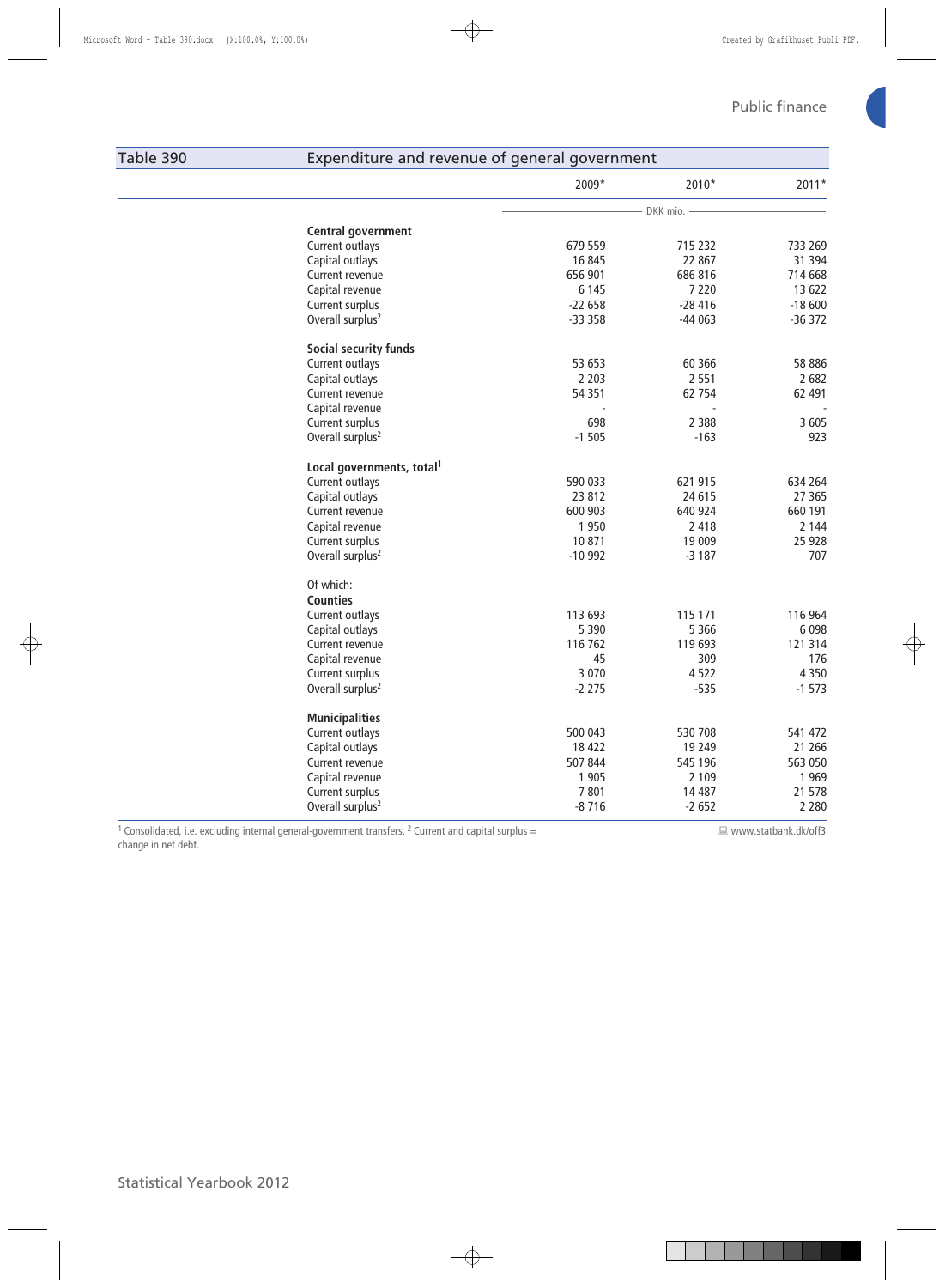## Table 390 Expenditure and revenue of general government

| | 2009* | 2010* | 2011* |
|---|---|---|---|
| | DKK mio. | | |
| **Central government** | | | |
| Current outlays | 679 559 | 715 232 | 733 269 |
| Capital outlays | 16 845 | 22 867 | 31 394 |
| Current revenue | 656 901 | 686 816 | 714 668 |
| Capital revenue | 6 145 | 7 220 | 13 622 |
| Current surplus | -22 658 | -28 416 | -18 600 |
| Overall surplus[2] | -33 358 | -44 063 | -36 372 |
| **Social security funds** | | | |
| Current outlays | 53 653 | 60 366 | 58 886 |
| Capital outlays | 2 203 | 2 551 | 2 682 |
| Current revenue | 54 351 | 62 754 | 62 491 |
| Capital revenue | - | - | - |
| Current surplus | 698 | 2 388 | 3 605 |
| Overall surplus[2] | -1 505 | -163 | 923 |
| **Local governments, total[1]** | | | |
| Current outlays | 590 033 | 621 915 | 634 264 |
| Capital outlays | 23 812 | 24 615 | 27 365 |
| Current revenue | 600 903 | 640 924 | 660 191 |
| Capital revenue | 1 950 | 2 418 | 2 144 |
| Current surplus | 10 871 | 19 009 | 25 928 |
| Overall surplus[2] | -10 992 | -3 187 | 707 |
| Of which: | | | |
| **Counties** | | | |
| Current outlays | 113 693 | 115 171 | 116 964 |
| Capital outlays | 5 390 | 5 366 | 6 098 |
| Current revenue | 116 762 | 119 693 | 121 314 |
| Capital revenue | 45 | 309 | 176 |
| Current surplus | 3 070 | 4 522 | 4 350 |
| Overall surplus[2] | -2 275 | -535 | -1 573 |
| **Municipalities** | | | |
| Current outlays | 500 043 | 530 708 | 541 472 |
| Capital outlays | 18 422 | 19 249 | 21 266 |
| Current revenue | 507 844 | 545 196 | 563 050 |
| Capital revenue | 1 905 | 2 109 | 1 969 |
| Current surplus | 7 801 | 14 487 | 21 578 |
| Overall surplus[2] | -8 716 | -2 652 | 2 280 |

[1] Consolidated, i.e. excluding internal general-government transfers. [2] Current and capital surplus = change in net debt.

www.statbank.dk/off3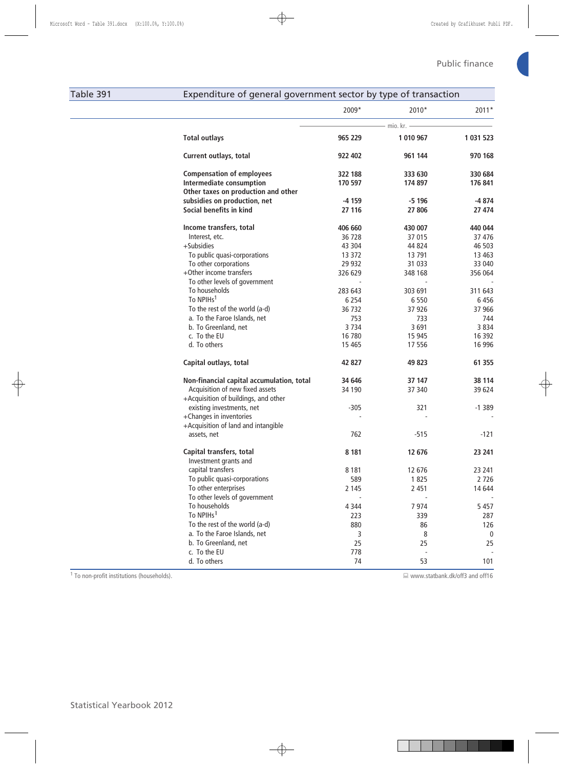## Table 391 Expenditure of general government sector by type of transaction

| | 2009* | 2010* | 2011* |
|---|---|---|---|
| | mio. kr. | | |
| **Total outlays** | **965 229** | **1 010 967** | **1 031 523** |
| **Current outlays, total** | **922 402** | **961 144** | **970 168** |
| **Compensation of employees** | **322 188** | **333 630** | **330 684** |
| **Intermediate consumption** | **170 597** | **174 897** | **176 841** |
| **Other taxes on production and other subsidies on production, net** | **-4 159** | **-5 196** | **-4 874** |
| **Social benefits in kind** | **27 116** | **27 806** | **27 474** |
| **Income transfers, total** | **406 660** | **430 007** | **440 044** |
| Interest, etc. | 36 728 | 37 015 | 37 476 |
| +Subsidies | 43 304 | 44 824 | 46 503 |
| To public quasi-corporations | 13 372 | 13 791 | 13 463 |
| To other corporations | 29 932 | 31 033 | 33 040 |
| +Other income transfers | 326 629 | 348 168 | 356 064 |
| To other levels of government | - | - | - |
| To households | 283 643 | 303 691 | 311 643 |
| To NPIHs[1] | 6 254 | 6 550 | 6 456 |
| To the rest of the world (a-d) | 36 732 | 37 926 | 37 966 |
| a. To the Faroe Islands, net | 753 | 733 | 744 |
| b. To Greenland, net | 3 734 | 3 691 | 3 834 |
| c. To the EU | 16 780 | 15 945 | 16 392 |
| d. To others | 15 465 | 17 556 | 16 996 |
| **Capital outlays, total** | **42 827** | **49 823** | **61 355** |
| **Non-financial capital accumulation, total** | **34 646** | **37 147** | **38 114** |
| Acquisition of new fixed assets | 34 190 | 37 340 | 39 624 |
| +Acquisition of buildings, and other existing investments, net | -305 | 321 | -1 389 |
| +Changes in inventories | - | - | - |
| +Acquisition of land and intangible assets, net | 762 | -515 | -121 |
| **Capital transfers, total** | **8 181** | **12 676** | **23 241** |
| Investment grants and capital transfers | 8 181 | 12 676 | 23 241 |
| To public quasi-corporations | 589 | 1 825 | 2 726 |
| To other enterprises | 2 145 | 2 451 | 14 644 |
| To other levels of government | - | - | - |
| To households | 4 344 | 7 974 | 5 457 |
| To NPIHs[1] | 223 | 339 | 287 |
| To the rest of the world (a-d) | 880 | 86 | 126 |
| a. To the Faroe Islands, net | 3 | 8 | 0 |
| b. To Greenland, net | 25 | 25 | 25 |
| c. To the EU | 778 | - | - |
| d. To others | 74 | 53 | 101 |

[1] To non-profit institutions (households).

www.statbank.dk/off3 and off16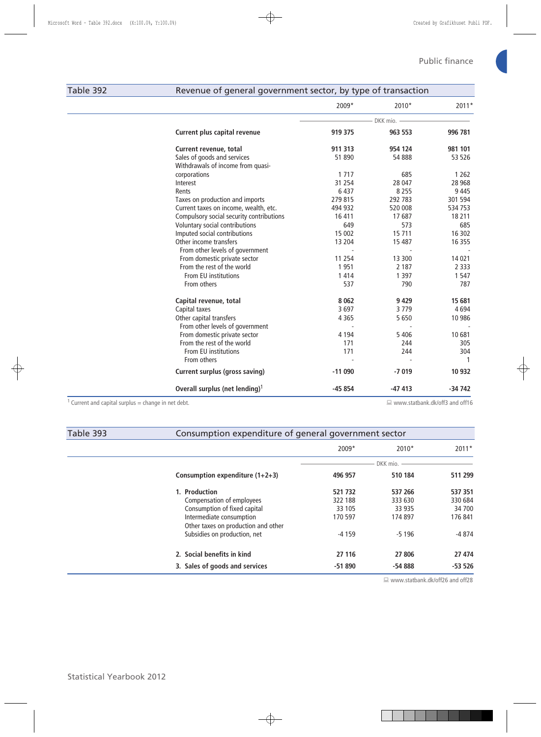## Table 392 Revenue of general government sector, by type of transaction

| | 2009* | 2010* | 2011* |
|---|---|---|---|
| | DKK mio. | | |
| **Current plus capital revenue** | **919 375** | **963 553** | **996 781** |
| **Current revenue, total** | **911 313** | **954 124** | **981 101** |
| Sales of goods and services | 51 890 | 54 888 | 53 526 |
| Withdrawals of income from quasi-corporations | 1 717 | 685 | 1 262 |
| Interest | 31 254 | 28 047 | 28 968 |
| Rents | 6 437 | 8 255 | 9 445 |
| Taxes on production and imports | 279 815 | 292 783 | 301 594 |
| Current taxes on income, wealth, etc. | 494 932 | 520 008 | 534 753 |
| Compulsory social security contributions | 16 411 | 17 687 | 18 211 |
| Voluntary social contributions | 649 | 573 | 685 |
| Imputed social contributions | 15 002 | 15 711 | 16 302 |
| Other income transfers | 13 204 | 15 487 | 16 355 |
| From other levels of government | - | - | - |
| From domestic private sector | 11 254 | 13 300 | 14 021 |
| From the rest of the world | 1 951 | 2 187 | 2 333 |
| From EU institutions | 1 414 | 1 397 | 1 547 |
| From others | 537 | 790 | 787 |
| **Capital revenue, total** | **8 062** | **9 429** | **15 681** |
| Capital taxes | 3 697 | 3 779 | 4 694 |
| Other capital transfers | 4 365 | 5 650 | 10 986 |
| From other levels of government | - | - | - |
| From domestic private sector | 4 194 | 5 406 | 10 681 |
| From the rest of the world | 171 | 244 | 305 |
| From EU institutions | 171 | 244 | 304 |
| From others | - | - | 1 |
| **Current surplus (gross saving)** | **-11 090** | **-7 019** | **10 932** |
| **Overall surplus (net lending)**[1] | **-45 854** | **-47 413** | **-34 742** |

[1] Current and capital surplus = change in net debt.

www.statbank.dk/off3 and off16

## Table 393 Consumption expenditure of general government sector

| | 2009* | 2010* | 2011* |
|---|---|---|---|
| | DKK mio. | | |
| **Consumption expenditure (1+2+3)** | **496 957** | **510 184** | **511 299** |
| **1. Production** | **521 732** | **537 266** | **537 351** |
| Compensation of employees | 322 188 | 333 630 | 330 684 |
| Consumption of fixed capital | 33 105 | 33 935 | 34 700 |
| Intermediate consumption | 170 597 | 174 897 | 176 841 |
| Other taxes on production and other Subsidies on production, net | -4 159 | -5 196 | -4 874 |
| **2. Social benefits in kind** | **27 116** | **27 806** | **27 474** |
| **3. Sales of goods and services** | **-51 890** | **-54 888** | **-53 526** |

www.statbank.dk/off26 and off28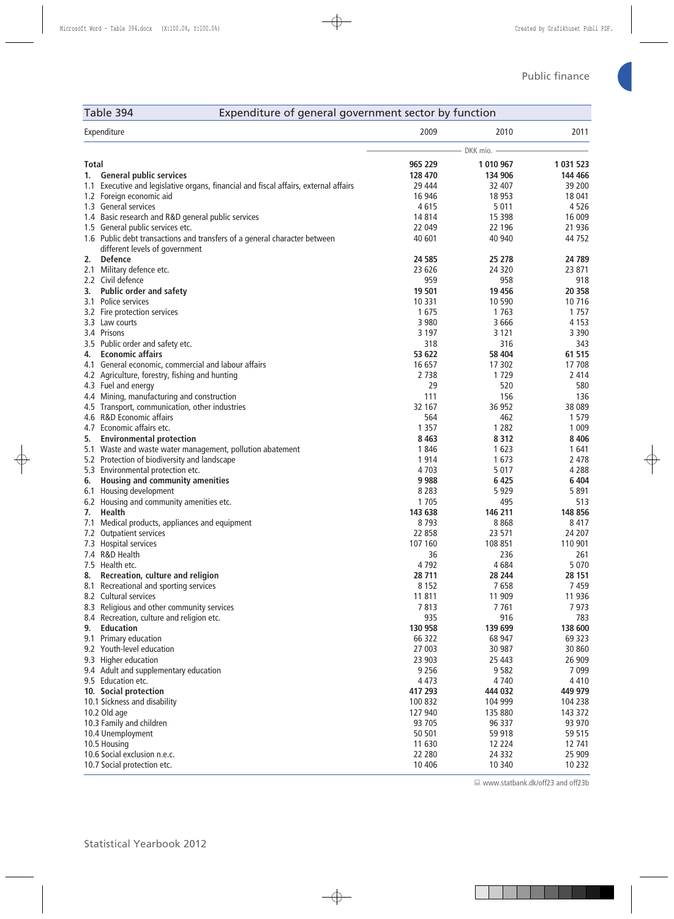## Table 394 Expenditure of general government sector by function

| Expenditure | 2009 | 2010 | 2011 |
|---|---|---|---|
| | DKK mio. | | |
| **Total** | **965 229** | **1 010 967** | **1 031 523** |
| **1. General public services** | **128 470** | **134 906** | **144 466** |
| 1.1 Executive and legislative organs, financial and fiscal affairs, external affairs | 29 444 | 32 407 | 39 200 |
| 1.2 Foreign economic aid | 16 946 | 18 953 | 18 041 |
| 1.3 General services | 4 615 | 5 011 | 4 526 |
| 1.4 Basic research and R&D general public services | 14 814 | 15 398 | 16 009 |
| 1.5 General public services etc. | 22 049 | 22 196 | 21 936 |
| 1.6 Public debt transactions and transfers of a general character between different levels of government | 40 601 | 40 940 | 44 752 |
| **2. Defence** | **24 585** | **25 278** | **24 789** |
| 2.1 Military defence etc. | 23 626 | 24 320 | 23 871 |
| 2.2 Civil defence | 959 | 958 | 918 |
| **3. Public order and safety** | **19 501** | **19 456** | **20 358** |
| 3.1 Police services | 10 331 | 10 590 | 10 716 |
| 3.2 Fire protection services | 1 675 | 1 763 | 1 757 |
| 3.3 Law courts | 3 980 | 3 666 | 4 153 |
| 3.4 Prisons | 3 197 | 3 121 | 3 390 |
| 3.5 Public order and safety etc. | 318 | 316 | 343 |
| **4. Economic affairs** | **53 622** | **58 404** | **61 515** |
| 4.1 General economic, commercial and labour affairs | 16 657 | 17 302 | 17 708 |
| 4.2 Agriculture, forestry, fishing and hunting | 2 738 | 1 729 | 2 414 |
| 4.3 Fuel and energy | 29 | 520 | 580 |
| 4.4 Mining, manufacturing and construction | 111 | 156 | 136 |
| 4.5 Transport, communication, other industries | 32 167 | 36 952 | 38 089 |
| 4.6 R&D Economic affairs | 564 | 462 | 1 579 |
| 4.7 Economic affairs etc. | 1 357 | 1 282 | 1 009 |
| **5. Environmental protection** | **8 463** | **8 312** | **8 406** |
| 5.1 Waste and waste water management, pollution abatement | 1 846 | 1 623 | 1 641 |
| 5.2 Protection of biodiversity and landscape | 1 914 | 1 673 | 2 478 |
| 5.3 Environmental protection etc. | 4 703 | 5 017 | 4 288 |
| **6. Housing and community amenities** | **9 988** | **6 425** | **6 404** |
| 6.1 Housing development | 8 283 | 5 929 | 5 891 |
| 6.2 Housing and community amenities etc. | 1 705 | 495 | 513 |
| **7. Health** | **143 638** | **146 211** | **148 856** |
| 7.1 Medical products, appliances and equipment | 8 793 | 8 868 | 8 417 |
| 7.2 Outpatient services | 22 858 | 23 571 | 24 207 |
| 7.3 Hospital services | 107 160 | 108 851 | 110 901 |
| 7.4 R&D Health | 36 | 236 | 261 |
| 7.5 Health etc. | 4 792 | 4 684 | 5 070 |
| **8. Recreation, culture and religion** | **28 711** | **28 244** | **28 151** |
| 8.1 Recreational and sporting services | 8 152 | 7 658 | 7 459 |
| 8.2 Cultural services | 11 811 | 11 909 | 11 936 |
| 8.3 Religious and other community services | 7 813 | 7 761 | 7 973 |
| 8.4 Recreation, culture and religion etc. | 935 | 916 | 783 |
| **9. Education** | **130 958** | **139 699** | **138 600** |
| 9.1 Primary education | 66 322 | 68 947 | 69 323 |
| 9.2 Youth-level education | 27 003 | 30 987 | 30 860 |
| 9.3 Higher education | 23 903 | 25 443 | 26 909 |
| 9.4 Adult and supplementary education | 9 256 | 9 582 | 7 099 |
| 9.5 Education etc. | 4 473 | 4 740 | 4 410 |
| **10. Social protection** | **417 293** | **444 032** | **449 979** |
| 10.1 Sickness and disability | 100 832 | 104 999 | 104 238 |
| 10.2 Old age | 127 940 | 135 880 | 143 372 |
| 10.3 Family and children | 93 705 | 96 337 | 93 970 |
| 10.4 Unemployment | 50 501 | 59 918 | 59 515 |
| 10.5 Housing | 11 630 | 12 224 | 12 741 |
| 10.6 Social exclusion n.e.c. | 22 280 | 24 332 | 25 909 |
| 10.7 Social protection etc. | 10 406 | 10 340 | 10 232 |

www.statbank.dk/off23 and off23b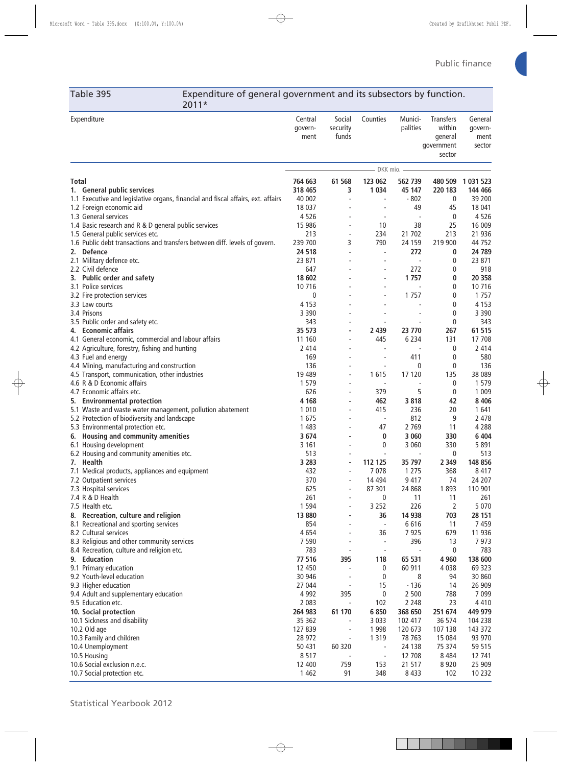## Table 395 Expenditure of general government and its subsectors by function. 2011*

| Expenditure | Central government | Social security funds | Counties | Municipalities | Transfers within general government sector | General government sector |
|---|---|---|---|---|---|---|
| | DKK mio. | | | | | |
| **Total** | **764 663** | **61 568** | **123 062** | **562 739** | **480 509** | **1 031 523** |
| **1. General public services** | **318 465** | **3** | **1 034** | **45 147** | **220 183** | **144 466** |
| 1.1 Executive and legislative organs, financial and fiscal affairs, ext. affairs | 40 002 | - | - | - 802 | 0 | 39 200 |
| 1.2 Foreign economic aid | 18 037 | - | - | 49 | 45 | 18 041 |
| 1.3 General services | 4 526 | - | - | - | 0 | 4 526 |
| 1.4 Basic research and R & D general public services | 15 986 | - | 10 | 38 | 25 | 16 009 |
| 1.5 General public services etc. | 213 | - | 234 | 21 702 | 213 | 21 936 |
| 1.6 Public debt transactions and transfers between diff. levels of govern. | 239 700 | 3 | 790 | 24 159 | 219 900 | 44 752 |
| **2. Defence** | **24 518** | **-** | **-** | **272** | **0** | **24 789** |
| 2.1 Military defence etc. | 23 871 | - | - | - | 0 | 23 871 |
| 2.2 Civil defence | 647 | - | - | 272 | 0 | 918 |
| **3. Public order and safety** | **18 602** | **-** | **-** | **1 757** | **0** | **20 358** |
| 3.1 Police services | 10 716 | - | - | - | 0 | 10 716 |
| 3.2 Fire protection services | 0 | - | - | 1 757 | 0 | 1 757 |
| 3.3 Law courts | 4 153 | - | - | - | 0 | 4 153 |
| 3.4 Prisons | 3 390 | - | - | - | 0 | 3 390 |
| 3.5 Public order and safety etc. | 343 | - | - | - | 0 | 343 |
| **4. Economic affairs** | **35 573** | **-** | **2 439** | **23 770** | **267** | **61 515** |
| 4.1 General economic, commercial and labour affairs | 11 160 | - | 445 | 6 234 | 131 | 17 708 |
| 4.2 Agriculture, forestry, fishing and hunting | 2 414 | - | - | - | 0 | 2 414 |
| 4.3 Fuel and energy | 169 | - | - | 411 | 0 | 580 |
| 4.4 Mining, manufacturing and construction | 136 | - | - | 0 | 0 | 136 |
| 4.5 Transport, communication, other industries | 19 489 | - | 1 615 | 17 120 | 135 | 38 089 |
| 4.6 R & D Economic affairs | 1 579 | - | - | - | 0 | 1 579 |
| 4.7 Economic affairs etc. | 626 | - | 379 | 5 | 0 | 1 009 |
| **5. Environmental protection** | **4 168** | **-** | **462** | **3 818** | **42** | **8 406** |
| 5.1 Waste and waste water management, pollution abatement | 1 010 | - | 415 | 236 | 20 | 1 641 |
| 5.2 Protection of biodiversity and landscape | 1 675 | - | - | 812 | 9 | 2 478 |
| 5.3 Environmental protection etc. | 1 483 | - | 47 | 2 769 | 11 | 4 288 |
| **6. Housing and community amenities** | **3 674** | **-** | **0** | **3 060** | **330** | **6 404** |
| 6.1 Housing development | 3 161 | - | 0 | 3 060 | 330 | 5 891 |
| 6.2 Housing and community amenities etc. | 513 | - | - | - | 0 | 513 |
| **7. Health** | **3 283** | **-** | **112 125** | **35 797** | **2 349** | **148 856** |
| 7.1 Medical products, appliances and equipment | 432 | - | 7 078 | 1 275 | 368 | 8 417 |
| 7.2 Outpatient services | 370 | - | 14 494 | 9 417 | 74 | 24 207 |
| 7.3 Hospital services | 625 | - | 87 301 | 24 868 | 1 893 | 110 901 |
| 7.4 R & D Health | 261 | - | 0 | 11 | 11 | 261 |
| 7.5 Health etc. | 1 594 | - | 3 252 | 226 | 2 | 5 070 |
| **8. Recreation, culture and religion** | **13 880** | **-** | **36** | **14 938** | **703** | **28 151** |
| 8.1 Recreational and sporting services | 854 | - | - | 6 616 | 11 | 7 459 |
| 8.2 Cultural services | 4 654 | - | 36 | 7 925 | 679 | 11 936 |
| 8.3 Religious and other community services | 7 590 | - | - | 396 | 13 | 7 973 |
| 8.4 Recreation, culture and religion etc. | 783 | - | - | - | 0 | 783 |
| **9. Education** | **77 516** | **395** | **118** | **65 531** | **4 960** | **138 600** |
| 9.1 Primary education | 12 450 | - | 0 | 60 911 | 4 038 | 69 323 |
| 9.2 Youth-level education | 30 946 | - | 0 | 8 | 94 | 30 860 |
| 9.3 Higher education | 27 044 | - | 15 | - 136 | 14 | 26 909 |
| 9.4 Adult and supplementary education | 4 992 | 395 | 0 | 2 500 | 788 | 7 099 |
| 9.5 Education etc. | 2 083 | - | 102 | 2 248 | 23 | 4 410 |
| **10. Social protection** | **264 983** | **61 170** | **6 850** | **368 650** | **251 674** | **449 979** |
| 10.1 Sickness and disability | 35 362 | - | 3 033 | 102 417 | 36 574 | 104 238 |
| 10.2 Old age | 127 839 | - | 1 998 | 120 673 | 107 138 | 143 372 |
| 10.3 Family and children | 28 972 | - | 1 319 | 78 763 | 15 084 | 93 970 |
| 10.4 Unemployment | 50 431 | 60 320 | - | 24 138 | 75 374 | 59 515 |
| 10.5 Housing | 8 517 | - | - | 12 708 | 8 484 | 12 741 |
| 10.6 Social exclusion n.e.c. | 12 400 | 759 | 153 | 21 517 | 8 920 | 25 909 |
| 10.7 Social protection etc. | 1 462 | 91 | 348 | 8 433 | 102 | 10 232 |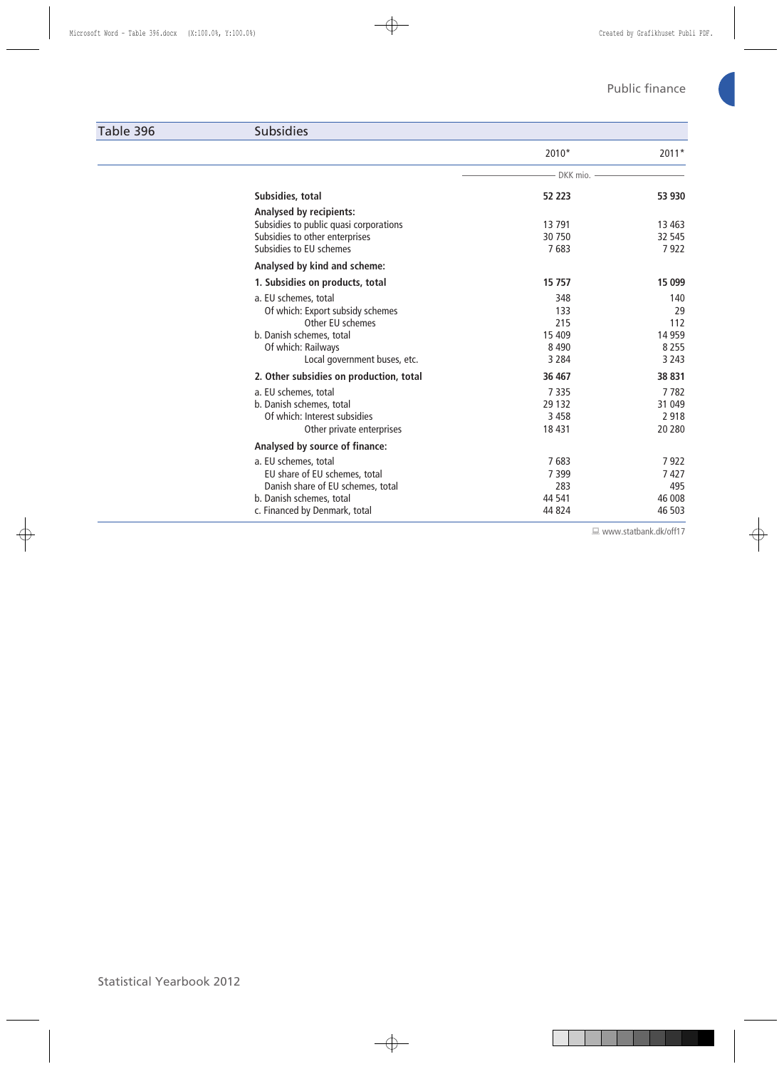## Table 396 Subsidies

| | 2010* | 2011* |
|---|---|---|
| | DKK mio. | |
| **Subsidies, total** | **52 223** | **53 930** |
| **Analysed by recipients:** | | |
| Subsidies to public quasi corporations | 13 791 | 13 463 |
| Subsidies to other enterprises | 30 750 | 32 545 |
| Subsidies to EU schemes | 7 683 | 7 922 |
| **Analysed by kind and scheme:** | | |
| **1. Subsidies on products, total** | **15 757** | **15 099** |
| a. EU schemes, total | 348 | 140 |
| Of which: Export subsidy schemes | 133 | 29 |
| Other EU schemes | 215 | 112 |
| b. Danish schemes, total | 15 409 | 14 959 |
| Of which: Railways | 8 490 | 8 255 |
| Local government buses, etc. | 3 284 | 3 243 |
| **2. Other subsidies on production, total** | **36 467** | **38 831** |
| a. EU schemes, total | 7 335 | 7 782 |
| b. Danish schemes, total | 29 132 | 31 049 |
| Of which: Interest subsidies | 3 458 | 2 918 |
| Other private enterprises | 18 431 | 20 280 |
| **Analysed by source of finance:** | | |
| a. EU schemes, total | 7 683 | 7 922 |
| EU share of EU schemes, total | 7 399 | 7 427 |
| Danish share of EU schemes, total | 283 | 495 |
| b. Danish schemes, total | 44 541 | 46 008 |
| c. Financed by Denmark, total | 44 824 | 46 503 |

www.statbank.dk/off17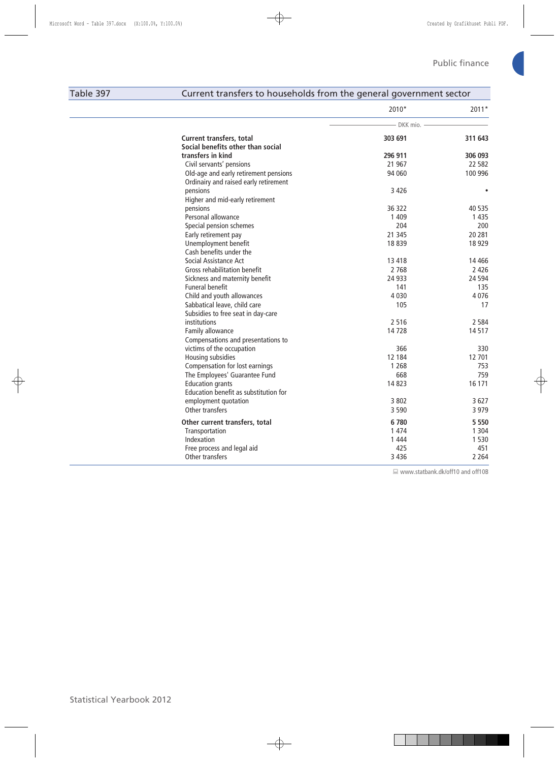## Table 397 Current transfers to households from the general government sector

| | 2010* | 2011* |
|---|---|---|
| | DKK mio. | |
| **Current transfers, total** | **303 691** | **311 643** |
| **Social benefits other than social transfers in kind** | **296 911** | **306 093** |
| Civil servants' pensions | 21 967 | 22 582 |
| Old-age and early retirement pensions | 94 060 | 100 996 |
| Ordinairy and raised early retirement pensions | 3 426 | • |
| Higher and mid-early retirement pensions | 36 322 | 40 535 |
| Personal allowance | 1 409 | 1 435 |
| Special pension schemes | 204 | 200 |
| Early retirement pay | 21 345 | 20 281 |
| Unemployment benefit | 18 839 | 18 929 |
| Cash benefits under the Social Assistance Act | 13 418 | 14 466 |
| Gross rehabilitation benefit | 2 768 | 2 426 |
| Sickness and maternity benefit | 24 933 | 24 594 |
| Funeral benefit | 141 | 135 |
| Child and youth allowances | 4 030 | 4 076 |
| Sabbatical leave, child care | 105 | 17 |
| Subsidies to free seat in day-care institutions | 2 516 | 2 584 |
| Family allowance | 14 728 | 14 517 |
| Compensations and presentations to victims of the occupation | 366 | 330 |
| Housing subsidies | 12 184 | 12 701 |
| Compensation for lost earnings | 1 268 | 753 |
| The Employees' Guarantee Fund | 668 | 759 |
| Education grants | 14 823 | 16 171 |
| Education benefit as substitution for employment quotation | 3 802 | 3 627 |
| Other transfers | 3 590 | 3 979 |
| **Other current transfers, total** | **6 780** | **5 550** |
| Transportation | 1 474 | 1 304 |
| Indexation | 1 444 | 1 530 |
| Free process and legal aid | 425 | 451 |
| Other transfers | 3 436 | 2 264 |

www.statbank.dk/off10 and off10B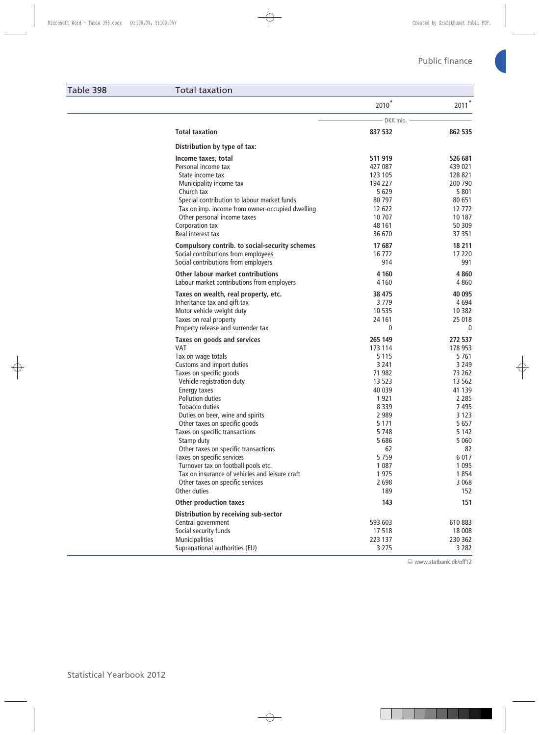## Table 398 Total taxation

| | 2010* | 2011* |
|---|---|---|
| | DKK mio. | |
| **Total taxation** | **837 532** | **862 535** |
| **Distribution by type of tax:** | | |
| **Income taxes, total** | **511 919** | **526 681** |
| Personal income tax | 427 087 | 439 021 |
| State income tax | 123 105 | 128 821 |
| Municipality income tax | 194 227 | 200 790 |
| Church tax | 5 629 | 5 801 |
| Special contribution to labour market funds | 80 797 | 80 651 |
| Tax on imp. income from owner-occupied dwelling | 12 622 | 12 772 |
| Other personal income taxes | 10 707 | 10 187 |
| Corporation tax | 48 161 | 50 309 |
| Real interest tax | 36 670 | 37 351 |
| **Compulsory contrib. to social-security schemes** | **17 687** | **18 211** |
| Social contributions from employees | 16 772 | 17 220 |
| Social contributions from employers | 914 | 991 |
| **Other labour market contributions** | **4 160** | **4 860** |
| Labour market contributions from employers | 4 160 | 4 860 |
| **Taxes on wealth, real property, etc.** | **38 475** | **40 095** |
| Inheritance tax and gift tax | 3 779 | 4 694 |
| Motor vehicle weight duty | 10 535 | 10 382 |
| Taxes on real property | 24 161 | 25 018 |
| Property release and surrender tax | 0 | 0 |
| **Taxes on goods and services** | **265 149** | **272 537** |
| VAT | 173 114 | 178 953 |
| Tax on wage totals | 5 115 | 5 761 |
| Customs and import duties | 3 241 | 3 249 |
| Taxes on specific goods | 71 982 | 73 262 |
| Vehicle registration duty | 13 523 | 13 562 |
| Energy taxes | 40 039 | 41 139 |
| Pollution duties | 1 921 | 2 285 |
| Tobacco duties | 8 339 | 7 495 |
| Duties on beer, wine and spirits | 2 989 | 3 123 |
| Other taxes on specific goods | 5 171 | 5 657 |
| Taxes on specific transactions | 5 748 | 5 142 |
| Stamp duty | 5 686 | 5 060 |
| Other taxes on specific transactions | 62 | 82 |
| Taxes on specific services | 5 759 | 6 017 |
| Turnover tax on football pools etc. | 1 087 | 1 095 |
| Tax on insurance of vehicles and leisure craft | 1 975 | 1 854 |
| Other taxes on specific services | 2 698 | 3 068 |
| Other duties | 189 | 152 |
| **Other production taxes** | **143** | **151** |
| **Distribution by receiving sub-sector** | | |
| Central government | 593 603 | 610 883 |
| Social security funds | 17 518 | 18 008 |
| Municipalities | 223 137 | 230 362 |
| Supranational authorities (EU) | 3 275 | 3 282 |

www.statbank.dk/off12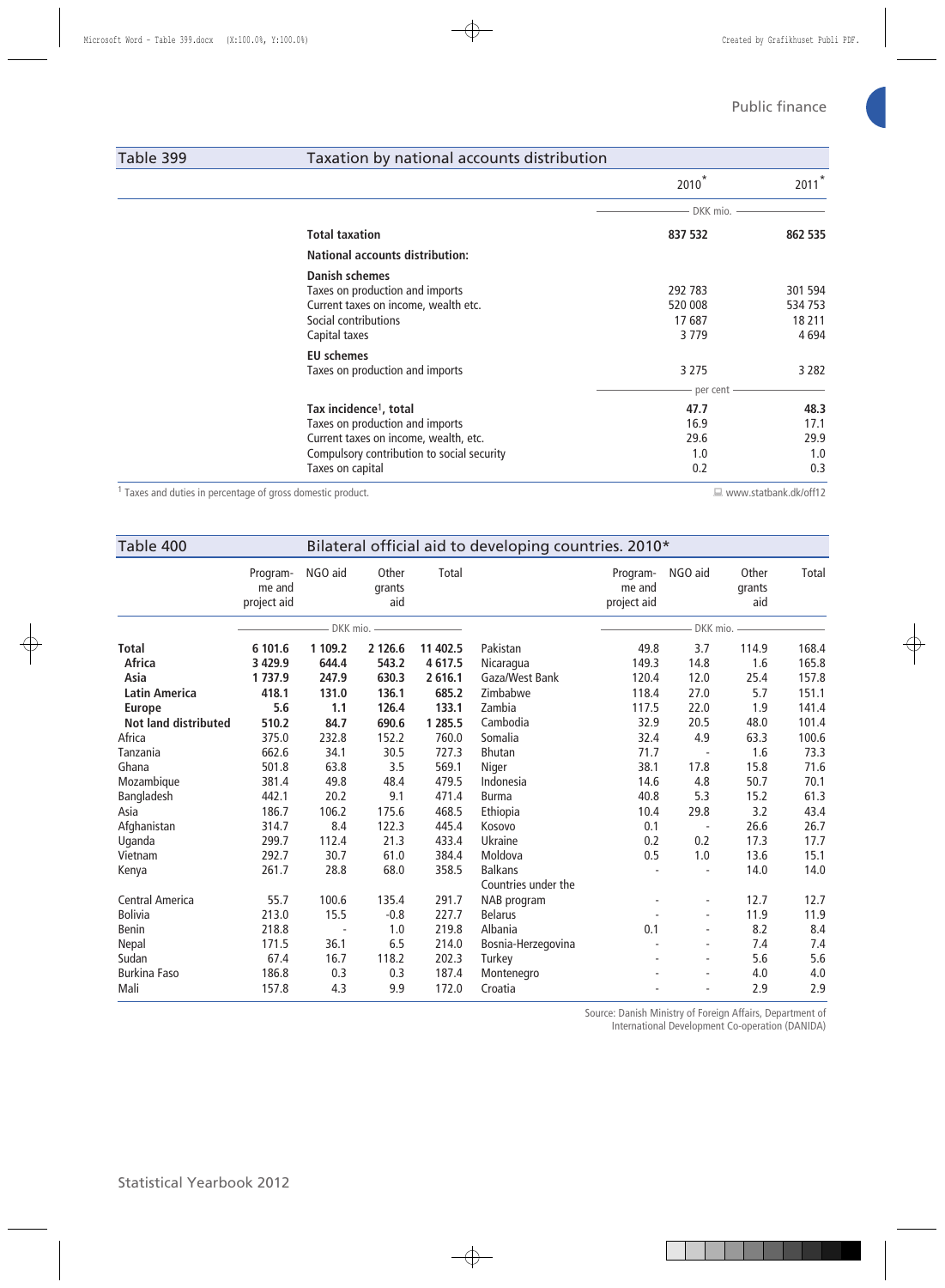## Table 399 Taxation by national accounts distribution

| | 2010* | 2011* |
|---|---|---|
| | DKK mio. | |
| **Total taxation** | **837 532** | **862 535** |
| **National accounts distribution:** | | |
| **Danish schemes** | | |
| Taxes on production and imports | 292 783 | 301 594 |
| Current taxes on income, wealth etc. | 520 008 | 534 753 |
| Social contributions | 17 687 | 18 211 |
| Capital taxes | 3 779 | 4 694 |
| **EU schemes** | | |
| Taxes on production and imports | 3 275 | 3 282 |
| | per cent | |
| **Tax incidence[1], total** | **47.7** | **48.3** |
| Taxes on production and imports | 16.9 | 17.1 |
| Current taxes on income, wealth, etc. | 29.6 | 29.9 |
| Compulsory contribution to social security | 1.0 | 1.0 |
| Taxes on capital | 0.2 | 0.3 |

[1] Taxes and duties in percentage of gross domestic product.

www.statbank.dk/off12

## Table 400 Bilateral official aid to developing countries. 2010*

| | Programme and project aid | NGO aid | Other grants aid | Total |
|---|---|---|---|---|
| | DKK mio. | | | |
| **Total** | **6 101.6** | **1 109.2** | **2 126.6** | **11 402.5** |
| **Africa** | **3 429.9** | **644.4** | **543.2** | **4 617.5** |
| **Asia** | **1 737.9** | **247.9** | **630.3** | **2 616.1** |
| **Latin America** | **418.1** | **131.0** | **136.1** | **685.2** |
| **Europe** | **5.6** | **1.1** | **126.4** | **133.1** |
| **Not land distributed** | **510.2** | **84.7** | **690.6** | **1 285.5** |
| Africa | 375.0 | 232.8 | 152.2 | 760.0 |
| Tanzania | 662.6 | 34.1 | 30.5 | 727.3 |
| Ghana | 501.8 | 63.8 | 3.5 | 569.1 |
| Mozambique | 381.4 | 49.8 | 48.4 | 479.5 |
| Bangladesh | 442.1 | 20.2 | 9.1 | 471.4 |
| Asia | 186.7 | 106.2 | 175.6 | 468.5 |
| Afghanistan | 314.7 | 8.4 | 122.3 | 445.4 |
| Uganda | 299.7 | 112.4 | 21.3 | 433.4 |
| Vietnam | 292.7 | 30.7 | 61.0 | 384.4 |
| Kenya | 261.7 | 28.8 | 68.0 | 358.5 |
| Central America | 55.7 | 100.6 | 135.4 | 291.7 |
| Bolivia | 213.0 | 15.5 | -0.8 | 227.7 |
| Benin | 218.8 | - | 1.0 | 219.8 |
| Nepal | 171.5 | 36.1 | 6.5 | 214.0 |
| Sudan | 67.4 | 16.7 | 118.2 | 202.3 |
| Burkina Faso | 186.8 | 0.3 | 0.3 | 187.4 |
| Mali | 157.8 | 4.3 | 9.9 | 172.0 |
| Pakistan | 49.8 | 3.7 | 114.9 | 168.4 |
| Nicaragua | 149.3 | 14.8 | 1.6 | 165.8 |
| Gaza/West Bank | 120.4 | 12.0 | 25.4 | 157.8 |
| Zimbabwe | 118.4 | 27.0 | 5.7 | 151.1 |
| Zambia | 117.5 | 22.0 | 1.9 | 141.4 |
| Cambodia | 32.9 | 20.5 | 48.0 | 101.4 |
| Somalia | 32.4 | 4.9 | 63.3 | 100.6 |
| Bhutan | 71.7 | - | 1.6 | 73.3 |
| Niger | 38.1 | 17.8 | 15.8 | 71.6 |
| Indonesia | 14.6 | 4.8 | 50.7 | 70.1 |
| Burma | 40.8 | 5.3 | 15.2 | 61.3 |
| Ethiopia | 10.4 | 29.8 | 3.2 | 43.4 |
| Kosovo | 0.1 | - | 26.6 | 26.7 |
| Ukraine | 0.2 | 0.2 | 17.3 | 17.7 |
| Moldova | 0.5 | 1.0 | 13.6 | 15.1 |
| Balkans | - | - | 14.0 | 14.0 |
| Countries under the NAB program | - | - | 12.7 | 12.7 |
| Belarus | - | - | 11.9 | 11.9 |
| Albania | 0.1 | - | 8.2 | 8.4 |
| Bosnia-Herzegovina | - | - | 7.4 | 7.4 |
| Turkey | - | - | 5.6 | 5.6 |
| Montenegro | - | - | 4.0 | 4.0 |
| Croatia | - | - | 2.9 | 2.9 |

Source: Danish Ministry of Foreign Affairs, Department of International Development Co-operation (DANIDA)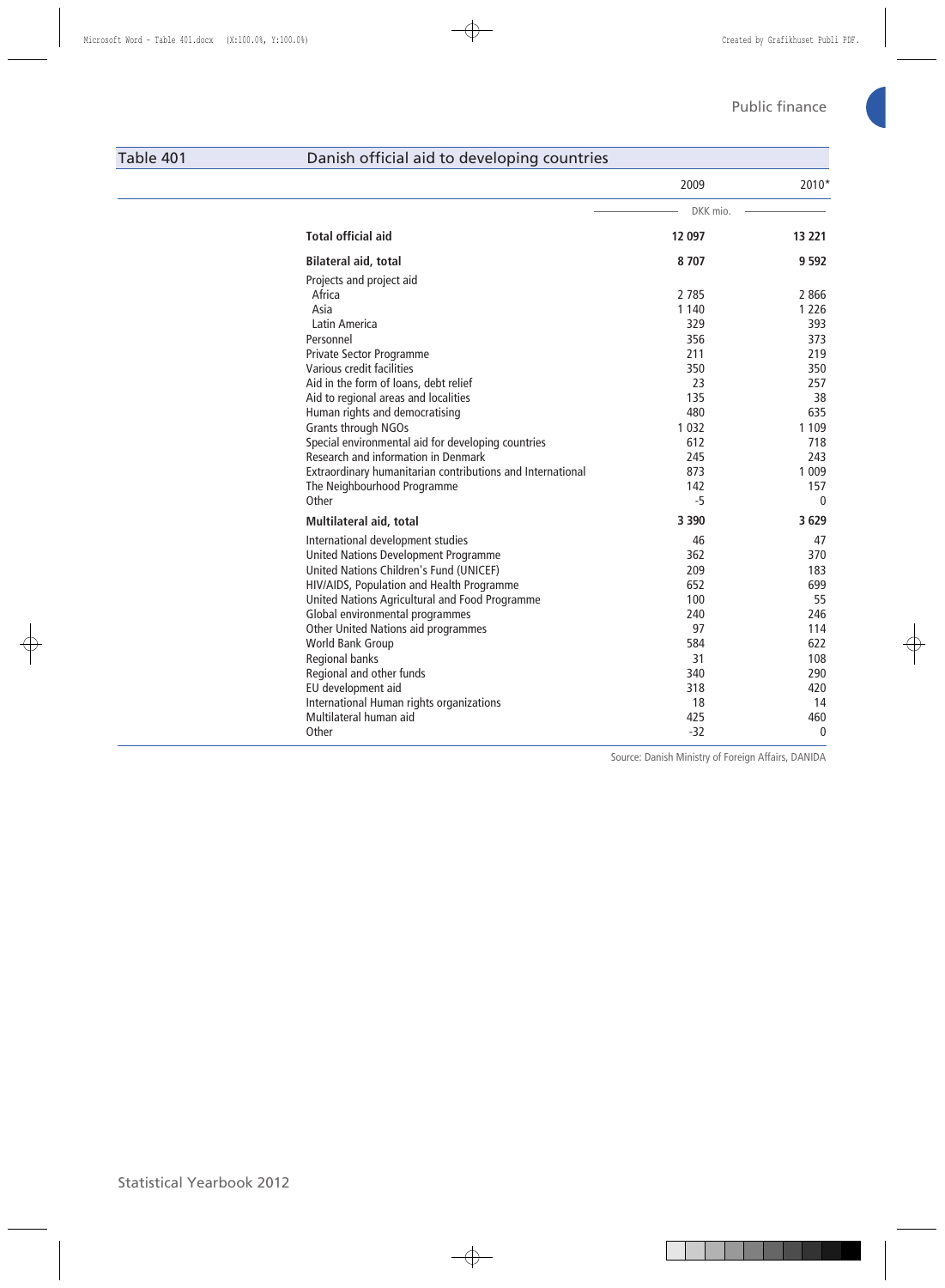## Table 401 Danish official aid to developing countries

| | 2009 | 2010* |
|---|---|---|
| | DKK mio. | |
| **Total official aid** | **12 097** | **13 221** |
| **Bilateral aid, total** | **8 707** | **9 592** |
| Projects and project aid | | |
| Africa | 2 785 | 2 866 |
| Asia | 1 140 | 1 226 |
| Latin America | 329 | 393 |
| Personnel | 356 | 373 |
| Private Sector Programme | 211 | 219 |
| Various credit facilities | 350 | 350 |
| Aid in the form of loans, debt relief | 23 | 257 |
| Aid to regional areas and localities | 135 | 38 |
| Human rights and democratising | 480 | 635 |
| Grants through NGOs | 1 032 | 1 109 |
| Special environmental aid for developing countries | 612 | 718 |
| Research and information in Denmark | 245 | 243 |
| Extraordinary humanitarian contributions and International | 873 | 1 009 |
| The Neighbourhood Programme | 142 | 157 |
| Other | -5 | 0 |
| **Multilateral aid, total** | **3 390** | **3 629** |
| International development studies | 46 | 47 |
| United Nations Development Programme | 362 | 370 |
| United Nations Children's Fund (UNICEF) | 209 | 183 |
| HIV/AIDS, Population and Health Programme | 652 | 699 |
| United Nations Agricultural and Food Programme | 100 | 55 |
| Global environmental programmes | 240 | 246 |
| Other United Nations aid programmes | 97 | 114 |
| World Bank Group | 584 | 622 |
| Regional banks | 31 | 108 |
| Regional and other funds | 340 | 290 |
| EU development aid | 318 | 420 |
| International Human rights organizations | 18 | 14 |
| Multilateral human aid | 425 | 460 |
| Other | -32 | 0 |

Source: Danish Ministry of Foreign Affairs, DANIDA